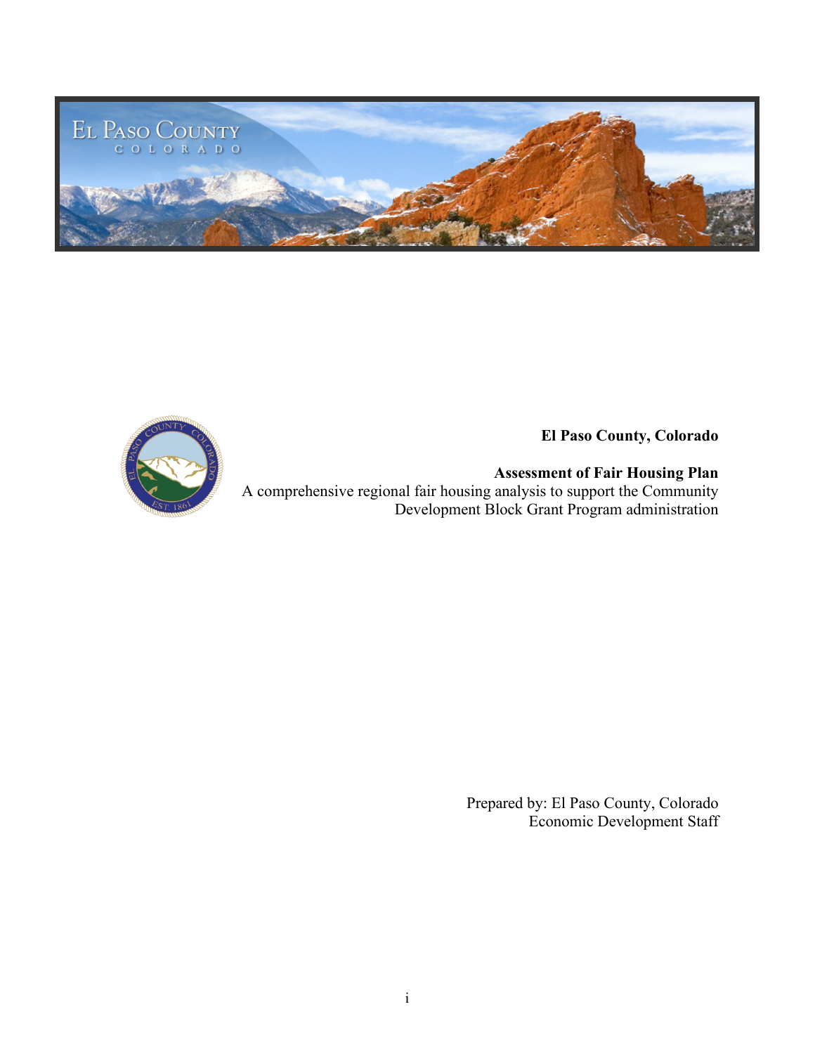**El Paso County, Colorado**

**Assessment of Fair Housing Plan**

A comprehensive regional fair housing analysis to support the Community Development Block Grant Program administration

Prepared by: El Paso County, Colorado
Economic Development Staff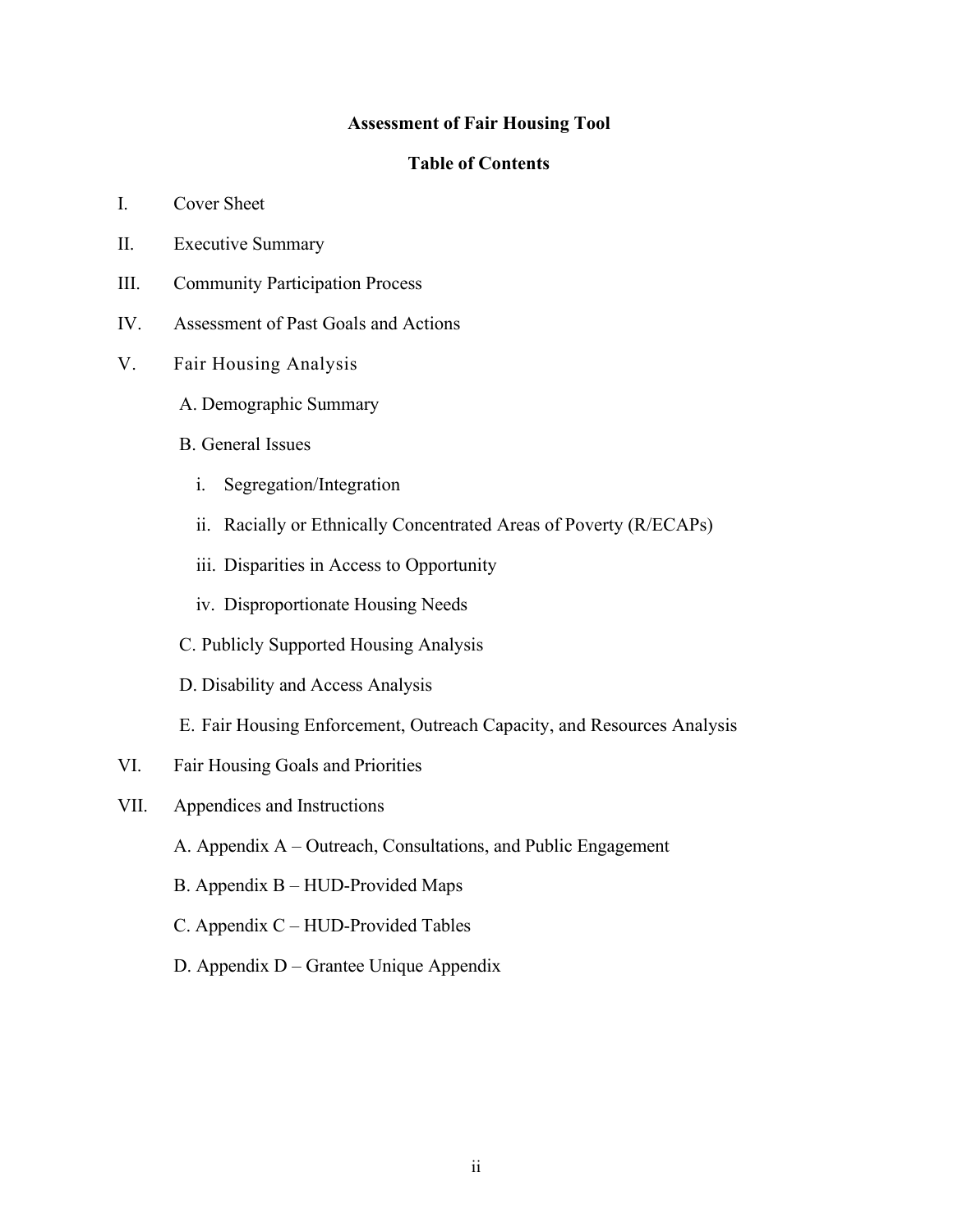**Assessment of Fair Housing Tool**

**Table of Contents**

I. Cover Sheet

II. Executive Summary

III. Community Participation Process

IV. Assessment of Past Goals and Actions

V. Fair Housing Analysis

  A. Demographic Summary

  B. General Issues

    i. Segregation/Integration

    ii. Racially or Ethnically Concentrated Areas of Poverty (R/ECAPs)

    iii. Disparities in Access to Opportunity

    iv. Disproportionate Housing Needs

  C. Publicly Supported Housing Analysis

  D. Disability and Access Analysis

  E. Fair Housing Enforcement, Outreach Capacity, and Resources Analysis

VI. Fair Housing Goals and Priorities

VII. Appendices and Instructions

  A. Appendix A – Outreach, Consultations, and Public Engagement

  B. Appendix B – HUD-Provided Maps

  C. Appendix C – HUD-Provided Tables

  D. Appendix D – Grantee Unique Appendix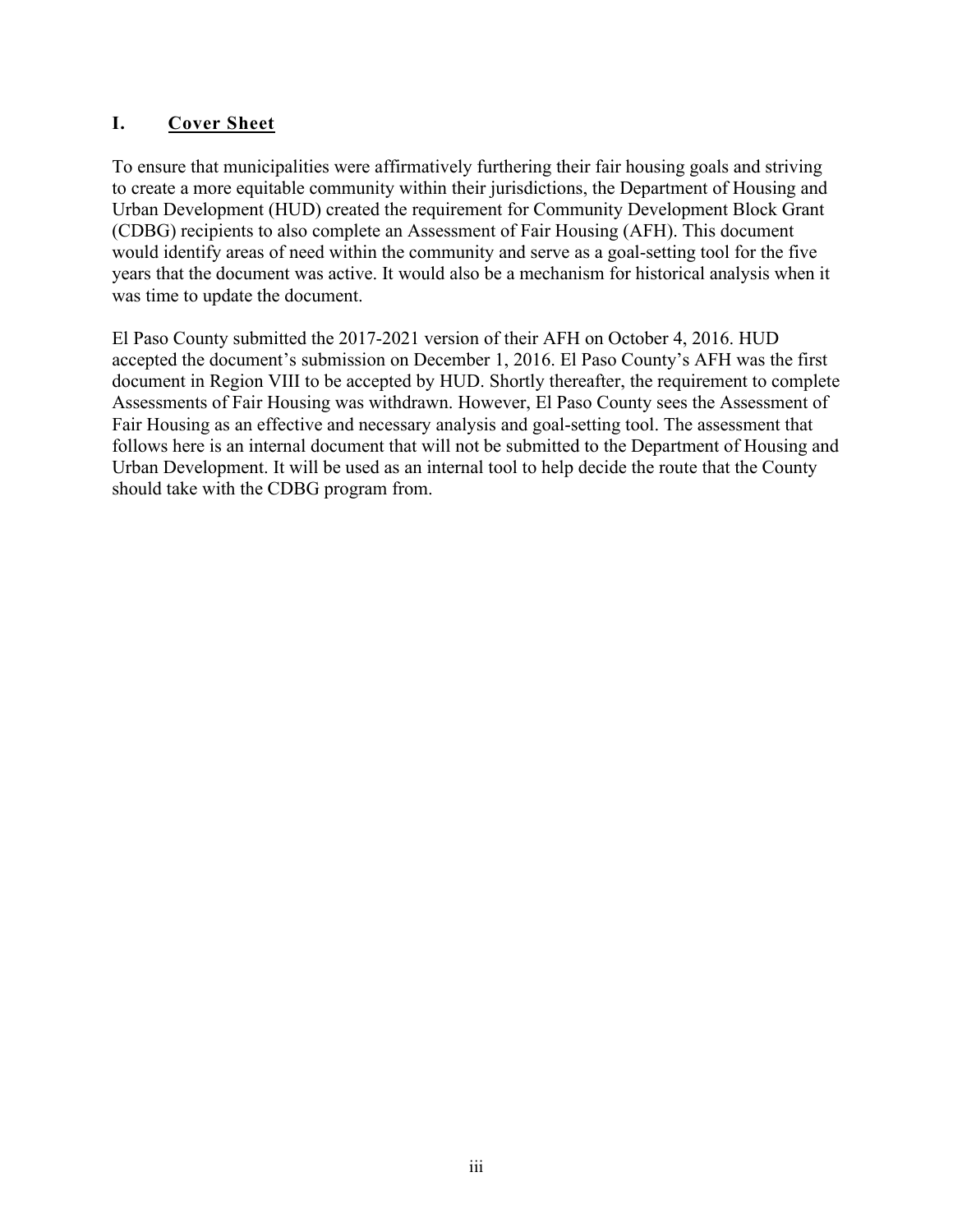# I. Cover Sheet

To ensure that municipalities were affirmatively furthering their fair housing goals and striving to create a more equitable community within their jurisdictions, the Department of Housing and Urban Development (HUD) created the requirement for Community Development Block Grant (CDBG) recipients to also complete an Assessment of Fair Housing (AFH). This document would identify areas of need within the community and serve as a goal-setting tool for the five years that the document was active. It would also be a mechanism for historical analysis when it was time to update the document.

El Paso County submitted the 2017-2021 version of their AFH on October 4, 2016. HUD accepted the document's submission on December 1, 2016. El Paso County's AFH was the first document in Region VIII to be accepted by HUD. Shortly thereafter, the requirement to complete Assessments of Fair Housing was withdrawn. However, El Paso County sees the Assessment of Fair Housing as an effective and necessary analysis and goal-setting tool. The assessment that follows here is an internal document that will not be submitted to the Department of Housing and Urban Development. It will be used as an internal tool to help decide the route that the County should take with the CDBG program from.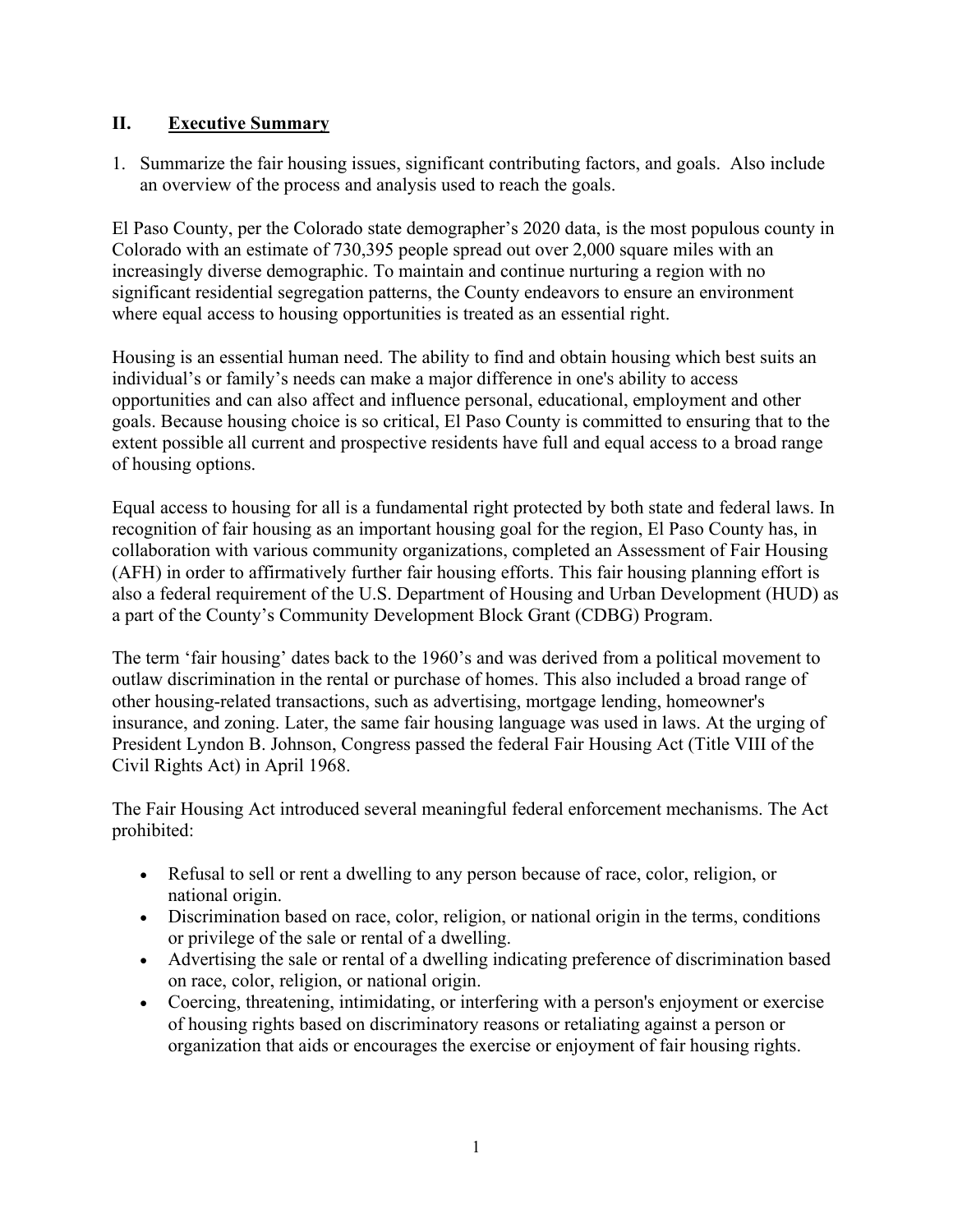## II. **Executive Summary**

1. Summarize the fair housing issues, significant contributing factors, and goals. Also include an overview of the process and analysis used to reach the goals.

El Paso County, per the Colorado state demographer's 2020 data, is the most populous county in Colorado with an estimate of 730,395 people spread out over 2,000 square miles with an increasingly diverse demographic. To maintain and continue nurturing a region with no significant residential segregation patterns, the County endeavors to ensure an environment where equal access to housing opportunities is treated as an essential right.

Housing is an essential human need. The ability to find and obtain housing which best suits an individual's or family's needs can make a major difference in one's ability to access opportunities and can also affect and influence personal, educational, employment and other goals. Because housing choice is so critical, El Paso County is committed to ensuring that to the extent possible all current and prospective residents have full and equal access to a broad range of housing options.

Equal access to housing for all is a fundamental right protected by both state and federal laws. In recognition of fair housing as an important housing goal for the region, El Paso County has, in collaboration with various community organizations, completed an Assessment of Fair Housing (AFH) in order to affirmatively further fair housing efforts. This fair housing planning effort is also a federal requirement of the U.S. Department of Housing and Urban Development (HUD) as a part of the County's Community Development Block Grant (CDBG) Program.

The term 'fair housing' dates back to the 1960's and was derived from a political movement to outlaw discrimination in the rental or purchase of homes. This also included a broad range of other housing-related transactions, such as advertising, mortgage lending, homeowner's insurance, and zoning. Later, the same fair housing language was used in laws. At the urging of President Lyndon B. Johnson, Congress passed the federal Fair Housing Act (Title VIII of the Civil Rights Act) in April 1968.

The Fair Housing Act introduced several meaningful federal enforcement mechanisms. The Act prohibited:

- Refusal to sell or rent a dwelling to any person because of race, color, religion, or national origin.
- Discrimination based on race, color, religion, or national origin in the terms, conditions or privilege of the sale or rental of a dwelling.
- Advertising the sale or rental of a dwelling indicating preference of discrimination based on race, color, religion, or national origin.
- Coercing, threatening, intimidating, or interfering with a person's enjoyment or exercise of housing rights based on discriminatory reasons or retaliating against a person or organization that aids or encourages the exercise or enjoyment of fair housing rights.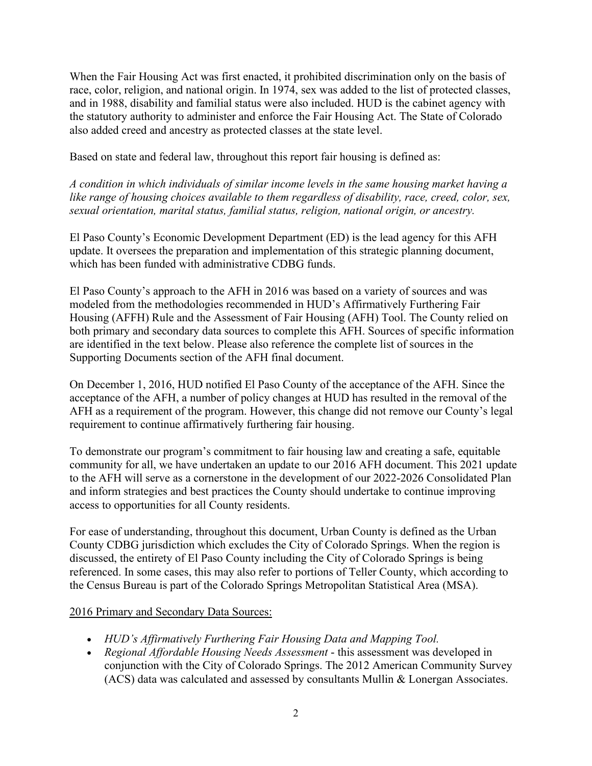When the Fair Housing Act was first enacted, it prohibited discrimination only on the basis of race, color, religion, and national origin. In 1974, sex was added to the list of protected classes, and in 1988, disability and familial status were also included. HUD is the cabinet agency with the statutory authority to administer and enforce the Fair Housing Act. The State of Colorado also added creed and ancestry as protected classes at the state level.

Based on state and federal law, throughout this report fair housing is defined as:

*A condition in which individuals of similar income levels in the same housing market having a like range of housing choices available to them regardless of disability, race, creed, color, sex, sexual orientation, marital status, familial status, religion, national origin, or ancestry.*

El Paso County's Economic Development Department (ED) is the lead agency for this AFH update. It oversees the preparation and implementation of this strategic planning document, which has been funded with administrative CDBG funds.

El Paso County's approach to the AFH in 2016 was based on a variety of sources and was modeled from the methodologies recommended in HUD's Affirmatively Furthering Fair Housing (AFFH) Rule and the Assessment of Fair Housing (AFH) Tool. The County relied on both primary and secondary data sources to complete this AFH. Sources of specific information are identified in the text below. Please also reference the complete list of sources in the Supporting Documents section of the AFH final document.

On December 1, 2016, HUD notified El Paso County of the acceptance of the AFH. Since the acceptance of the AFH, a number of policy changes at HUD has resulted in the removal of the AFH as a requirement of the program. However, this change did not remove our County's legal requirement to continue affirmatively furthering fair housing.

To demonstrate our program's commitment to fair housing law and creating a safe, equitable community for all, we have undertaken an update to our 2016 AFH document. This 2021 update to the AFH will serve as a cornerstone in the development of our 2022-2026 Consolidated Plan and inform strategies and best practices the County should undertake to continue improving access to opportunities for all County residents.

For ease of understanding, throughout this document, Urban County is defined as the Urban County CDBG jurisdiction which excludes the City of Colorado Springs. When the region is discussed, the entirety of El Paso County including the City of Colorado Springs is being referenced. In some cases, this may also refer to portions of Teller County, which according to the Census Bureau is part of the Colorado Springs Metropolitan Statistical Area (MSA).

<u>2016 Primary and Secondary Data Sources:</u>

- *HUD's Affirmatively Furthering Fair Housing Data and Mapping Tool.*
- *Regional Affordable Housing Needs Assessment* - this assessment was developed in conjunction with the City of Colorado Springs. The 2012 American Community Survey (ACS) data was calculated and assessed by consultants Mullin & Lonergan Associates.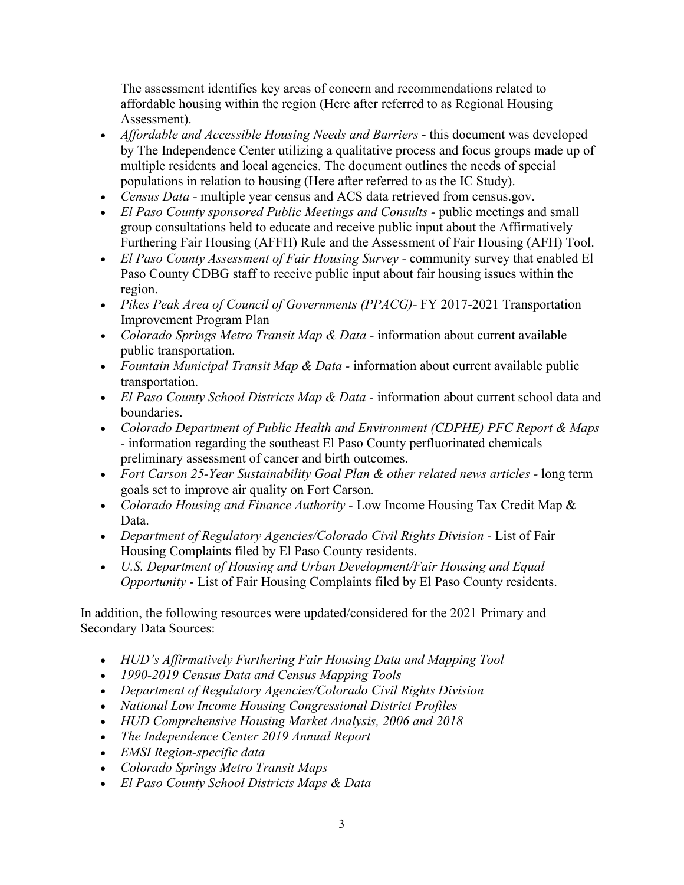The assessment identifies key areas of concern and recommendations related to affordable housing within the region (Here after referred to as Regional Housing Assessment).

- *Affordable and Accessible Housing Needs and Barriers* - this document was developed by The Independence Center utilizing a qualitative process and focus groups made up of multiple residents and local agencies. The document outlines the needs of special populations in relation to housing (Here after referred to as the IC Study).
- *Census Data* - multiple year census and ACS data retrieved from census.gov.
- *El Paso County sponsored Public Meetings and Consults* - public meetings and small group consultations held to educate and receive public input about the Affirmatively Furthering Fair Housing (AFFH) Rule and the Assessment of Fair Housing (AFH) Tool.
- *El Paso County Assessment of Fair Housing Survey* - community survey that enabled El Paso County CDBG staff to receive public input about fair housing issues within the region.
- *Pikes Peak Area of Council of Governments (PPACG)*- FY 2017-2021 Transportation Improvement Program Plan
- *Colorado Springs Metro Transit Map & Data* - information about current available public transportation.
- *Fountain Municipal Transit Map & Data* - information about current available public transportation.
- *El Paso County School Districts Map & Data* - information about current school data and boundaries.
- *Colorado Department of Public Health and Environment (CDPHE) PFC Report & Maps* - information regarding the southeast El Paso County perfluorinated chemicals preliminary assessment of cancer and birth outcomes.
- *Fort Carson 25-Year Sustainability Goal Plan & other related news articles* - long term goals set to improve air quality on Fort Carson.
- *Colorado Housing and Finance Authority* - Low Income Housing Tax Credit Map & Data.
- *Department of Regulatory Agencies/Colorado Civil Rights Division* - List of Fair Housing Complaints filed by El Paso County residents.
- *U.S. Department of Housing and Urban Development/Fair Housing and Equal Opportunity* - List of Fair Housing Complaints filed by El Paso County residents.

In addition, the following resources were updated/considered for the 2021 Primary and Secondary Data Sources:

- *HUD's Affirmatively Furthering Fair Housing Data and Mapping Tool*
- *1990-2019 Census Data and Census Mapping Tools*
- *Department of Regulatory Agencies/Colorado Civil Rights Division*
- *National Low Income Housing Congressional District Profiles*
- *HUD Comprehensive Housing Market Analysis, 2006 and 2018*
- *The Independence Center 2019 Annual Report*
- *EMSI Region-specific data*
- *Colorado Springs Metro Transit Maps*
- *El Paso County School Districts Maps & Data*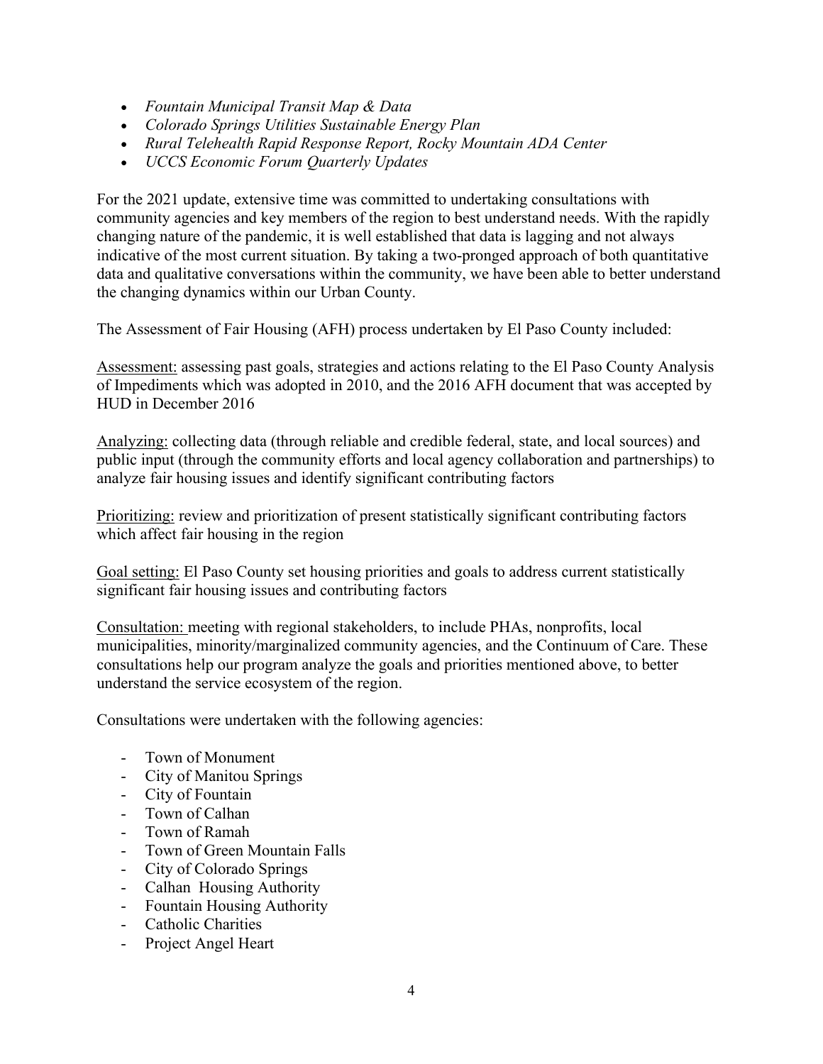- *Fountain Municipal Transit Map & Data*
- *Colorado Springs Utilities Sustainable Energy Plan*
- *Rural Telehealth Rapid Response Report, Rocky Mountain ADA Center*
- *UCCS Economic Forum Quarterly Updates*

For the 2021 update, extensive time was committed to undertaking consultations with community agencies and key members of the region to best understand needs. With the rapidly changing nature of the pandemic, it is well established that data is lagging and not always indicative of the most current situation. By taking a two-pronged approach of both quantitative data and qualitative conversations within the community, we have been able to better understand the changing dynamics within our Urban County.

The Assessment of Fair Housing (AFH) process undertaken by El Paso County included:

<u>Assessment:</u> assessing past goals, strategies and actions relating to the El Paso County Analysis of Impediments which was adopted in 2010, and the 2016 AFH document that was accepted by HUD in December 2016

<u>Analyzing:</u> collecting data (through reliable and credible federal, state, and local sources) and public input (through the community efforts and local agency collaboration and partnerships) to analyze fair housing issues and identify significant contributing factors

<u>Prioritizing:</u> review and prioritization of present statistically significant contributing factors which affect fair housing in the region

<u>Goal setting:</u> El Paso County set housing priorities and goals to address current statistically significant fair housing issues and contributing factors

<u>Consultation:</u> meeting with regional stakeholders, to include PHAs, nonprofits, local municipalities, minority/marginalized community agencies, and the Continuum of Care. These consultations help our program analyze the goals and priorities mentioned above, to better understand the service ecosystem of the region.

Consultations were undertaken with the following agencies:

- Town of Monument
- City of Manitou Springs
- City of Fountain
- Town of Calhan
- Town of Ramah
- Town of Green Mountain Falls
- City of Colorado Springs
- Calhan Housing Authority
- Fountain Housing Authority
- Catholic Charities
- Project Angel Heart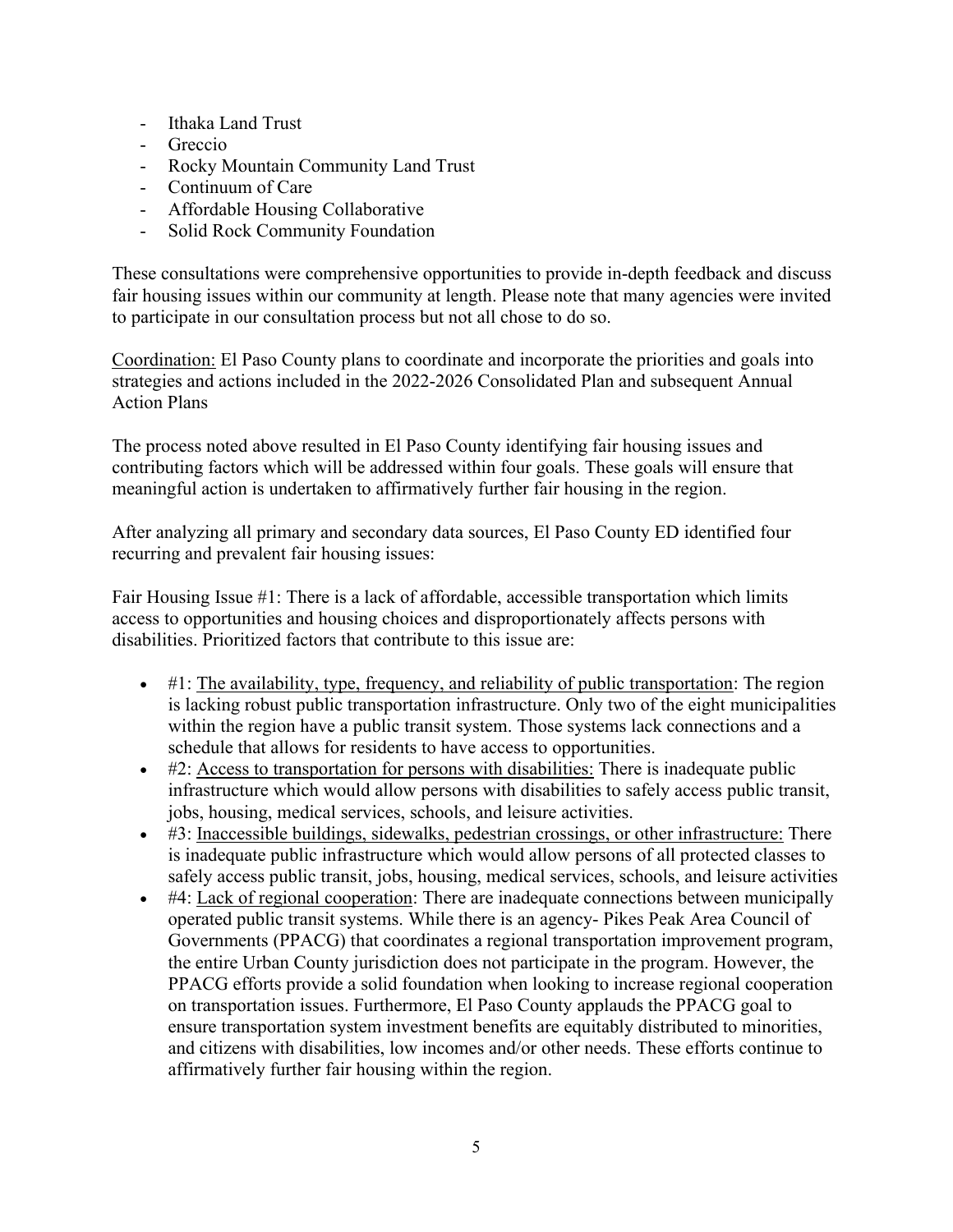- Ithaka Land Trust
- Greccio
- Rocky Mountain Community Land Trust
- Continuum of Care
- Affordable Housing Collaborative
- Solid Rock Community Foundation

These consultations were comprehensive opportunities to provide in-depth feedback and discuss fair housing issues within our community at length. Please note that many agencies were invited to participate in our consultation process but not all chose to do so.

Coordination: El Paso County plans to coordinate and incorporate the priorities and goals into strategies and actions included in the 2022-2026 Consolidated Plan and subsequent Annual Action Plans

The process noted above resulted in El Paso County identifying fair housing issues and contributing factors which will be addressed within four goals. These goals will ensure that meaningful action is undertaken to affirmatively further fair housing in the region.

After analyzing all primary and secondary data sources, El Paso County ED identified four recurring and prevalent fair housing issues:

Fair Housing Issue #1: There is a lack of affordable, accessible transportation which limits access to opportunities and housing choices and disproportionately affects persons with disabilities. Prioritized factors that contribute to this issue are:

- #1: The availability, type, frequency, and reliability of public transportation: The region is lacking robust public transportation infrastructure. Only two of the eight municipalities within the region have a public transit system. Those systems lack connections and a schedule that allows for residents to have access to opportunities.
- #2: Access to transportation for persons with disabilities: There is inadequate public infrastructure which would allow persons with disabilities to safely access public transit, jobs, housing, medical services, schools, and leisure activities.
- #3: Inaccessible buildings, sidewalks, pedestrian crossings, or other infrastructure: There is inadequate public infrastructure which would allow persons of all protected classes to safely access public transit, jobs, housing, medical services, schools, and leisure activities
- #4: Lack of regional cooperation: There are inadequate connections between municipally operated public transit systems. While there is an agency- Pikes Peak Area Council of Governments (PPACG) that coordinates a regional transportation improvement program, the entire Urban County jurisdiction does not participate in the program. However, the PPACG efforts provide a solid foundation when looking to increase regional cooperation on transportation issues. Furthermore, El Paso County applauds the PPACG goal to ensure transportation system investment benefits are equitably distributed to minorities, and citizens with disabilities, low incomes and/or other needs. These efforts continue to affirmatively further fair housing within the region.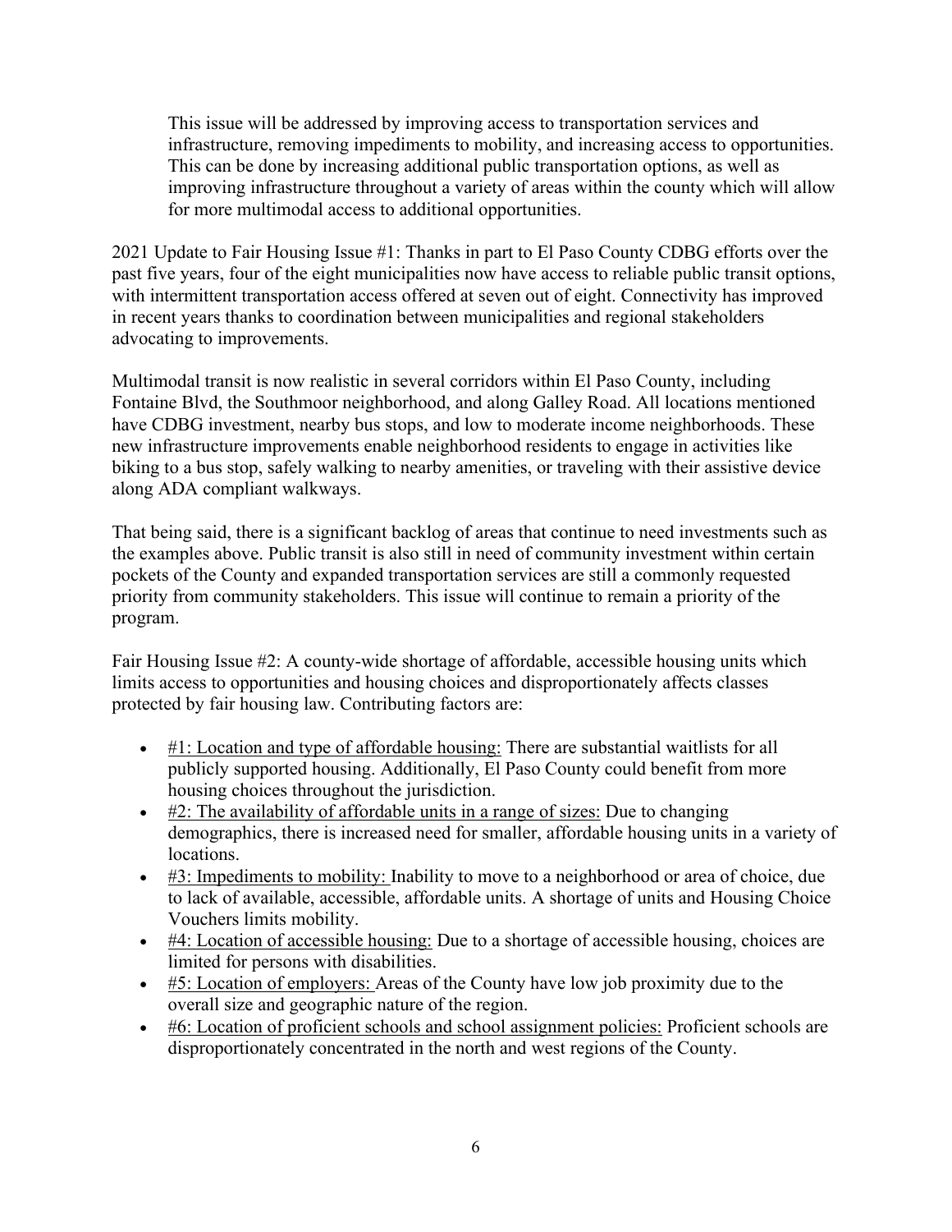> This issue will be addressed by improving access to transportation services and infrastructure, removing impediments to mobility, and increasing access to opportunities. This can be done by increasing additional public transportation options, as well as improving infrastructure throughout a variety of areas within the county which will allow for more multimodal access to additional opportunities.

2021 Update to Fair Housing Issue #1: Thanks in part to El Paso County CDBG efforts over the past five years, four of the eight municipalities now have access to reliable public transit options, with intermittent transportation access offered at seven out of eight. Connectivity has improved in recent years thanks to coordination between municipalities and regional stakeholders advocating to improvements.

Multimodal transit is now realistic in several corridors within El Paso County, including Fontaine Blvd, the Southmoor neighborhood, and along Galley Road. All locations mentioned have CDBG investment, nearby bus stops, and low to moderate income neighborhoods. These new infrastructure improvements enable neighborhood residents to engage in activities like biking to a bus stop, safely walking to nearby amenities, or traveling with their assistive device along ADA compliant walkways.

That being said, there is a significant backlog of areas that continue to need investments such as the examples above. Public transit is also still in need of community investment within certain pockets of the County and expanded transportation services are still a commonly requested priority from community stakeholders. This issue will continue to remain a priority of the program.

Fair Housing Issue #2: A county-wide shortage of affordable, accessible housing units which limits access to opportunities and housing choices and disproportionately affects classes protected by fair housing law. Contributing factors are:

- <u>#1: Location and type of affordable housing:</u> There are substantial waitlists for all publicly supported housing. Additionally, El Paso County could benefit from more housing choices throughout the jurisdiction.
- <u>#2: The availability of affordable units in a range of sizes:</u> Due to changing demographics, there is increased need for smaller, affordable housing units in a variety of locations.
- <u>#3: Impediments to mobility:</u> Inability to move to a neighborhood or area of choice, due to lack of available, accessible, affordable units. A shortage of units and Housing Choice Vouchers limits mobility.
- <u>#4: Location of accessible housing:</u> Due to a shortage of accessible housing, choices are limited for persons with disabilities.
- <u>#5: Location of employers:</u> Areas of the County have low job proximity due to the overall size and geographic nature of the region.
- <u>#6: Location of proficient schools and school assignment policies:</u> Proficient schools are disproportionately concentrated in the north and west regions of the County.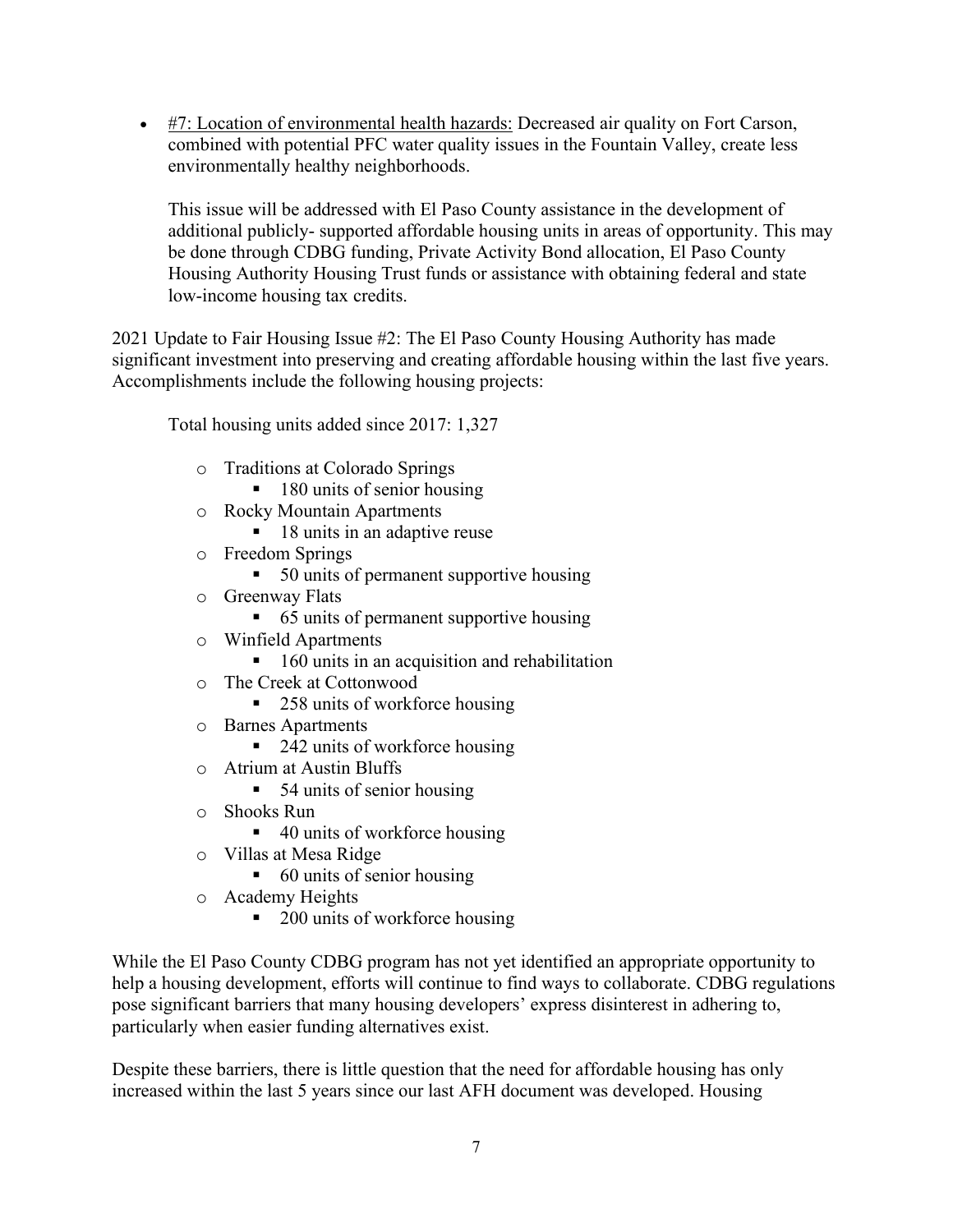- <u>#7: Location of environmental health hazards:</u> Decreased air quality on Fort Carson, combined with potential PFC water quality issues in the Fountain Valley, create less environmentally healthy neighborhoods.

  This issue will be addressed with El Paso County assistance in the development of additional publicly- supported affordable housing units in areas of opportunity. This may be done through CDBG funding, Private Activity Bond allocation, El Paso County Housing Authority Housing Trust funds or assistance with obtaining federal and state low-income housing tax credits.

2021 Update to Fair Housing Issue #2: The El Paso County Housing Authority has made significant investment into preserving and creating affordable housing within the last five years. Accomplishments include the following housing projects:

Total housing units added since 2017: 1,327

- Traditions at Colorado Springs
  - 180 units of senior housing
- Rocky Mountain Apartments
  - 18 units in an adaptive reuse
- Freedom Springs
  - 50 units of permanent supportive housing
- Greenway Flats
  - 65 units of permanent supportive housing
- Winfield Apartments
  - 160 units in an acquisition and rehabilitation
- The Creek at Cottonwood
  - 258 units of workforce housing
- Barnes Apartments
  - 242 units of workforce housing
- Atrium at Austin Bluffs
  - 54 units of senior housing
- Shooks Run
  - 40 units of workforce housing
- Villas at Mesa Ridge
  - 60 units of senior housing
- Academy Heights
  - 200 units of workforce housing

While the El Paso County CDBG program has not yet identified an appropriate opportunity to help a housing development, efforts will continue to find ways to collaborate. CDBG regulations pose significant barriers that many housing developers' express disinterest in adhering to, particularly when easier funding alternatives exist.

Despite these barriers, there is little question that the need for affordable housing has only increased within the last 5 years since our last AFH document was developed. Housing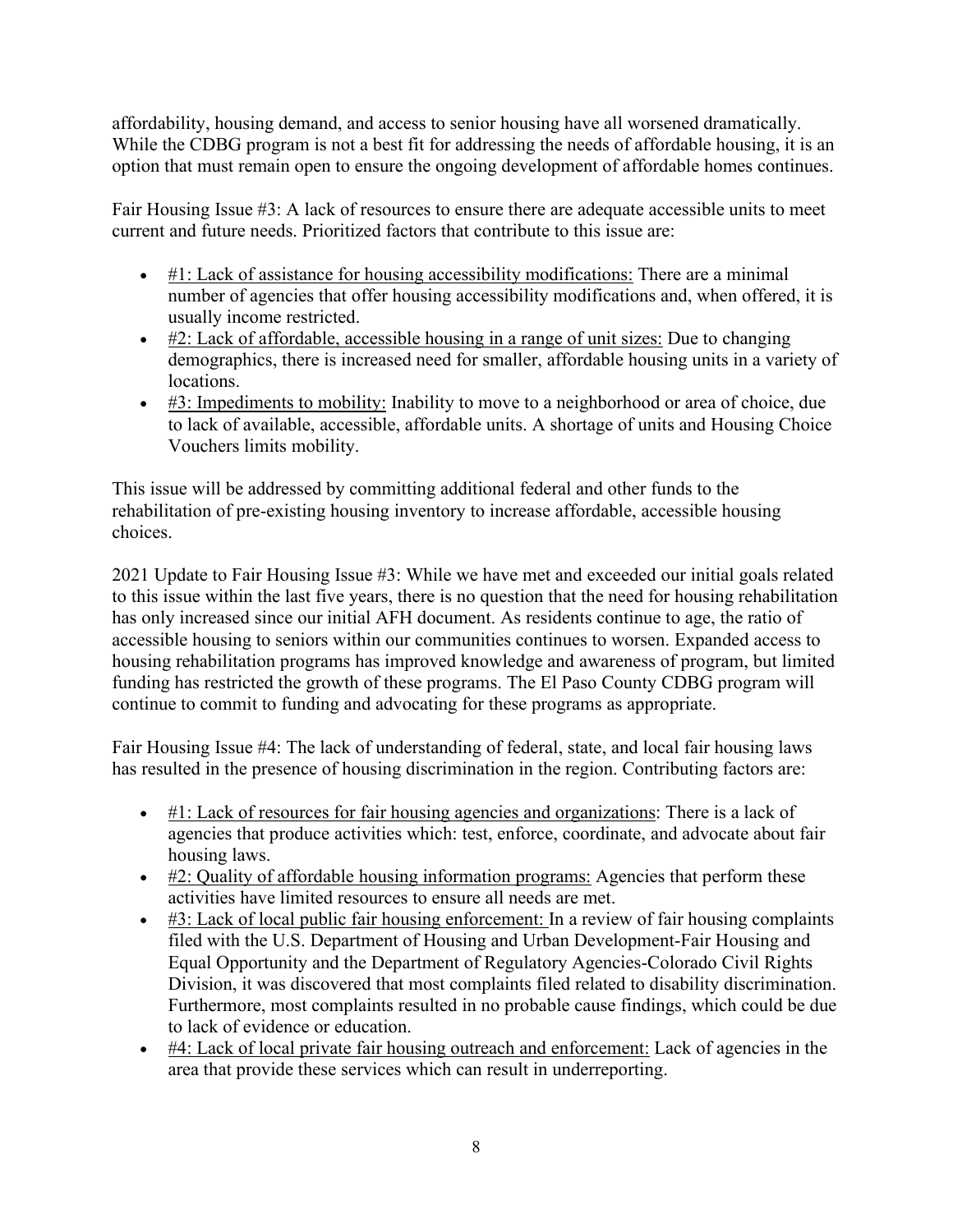affordability, housing demand, and access to senior housing have all worsened dramatically. While the CDBG program is not a best fit for addressing the needs of affordable housing, it is an option that must remain open to ensure the ongoing development of affordable homes continues.

Fair Housing Issue #3: A lack of resources to ensure there are adequate accessible units to meet current and future needs. Prioritized factors that contribute to this issue are:

- #1: Lack of assistance for housing accessibility modifications: There are a minimal number of agencies that offer housing accessibility modifications and, when offered, it is usually income restricted.
- #2: Lack of affordable, accessible housing in a range of unit sizes: Due to changing demographics, there is increased need for smaller, affordable housing units in a variety of locations.
- #3: Impediments to mobility: Inability to move to a neighborhood or area of choice, due to lack of available, accessible, affordable units. A shortage of units and Housing Choice Vouchers limits mobility.

This issue will be addressed by committing additional federal and other funds to the rehabilitation of pre-existing housing inventory to increase affordable, accessible housing choices.

2021 Update to Fair Housing Issue #3: While we have met and exceeded our initial goals related to this issue within the last five years, there is no question that the need for housing rehabilitation has only increased since our initial AFH document. As residents continue to age, the ratio of accessible housing to seniors within our communities continues to worsen. Expanded access to housing rehabilitation programs has improved knowledge and awareness of program, but limited funding has restricted the growth of these programs. The El Paso County CDBG program will continue to commit to funding and advocating for these programs as appropriate.

Fair Housing Issue #4: The lack of understanding of federal, state, and local fair housing laws has resulted in the presence of housing discrimination in the region. Contributing factors are:

- #1: Lack of resources for fair housing agencies and organizations: There is a lack of agencies that produce activities which: test, enforce, coordinate, and advocate about fair housing laws.
- #2: Quality of affordable housing information programs: Agencies that perform these activities have limited resources to ensure all needs are met.
- #3: Lack of local public fair housing enforcement: In a review of fair housing complaints filed with the U.S. Department of Housing and Urban Development-Fair Housing and Equal Opportunity and the Department of Regulatory Agencies-Colorado Civil Rights Division, it was discovered that most complaints filed related to disability discrimination. Furthermore, most complaints resulted in no probable cause findings, which could be due to lack of evidence or education.
- #4: Lack of local private fair housing outreach and enforcement: Lack of agencies in the area that provide these services which can result in underreporting.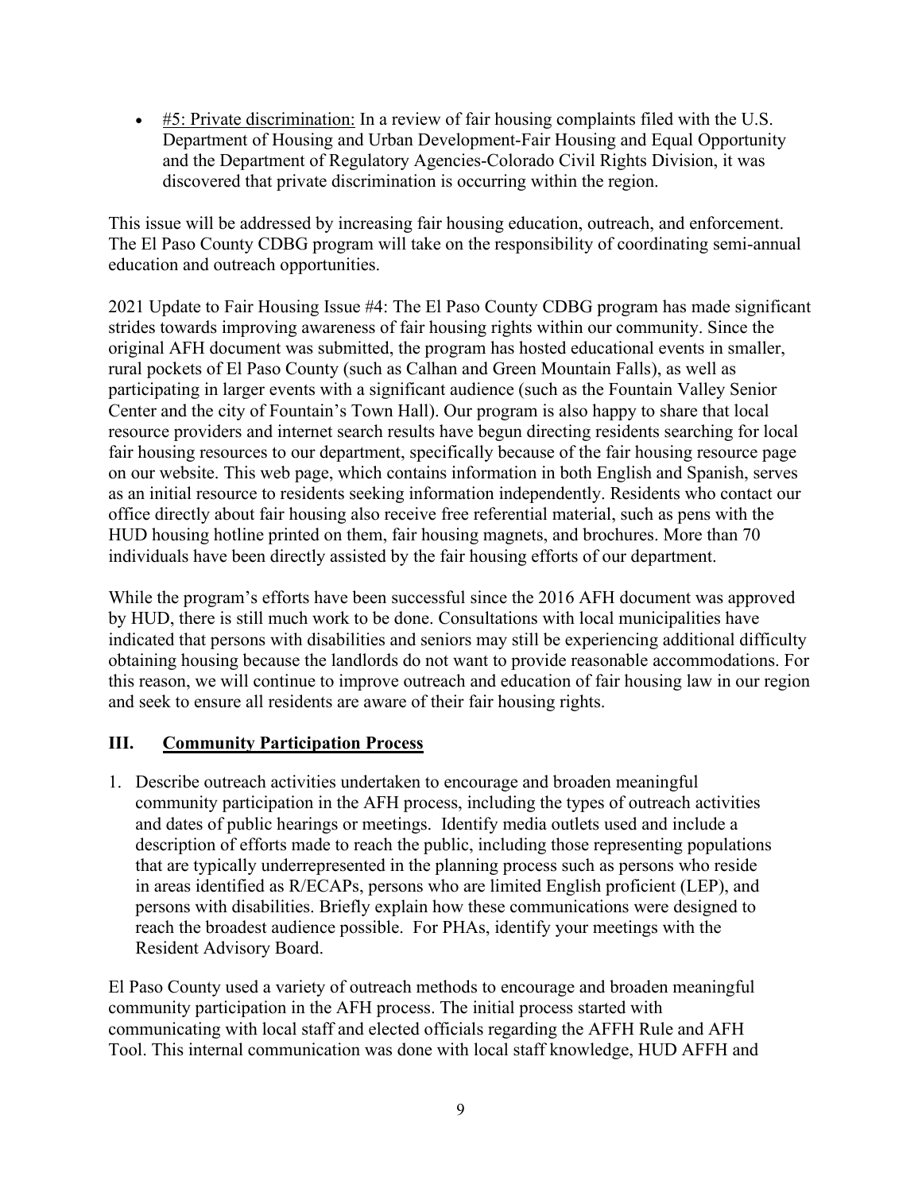- #5: Private discrimination: In a review of fair housing complaints filed with the U.S. Department of Housing and Urban Development-Fair Housing and Equal Opportunity and the Department of Regulatory Agencies-Colorado Civil Rights Division, it was discovered that private discrimination is occurring within the region.

This issue will be addressed by increasing fair housing education, outreach, and enforcement. The El Paso County CDBG program will take on the responsibility of coordinating semi-annual education and outreach opportunities.

2021 Update to Fair Housing Issue #4: The El Paso County CDBG program has made significant strides towards improving awareness of fair housing rights within our community. Since the original AFH document was submitted, the program has hosted educational events in smaller, rural pockets of El Paso County (such as Calhan and Green Mountain Falls), as well as participating in larger events with a significant audience (such as the Fountain Valley Senior Center and the city of Fountain's Town Hall). Our program is also happy to share that local resource providers and internet search results have begun directing residents searching for local fair housing resources to our department, specifically because of the fair housing resource page on our website. This web page, which contains information in both English and Spanish, serves as an initial resource to residents seeking information independently. Residents who contact our office directly about fair housing also receive free referential material, such as pens with the HUD housing hotline printed on them, fair housing magnets, and brochures. More than 70 individuals have been directly assisted by the fair housing efforts of our department.

While the program's efforts have been successful since the 2016 AFH document was approved by HUD, there is still much work to be done. Consultations with local municipalities have indicated that persons with disabilities and seniors may still be experiencing additional difficulty obtaining housing because the landlords do not want to provide reasonable accommodations. For this reason, we will continue to improve outreach and education of fair housing law in our region and seek to ensure all residents are aware of their fair housing rights.

## III. Community Participation Process

1. Describe outreach activities undertaken to encourage and broaden meaningful community participation in the AFH process, including the types of outreach activities and dates of public hearings or meetings. Identify media outlets used and include a description of efforts made to reach the public, including those representing populations that are typically underrepresented in the planning process such as persons who reside in areas identified as R/ECAPs, persons who are limited English proficient (LEP), and persons with disabilities. Briefly explain how these communications were designed to reach the broadest audience possible. For PHAs, identify your meetings with the Resident Advisory Board.

El Paso County used a variety of outreach methods to encourage and broaden meaningful community participation in the AFH process. The initial process started with communicating with local staff and elected officials regarding the AFFH Rule and AFH Tool. This internal communication was done with local staff knowledge, HUD AFFH and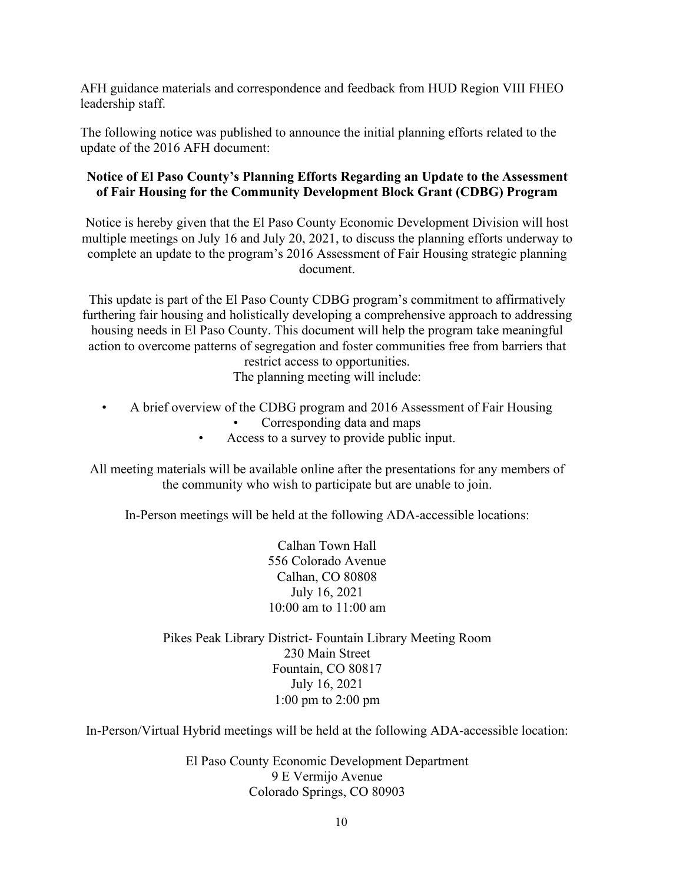AFH guidance materials and correspondence and feedback from HUD Region VIII FHEO leadership staff.

The following notice was published to announce the initial planning efforts related to the update of the 2016 AFH document:

**Notice of El Paso County's Planning Efforts Regarding an Update to the Assessment of Fair Housing for the Community Development Block Grant (CDBG) Program**

Notice is hereby given that the El Paso County Economic Development Division will host multiple meetings on July 16 and July 20, 2021, to discuss the planning efforts underway to complete an update to the program's 2016 Assessment of Fair Housing strategic planning document.

This update is part of the El Paso County CDBG program's commitment to affirmatively furthering fair housing and holistically developing a comprehensive approach to addressing housing needs in El Paso County. This document will help the program take meaningful action to overcome patterns of segregation and foster communities free from barriers that restrict access to opportunities.

The planning meeting will include:

- A brief overview of the CDBG program and 2016 Assessment of Fair Housing
- Corresponding data and maps
- Access to a survey to provide public input.

All meeting materials will be available online after the presentations for any members of the community who wish to participate but are unable to join.

In-Person meetings will be held at the following ADA-accessible locations:

Calhan Town Hall
556 Colorado Avenue
Calhan, CO 80808
July 16, 2021
10:00 am to 11:00 am

Pikes Peak Library District- Fountain Library Meeting Room
230 Main Street
Fountain, CO 80817
July 16, 2021
1:00 pm to 2:00 pm

In-Person/Virtual Hybrid meetings will be held at the following ADA-accessible location:

El Paso County Economic Development Department
9 E Vermijo Avenue
Colorado Springs, CO 80903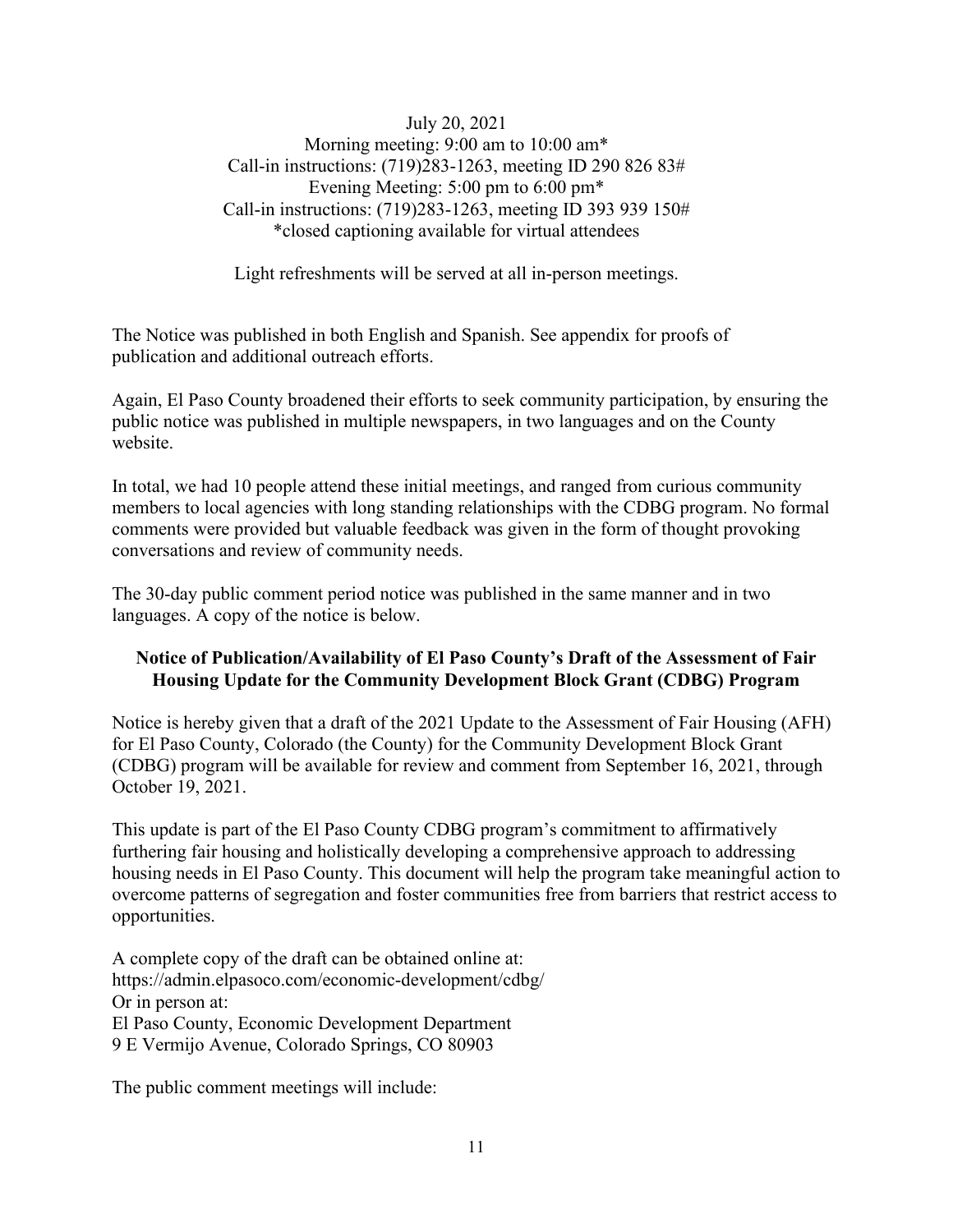July 20, 2021
Morning meeting: 9:00 am to 10:00 am*
Call-in instructions: (719)283-1263, meeting ID 290 826 83#
Evening Meeting: 5:00 pm to 6:00 pm*
Call-in instructions: (719)283-1263, meeting ID 393 939 150#
*closed captioning available for virtual attendees

Light refreshments will be served at all in-person meetings.

The Notice was published in both English and Spanish. See appendix for proofs of publication and additional outreach efforts.

Again, El Paso County broadened their efforts to seek community participation, by ensuring the public notice was published in multiple newspapers, in two languages and on the County website.

In total, we had 10 people attend these initial meetings, and ranged from curious community members to local agencies with long standing relationships with the CDBG program. No formal comments were provided but valuable feedback was given in the form of thought provoking conversations and review of community needs.

The 30-day public comment period notice was published in the same manner and in two languages. A copy of the notice is below.

**Notice of Publication/Availability of El Paso County's Draft of the Assessment of Fair Housing Update for the Community Development Block Grant (CDBG) Program**

Notice is hereby given that a draft of the 2021 Update to the Assessment of Fair Housing (AFH) for El Paso County, Colorado (the County) for the Community Development Block Grant (CDBG) program will be available for review and comment from September 16, 2021, through October 19, 2021.

This update is part of the El Paso County CDBG program's commitment to affirmatively furthering fair housing and holistically developing a comprehensive approach to addressing housing needs in El Paso County. This document will help the program take meaningful action to overcome patterns of segregation and foster communities free from barriers that restrict access to opportunities.

A complete copy of the draft can be obtained online at:
https://admin.elpasoco.com/economic-development/cdbg/
Or in person at:
El Paso County, Economic Development Department
9 E Vermijo Avenue, Colorado Springs, CO 80903

The public comment meetings will include: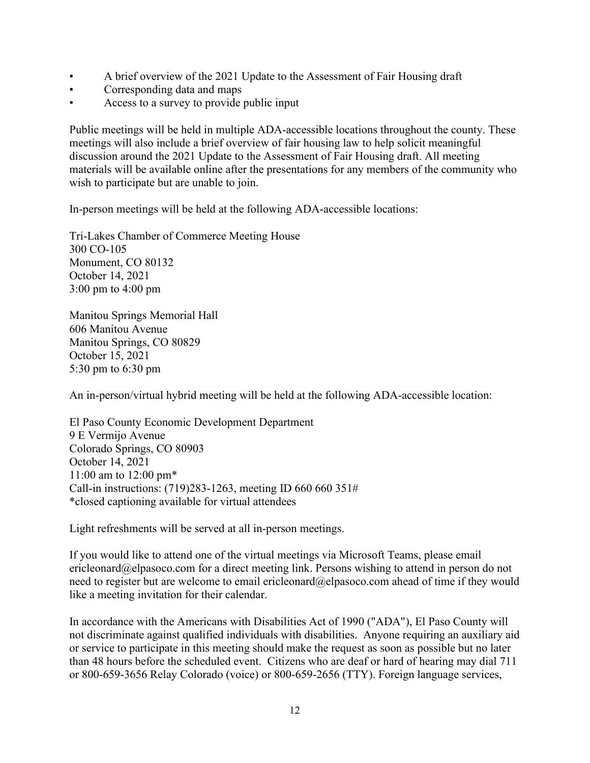- A brief overview of the 2021 Update to the Assessment of Fair Housing draft
- Corresponding data and maps
- Access to a survey to provide public input

Public meetings will be held in multiple ADA-accessible locations throughout the county. These meetings will also include a brief overview of fair housing law to help solicit meaningful discussion around the 2021 Update to the Assessment of Fair Housing draft. All meeting materials will be available online after the presentations for any members of the community who wish to participate but are unable to join.

In-person meetings will be held at the following ADA-accessible locations:

Tri-Lakes Chamber of Commerce Meeting House
300 CO-105
Monument, CO 80132
October 14, 2021
3:00 pm to 4:00 pm

Manitou Springs Memorial Hall
606 Manitou Avenue
Manitou Springs, CO 80829
October 15, 2021
5:30 pm to 6:30 pm

An in-person/virtual hybrid meeting will be held at the following ADA-accessible location:

El Paso County Economic Development Department
9 E Vermijo Avenue
Colorado Springs, CO 80903
October 14, 2021
11:00 am to 12:00 pm*
Call-in instructions: (719)283-1263, meeting ID 660 660 351#
*closed captioning available for virtual attendees

Light refreshments will be served at all in-person meetings.

If you would like to attend one of the virtual meetings via Microsoft Teams, please email ericleonard@elpasoco.com for a direct meeting link. Persons wishing to attend in person do not need to register but are welcome to email ericleonard@elpasoco.com ahead of time if they would like a meeting invitation for their calendar.

In accordance with the Americans with Disabilities Act of 1990 ("ADA"), El Paso County will not discriminate against qualified individuals with disabilities. Anyone requiring an auxiliary aid or service to participate in this meeting should make the request as soon as possible but no later than 48 hours before the scheduled event. Citizens who are deaf or hard of hearing may dial 711 or 800-659-3656 Relay Colorado (voice) or 800-659-2656 (TTY). Foreign language services,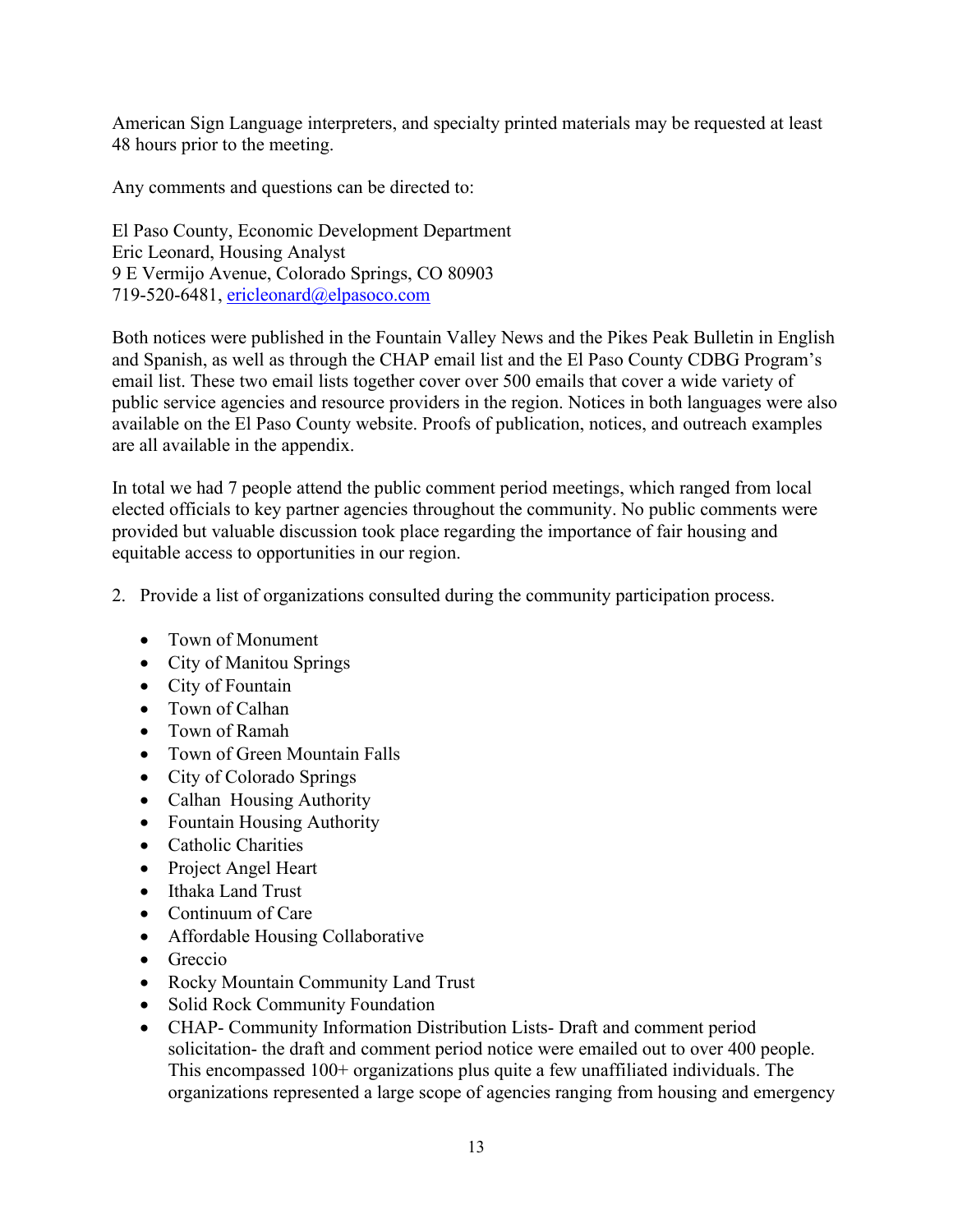American Sign Language interpreters, and specialty printed materials may be requested at least 48 hours prior to the meeting.

Any comments and questions can be directed to:

El Paso County, Economic Development Department
Eric Leonard, Housing Analyst
9 E Vermijo Avenue, Colorado Springs, CO 80903
719-520-6481, ericleonard@elpasoco.com

Both notices were published in the Fountain Valley News and the Pikes Peak Bulletin in English and Spanish, as well as through the CHAP email list and the El Paso County CDBG Program's email list. These two email lists together cover over 500 emails that cover a wide variety of public service agencies and resource providers in the region. Notices in both languages were also available on the El Paso County website. Proofs of publication, notices, and outreach examples are all available in the appendix.

In total we had 7 people attend the public comment period meetings, which ranged from local elected officials to key partner agencies throughout the community. No public comments were provided but valuable discussion took place regarding the importance of fair housing and equitable access to opportunities in our region.

2. Provide a list of organizations consulted during the community participation process.

- Town of Monument
- City of Manitou Springs
- City of Fountain
- Town of Calhan
- Town of Ramah
- Town of Green Mountain Falls
- City of Colorado Springs
- Calhan Housing Authority
- Fountain Housing Authority
- Catholic Charities
- Project Angel Heart
- Ithaka Land Trust
- Continuum of Care
- Affordable Housing Collaborative
- Greccio
- Rocky Mountain Community Land Trust
- Solid Rock Community Foundation
- CHAP- Community Information Distribution Lists- Draft and comment period solicitation- the draft and comment period notice were emailed out to over 400 people. This encompassed 100+ organizations plus quite a few unaffiliated individuals. The organizations represented a large scope of agencies ranging from housing and emergency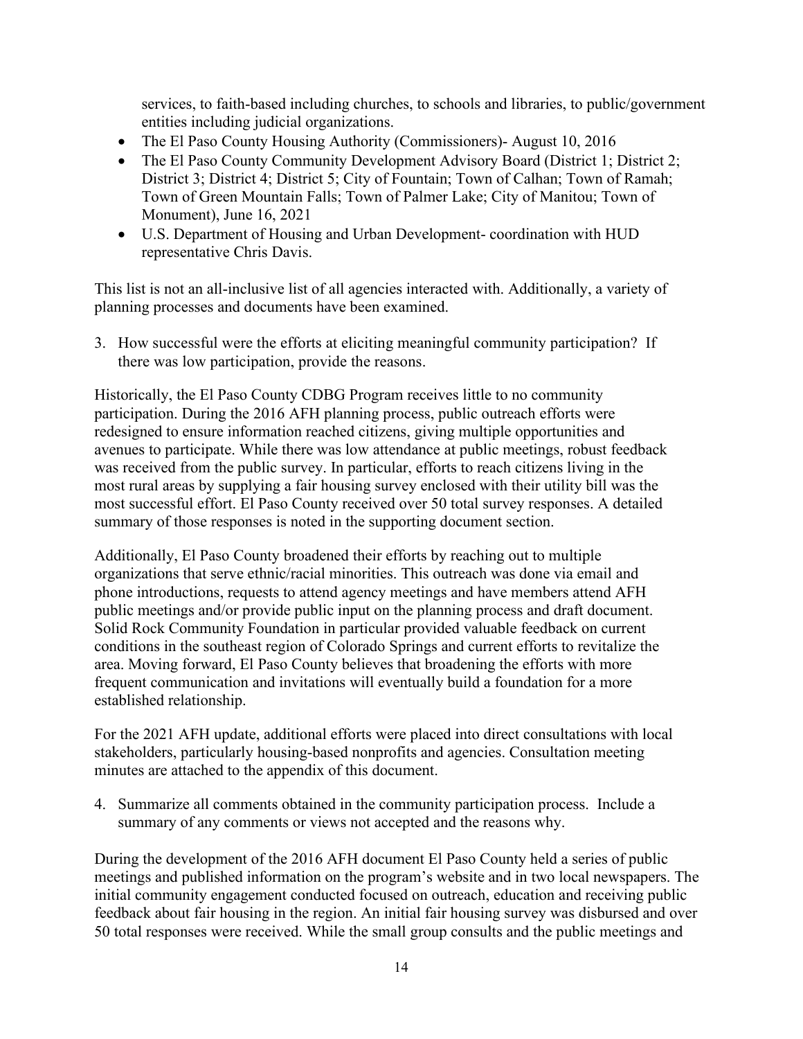services, to faith-based including churches, to schools and libraries, to public/government entities including judicial organizations.

- The El Paso County Housing Authority (Commissioners)- August 10, 2016
- The El Paso County Community Development Advisory Board (District 1; District 2; District 3; District 4; District 5; City of Fountain; Town of Calhan; Town of Ramah; Town of Green Mountain Falls; Town of Palmer Lake; City of Manitou; Town of Monument), June 16, 2021
- U.S. Department of Housing and Urban Development- coordination with HUD representative Chris Davis.

This list is not an all-inclusive list of all agencies interacted with. Additionally, a variety of planning processes and documents have been examined.

3. How successful were the efforts at eliciting meaningful community participation? If there was low participation, provide the reasons.

Historically, the El Paso County CDBG Program receives little to no community participation. During the 2016 AFH planning process, public outreach efforts were redesigned to ensure information reached citizens, giving multiple opportunities and avenues to participate. While there was low attendance at public meetings, robust feedback was received from the public survey. In particular, efforts to reach citizens living in the most rural areas by supplying a fair housing survey enclosed with their utility bill was the most successful effort. El Paso County received over 50 total survey responses. A detailed summary of those responses is noted in the supporting document section.

Additionally, El Paso County broadened their efforts by reaching out to multiple organizations that serve ethnic/racial minorities. This outreach was done via email and phone introductions, requests to attend agency meetings and have members attend AFH public meetings and/or provide public input on the planning process and draft document. Solid Rock Community Foundation in particular provided valuable feedback on current conditions in the southeast region of Colorado Springs and current efforts to revitalize the area. Moving forward, El Paso County believes that broadening the efforts with more frequent communication and invitations will eventually build a foundation for a more established relationship.

For the 2021 AFH update, additional efforts were placed into direct consultations with local stakeholders, particularly housing-based nonprofits and agencies. Consultation meeting minutes are attached to the appendix of this document.

4. Summarize all comments obtained in the community participation process. Include a summary of any comments or views not accepted and the reasons why.

During the development of the 2016 AFH document El Paso County held a series of public meetings and published information on the program's website and in two local newspapers. The initial community engagement conducted focused on outreach, education and receiving public feedback about fair housing in the region. An initial fair housing survey was disbursed and over 50 total responses were received. While the small group consults and the public meetings and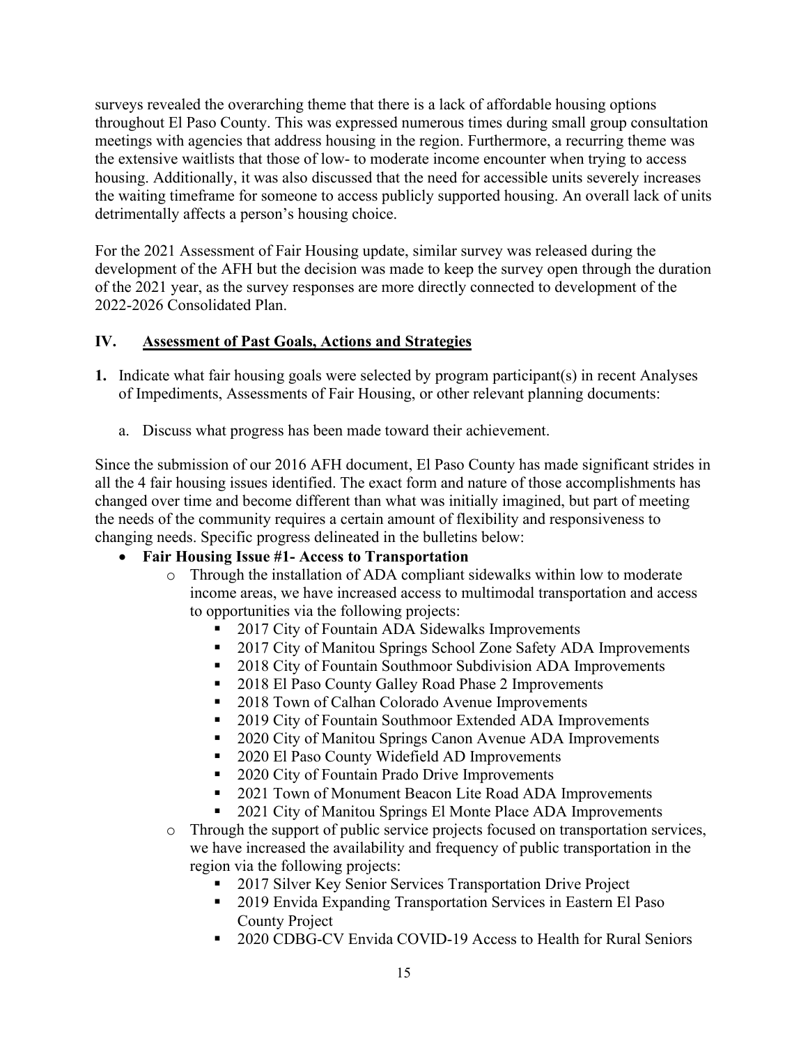surveys revealed the overarching theme that there is a lack of affordable housing options throughout El Paso County. This was expressed numerous times during small group consultation meetings with agencies that address housing in the region. Furthermore, a recurring theme was the extensive waitlists that those of low- to moderate income encounter when trying to access housing. Additionally, it was also discussed that the need for accessible units severely increases the waiting timeframe for someone to access publicly supported housing. An overall lack of units detrimentally affects a person's housing choice.

For the 2021 Assessment of Fair Housing update, similar survey was released during the development of the AFH but the decision was made to keep the survey open through the duration of the 2021 year, as the survey responses are more directly connected to development of the 2022-2026 Consolidated Plan.

## IV. Assessment of Past Goals, Actions and Strategies

**1.** Indicate what fair housing goals were selected by program participant(s) in recent Analyses of Impediments, Assessments of Fair Housing, or other relevant planning documents:

a. Discuss what progress has been made toward their achievement.

Since the submission of our 2016 AFH document, El Paso County has made significant strides in all the 4 fair housing issues identified. The exact form and nature of those accomplishments has changed over time and become different than what was initially imagined, but part of meeting the needs of the community requires a certain amount of flexibility and responsiveness to changing needs. Specific progress delineated in the bulletins below:

- **Fair Housing Issue #1- Access to Transportation**
  - Through the installation of ADA compliant sidewalks within low to moderate income areas, we have increased access to multimodal transportation and access to opportunities via the following projects:
    - 2017 City of Fountain ADA Sidewalks Improvements
    - 2017 City of Manitou Springs School Zone Safety ADA Improvements
    - 2018 City of Fountain Southmoor Subdivision ADA Improvements
    - 2018 El Paso County Galley Road Phase 2 Improvements
    - 2018 Town of Calhan Colorado Avenue Improvements
    - 2019 City of Fountain Southmoor Extended ADA Improvements
    - 2020 City of Manitou Springs Canon Avenue ADA Improvements
    - 2020 El Paso County Widefield AD Improvements
    - 2020 City of Fountain Prado Drive Improvements
    - 2021 Town of Monument Beacon Lite Road ADA Improvements
    - 2021 City of Manitou Springs El Monte Place ADA Improvements
  - Through the support of public service projects focused on transportation services, we have increased the availability and frequency of public transportation in the region via the following projects:
    - 2017 Silver Key Senior Services Transportation Drive Project
    - 2019 Envida Expanding Transportation Services in Eastern El Paso County Project
    - 2020 CDBG-CV Envida COVID-19 Access to Health for Rural Seniors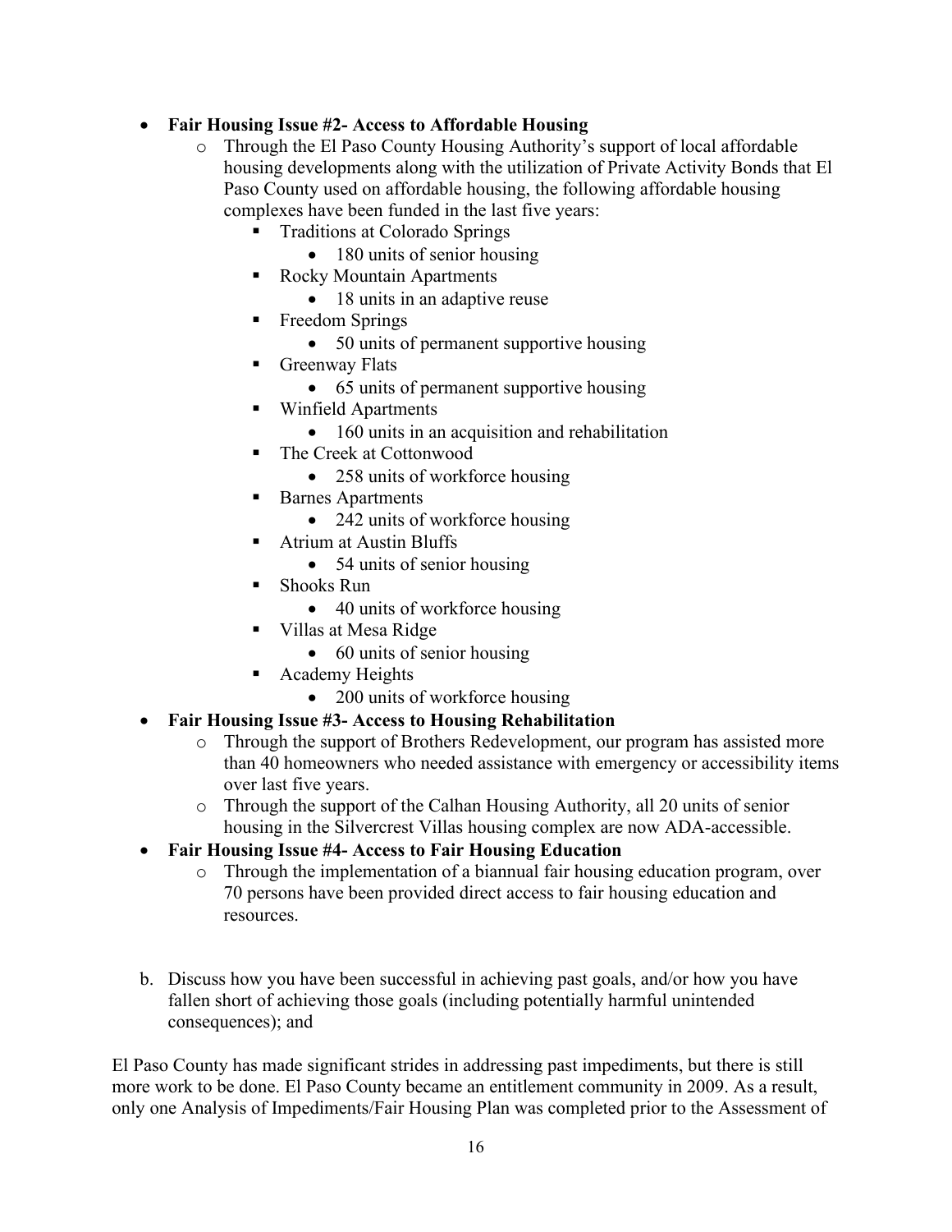- **Fair Housing Issue #2- Access to Affordable Housing**
  - Through the El Paso County Housing Authority's support of local affordable housing developments along with the utilization of Private Activity Bonds that El Paso County used on affordable housing, the following affordable housing complexes have been funded in the last five years:
    - Traditions at Colorado Springs
      - 180 units of senior housing
    - Rocky Mountain Apartments
      - 18 units in an adaptive reuse
    - Freedom Springs
      - 50 units of permanent supportive housing
    - Greenway Flats
      - 65 units of permanent supportive housing
    - Winfield Apartments
      - 160 units in an acquisition and rehabilitation
    - The Creek at Cottonwood
      - 258 units of workforce housing
    - Barnes Apartments
      - 242 units of workforce housing
    - Atrium at Austin Bluffs
      - 54 units of senior housing
    - Shooks Run
      - 40 units of workforce housing
    - Villas at Mesa Ridge
      - 60 units of senior housing
    - Academy Heights
      - 200 units of workforce housing
- **Fair Housing Issue #3- Access to Housing Rehabilitation**
  - Through the support of Brothers Redevelopment, our program has assisted more than 40 homeowners who needed assistance with emergency or accessibility items over last five years.
  - Through the support of the Calhan Housing Authority, all 20 units of senior housing in the Silvercrest Villas housing complex are now ADA-accessible.
- **Fair Housing Issue #4- Access to Fair Housing Education**
  - Through the implementation of a biannual fair housing education program, over 70 persons have been provided direct access to fair housing education and resources.

b. Discuss how you have been successful in achieving past goals, and/or how you have fallen short of achieving those goals (including potentially harmful unintended consequences); and

El Paso County has made significant strides in addressing past impediments, but there is still more work to be done. El Paso County became an entitlement community in 2009. As a result, only one Analysis of Impediments/Fair Housing Plan was completed prior to the Assessment of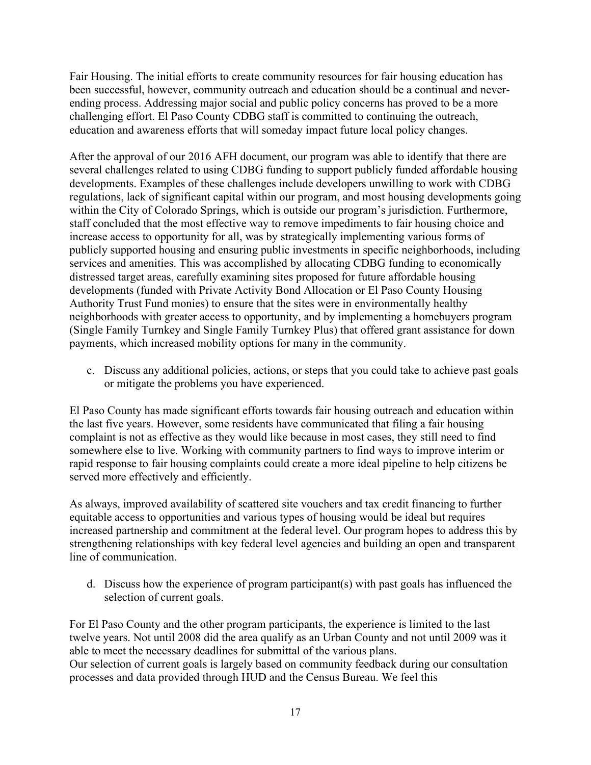Fair Housing. The initial efforts to create community resources for fair housing education has been successful, however, community outreach and education should be a continual and never-ending process. Addressing major social and public policy concerns has proved to be a more challenging effort. El Paso County CDBG staff is committed to continuing the outreach, education and awareness efforts that will someday impact future local policy changes.

After the approval of our 2016 AFH document, our program was able to identify that there are several challenges related to using CDBG funding to support publicly funded affordable housing developments. Examples of these challenges include developers unwilling to work with CDBG regulations, lack of significant capital within our program, and most housing developments going within the City of Colorado Springs, which is outside our program's jurisdiction. Furthermore, staff concluded that the most effective way to remove impediments to fair housing choice and increase access to opportunity for all, was by strategically implementing various forms of publicly supported housing and ensuring public investments in specific neighborhoods, including services and amenities. This was accomplished by allocating CDBG funding to economically distressed target areas, carefully examining sites proposed for future affordable housing developments (funded with Private Activity Bond Allocation or El Paso County Housing Authority Trust Fund monies) to ensure that the sites were in environmentally healthy neighborhoods with greater access to opportunity, and by implementing a homebuyers program (Single Family Turnkey and Single Family Turnkey Plus) that offered grant assistance for down payments, which increased mobility options for many in the community.

c. Discuss any additional policies, actions, or steps that you could take to achieve past goals or mitigate the problems you have experienced.

El Paso County has made significant efforts towards fair housing outreach and education within the last five years. However, some residents have communicated that filing a fair housing complaint is not as effective as they would like because in most cases, they still need to find somewhere else to live. Working with community partners to find ways to improve interim or rapid response to fair housing complaints could create a more ideal pipeline to help citizens be served more effectively and efficiently.

As always, improved availability of scattered site vouchers and tax credit financing to further equitable access to opportunities and various types of housing would be ideal but requires increased partnership and commitment at the federal level. Our program hopes to address this by strengthening relationships with key federal level agencies and building an open and transparent line of communication.

d. Discuss how the experience of program participant(s) with past goals has influenced the selection of current goals.

For El Paso County and the other program participants, the experience is limited to the last twelve years. Not until 2008 did the area qualify as an Urban County and not until 2009 was it able to meet the necessary deadlines for submittal of the various plans.
Our selection of current goals is largely based on community feedback during our consultation processes and data provided through HUD and the Census Bureau. We feel this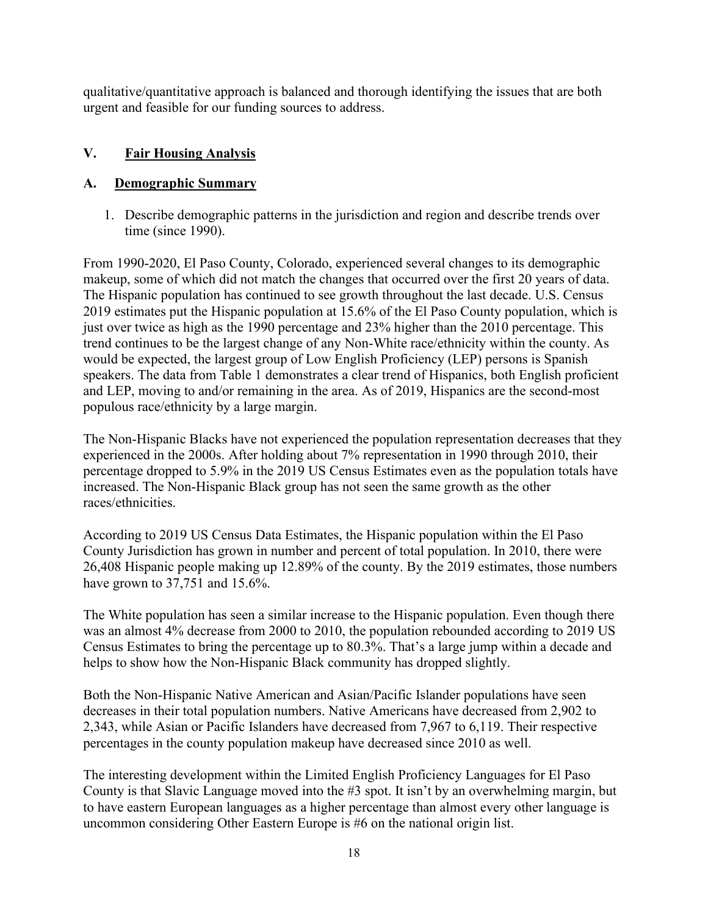qualitative/quantitative approach is balanced and thorough identifying the issues that are both urgent and feasible for our funding sources to address.

## V. Fair Housing Analysis

### A. Demographic Summary

1. Describe demographic patterns in the jurisdiction and region and describe trends over time (since 1990).

From 1990-2020, El Paso County, Colorado, experienced several changes to its demographic makeup, some of which did not match the changes that occurred over the first 20 years of data. The Hispanic population has continued to see growth throughout the last decade. U.S. Census 2019 estimates put the Hispanic population at 15.6% of the El Paso County population, which is just over twice as high as the 1990 percentage and 23% higher than the 2010 percentage. This trend continues to be the largest change of any Non-White race/ethnicity within the county. As would be expected, the largest group of Low English Proficiency (LEP) persons is Spanish speakers. The data from Table 1 demonstrates a clear trend of Hispanics, both English proficient and LEP, moving to and/or remaining in the area. As of 2019, Hispanics are the second-most populous race/ethnicity by a large margin.

The Non-Hispanic Blacks have not experienced the population representation decreases that they experienced in the 2000s. After holding about 7% representation in 1990 through 2010, their percentage dropped to 5.9% in the 2019 US Census Estimates even as the population totals have increased. The Non-Hispanic Black group has not seen the same growth as the other races/ethnicities.

According to 2019 US Census Data Estimates, the Hispanic population within the El Paso County Jurisdiction has grown in number and percent of total population. In 2010, there were 26,408 Hispanic people making up 12.89% of the county. By the 2019 estimates, those numbers have grown to 37,751 and 15.6%.

The White population has seen a similar increase to the Hispanic population. Even though there was an almost 4% decrease from 2000 to 2010, the population rebounded according to 2019 US Census Estimates to bring the percentage up to 80.3%. That's a large jump within a decade and helps to show how the Non-Hispanic Black community has dropped slightly.

Both the Non-Hispanic Native American and Asian/Pacific Islander populations have seen decreases in their total population numbers. Native Americans have decreased from 2,902 to 2,343, while Asian or Pacific Islanders have decreased from 7,967 to 6,119. Their respective percentages in the county population makeup have decreased since 2010 as well.

The interesting development within the Limited English Proficiency Languages for El Paso County is that Slavic Language moved into the #3 spot. It isn't by an overwhelming margin, but to have eastern European languages as a higher percentage than almost every other language is uncommon considering Other Eastern Europe is #6 on the national origin list.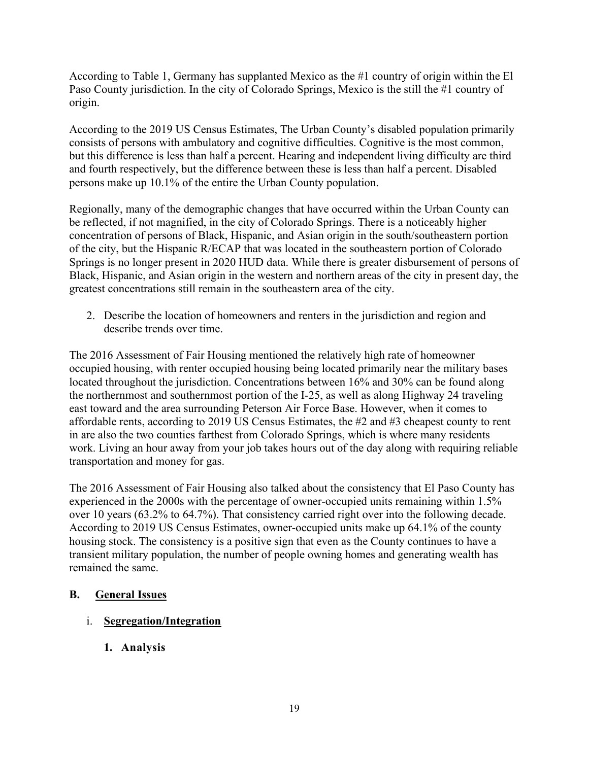According to Table 1, Germany has supplanted Mexico as the #1 country of origin within the El Paso County jurisdiction. In the city of Colorado Springs, Mexico is the still the #1 country of origin.

According to the 2019 US Census Estimates, The Urban County's disabled population primarily consists of persons with ambulatory and cognitive difficulties. Cognitive is the most common, but this difference is less than half a percent. Hearing and independent living difficulty are third and fourth respectively, but the difference between these is less than half a percent. Disabled persons make up 10.1% of the entire the Urban County population.

Regionally, many of the demographic changes that have occurred within the Urban County can be reflected, if not magnified, in the city of Colorado Springs. There is a noticeably higher concentration of persons of Black, Hispanic, and Asian origin in the south/southeastern portion of the city, but the Hispanic R/ECAP that was located in the southeastern portion of Colorado Springs is no longer present in 2020 HUD data. While there is greater disbursement of persons of Black, Hispanic, and Asian origin in the western and northern areas of the city in present day, the greatest concentrations still remain in the southeastern area of the city.

2. Describe the location of homeowners and renters in the jurisdiction and region and describe trends over time.

The 2016 Assessment of Fair Housing mentioned the relatively high rate of homeowner occupied housing, with renter occupied housing being located primarily near the military bases located throughout the jurisdiction. Concentrations between 16% and 30% can be found along the northernmost and southernmost portion of the I-25, as well as along Highway 24 traveling east toward and the area surrounding Peterson Air Force Base. However, when it comes to affordable rents, according to 2019 US Census Estimates, the #2 and #3 cheapest county to rent in are also the two counties farthest from Colorado Springs, which is where many residents work. Living an hour away from your job takes hours out of the day along with requiring reliable transportation and money for gas.

The 2016 Assessment of Fair Housing also talked about the consistency that El Paso County has experienced in the 2000s with the percentage of owner-occupied units remaining within 1.5% over 10 years (63.2% to 64.7%). That consistency carried right over into the following decade. According to 2019 US Census Estimates, owner-occupied units make up 64.1% of the county housing stock. The consistency is a positive sign that even as the County continues to have a transient military population, the number of people owning homes and generating wealth has remained the same.

## B. General Issues

### i. Segregation/Integration

#### 1. Analysis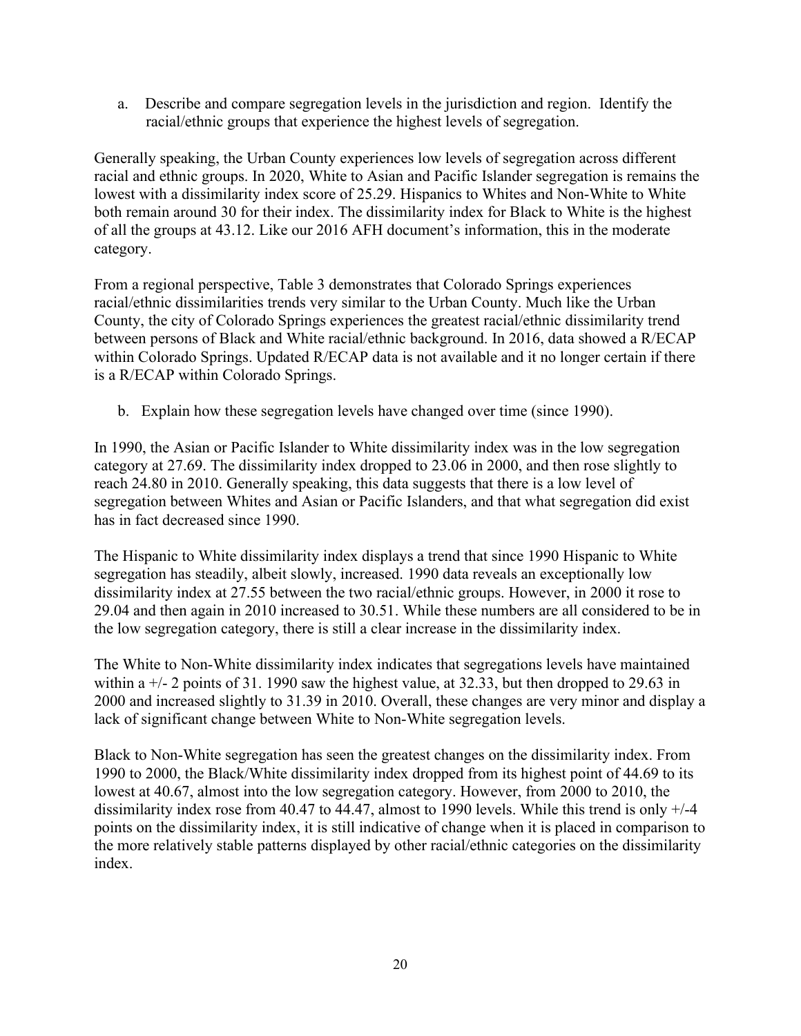a. Describe and compare segregation levels in the jurisdiction and region. Identify the racial/ethnic groups that experience the highest levels of segregation.

Generally speaking, the Urban County experiences low levels of segregation across different racial and ethnic groups. In 2020, White to Asian and Pacific Islander segregation is remains the lowest with a dissimilarity index score of 25.29. Hispanics to Whites and Non-White to White both remain around 30 for their index. The dissimilarity index for Black to White is the highest of all the groups at 43.12. Like our 2016 AFH document's information, this in the moderate category.

From a regional perspective, Table 3 demonstrates that Colorado Springs experiences racial/ethnic dissimilarities trends very similar to the Urban County. Much like the Urban County, the city of Colorado Springs experiences the greatest racial/ethnic dissimilarity trend between persons of Black and White racial/ethnic background. In 2016, data showed a R/ECAP within Colorado Springs. Updated R/ECAP data is not available and it no longer certain if there is a R/ECAP within Colorado Springs.

b. Explain how these segregation levels have changed over time (since 1990).

In 1990, the Asian or Pacific Islander to White dissimilarity index was in the low segregation category at 27.69. The dissimilarity index dropped to 23.06 in 2000, and then rose slightly to reach 24.80 in 2010. Generally speaking, this data suggests that there is a low level of segregation between Whites and Asian or Pacific Islanders, and that what segregation did exist has in fact decreased since 1990.

The Hispanic to White dissimilarity index displays a trend that since 1990 Hispanic to White segregation has steadily, albeit slowly, increased. 1990 data reveals an exceptionally low dissimilarity index at 27.55 between the two racial/ethnic groups. However, in 2000 it rose to 29.04 and then again in 2010 increased to 30.51. While these numbers are all considered to be in the low segregation category, there is still a clear increase in the dissimilarity index.

The White to Non-White dissimilarity index indicates that segregations levels have maintained within a +/- 2 points of 31. 1990 saw the highest value, at 32.33, but then dropped to 29.63 in 2000 and increased slightly to 31.39 in 2010. Overall, these changes are very minor and display a lack of significant change between White to Non-White segregation levels.

Black to Non-White segregation has seen the greatest changes on the dissimilarity index. From 1990 to 2000, the Black/White dissimilarity index dropped from its highest point of 44.69 to its lowest at 40.67, almost into the low segregation category. However, from 2000 to 2010, the dissimilarity index rose from 40.47 to 44.47, almost to 1990 levels. While this trend is only +/-4 points on the dissimilarity index, it is still indicative of change when it is placed in comparison to the more relatively stable patterns displayed by other racial/ethnic categories on the dissimilarity index.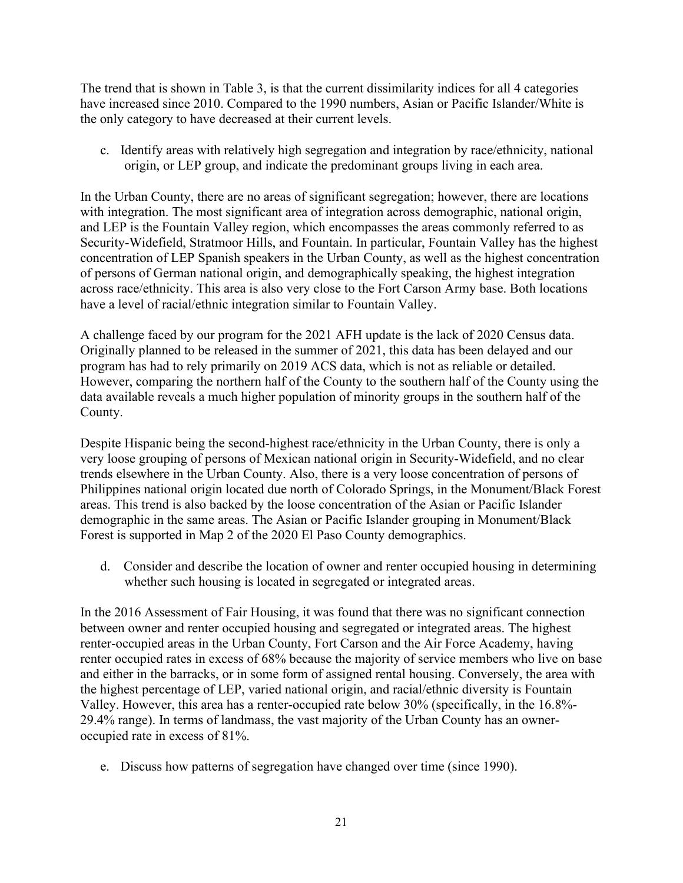The trend that is shown in Table 3, is that the current dissimilarity indices for all 4 categories have increased since 2010. Compared to the 1990 numbers, Asian or Pacific Islander/White is the only category to have decreased at their current levels.

c. Identify areas with relatively high segregation and integration by race/ethnicity, national origin, or LEP group, and indicate the predominant groups living in each area.

In the Urban County, there are no areas of significant segregation; however, there are locations with integration. The most significant area of integration across demographic, national origin, and LEP is the Fountain Valley region, which encompasses the areas commonly referred to as Security-Widefield, Stratmoor Hills, and Fountain. In particular, Fountain Valley has the highest concentration of LEP Spanish speakers in the Urban County, as well as the highest concentration of persons of German national origin, and demographically speaking, the highest integration across race/ethnicity. This area is also very close to the Fort Carson Army base. Both locations have a level of racial/ethnic integration similar to Fountain Valley.

A challenge faced by our program for the 2021 AFH update is the lack of 2020 Census data. Originally planned to be released in the summer of 2021, this data has been delayed and our program has had to rely primarily on 2019 ACS data, which is not as reliable or detailed. However, comparing the northern half of the County to the southern half of the County using the data available reveals a much higher population of minority groups in the southern half of the County.

Despite Hispanic being the second-highest race/ethnicity in the Urban County, there is only a very loose grouping of persons of Mexican national origin in Security-Widefield, and no clear trends elsewhere in the Urban County. Also, there is a very loose concentration of persons of Philippines national origin located due north of Colorado Springs, in the Monument/Black Forest areas. This trend is also backed by the loose concentration of the Asian or Pacific Islander demographic in the same areas. The Asian or Pacific Islander grouping in Monument/Black Forest is supported in Map 2 of the 2020 El Paso County demographics.

d. Consider and describe the location of owner and renter occupied housing in determining whether such housing is located in segregated or integrated areas.

In the 2016 Assessment of Fair Housing, it was found that there was no significant connection between owner and renter occupied housing and segregated or integrated areas. The highest renter-occupied areas in the Urban County, Fort Carson and the Air Force Academy, having renter occupied rates in excess of 68% because the majority of service members who live on base and either in the barracks, or in some form of assigned rental housing. Conversely, the area with the highest percentage of LEP, varied national origin, and racial/ethnic diversity is Fountain Valley. However, this area has a renter-occupied rate below 30% (specifically, in the 16.8%-29.4% range). In terms of landmass, the vast majority of the Urban County has an owner-occupied rate in excess of 81%.

e. Discuss how patterns of segregation have changed over time (since 1990).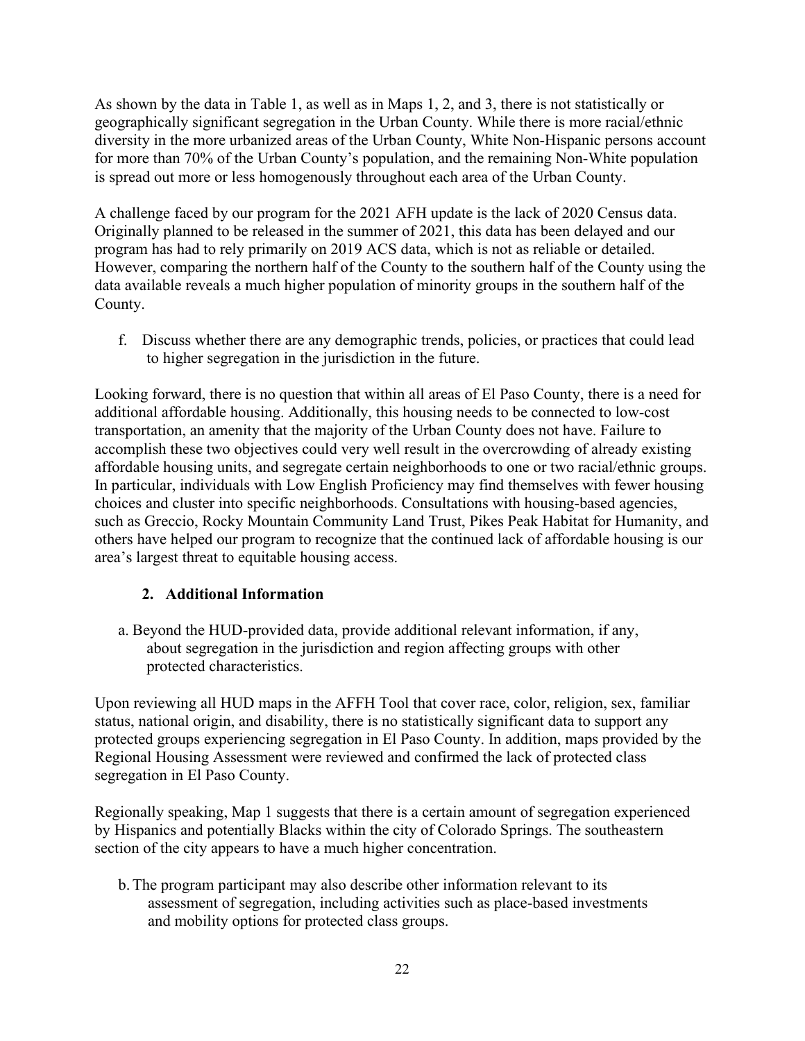As shown by the data in Table 1, as well as in Maps 1, 2, and 3, there is not statistically or geographically significant segregation in the Urban County. While there is more racial/ethnic diversity in the more urbanized areas of the Urban County, White Non-Hispanic persons account for more than 70% of the Urban County's population, and the remaining Non-White population is spread out more or less homogenously throughout each area of the Urban County.

A challenge faced by our program for the 2021 AFH update is the lack of 2020 Census data. Originally planned to be released in the summer of 2021, this data has been delayed and our program has had to rely primarily on 2019 ACS data, which is not as reliable or detailed. However, comparing the northern half of the County to the southern half of the County using the data available reveals a much higher population of minority groups in the southern half of the County.

f. Discuss whether there are any demographic trends, policies, or practices that could lead to higher segregation in the jurisdiction in the future.

Looking forward, there is no question that within all areas of El Paso County, there is a need for additional affordable housing. Additionally, this housing needs to be connected to low-cost transportation, an amenity that the majority of the Urban County does not have. Failure to accomplish these two objectives could very well result in the overcrowding of already existing affordable housing units, and segregate certain neighborhoods to one or two racial/ethnic groups. In particular, individuals with Low English Proficiency may find themselves with fewer housing choices and cluster into specific neighborhoods. Consultations with housing-based agencies, such as Greccio, Rocky Mountain Community Land Trust, Pikes Peak Habitat for Humanity, and others have helped our program to recognize that the continued lack of affordable housing is our area's largest threat to equitable housing access.

### 2. Additional Information

a. Beyond the HUD-provided data, provide additional relevant information, if any, about segregation in the jurisdiction and region affecting groups with other protected characteristics.

Upon reviewing all HUD maps in the AFFH Tool that cover race, color, religion, sex, familiar status, national origin, and disability, there is no statistically significant data to support any protected groups experiencing segregation in El Paso County. In addition, maps provided by the Regional Housing Assessment were reviewed and confirmed the lack of protected class segregation in El Paso County.

Regionally speaking, Map 1 suggests that there is a certain amount of segregation experienced by Hispanics and potentially Blacks within the city of Colorado Springs. The southeastern section of the city appears to have a much higher concentration.

b. The program participant may also describe other information relevant to its assessment of segregation, including activities such as place-based investments and mobility options for protected class groups.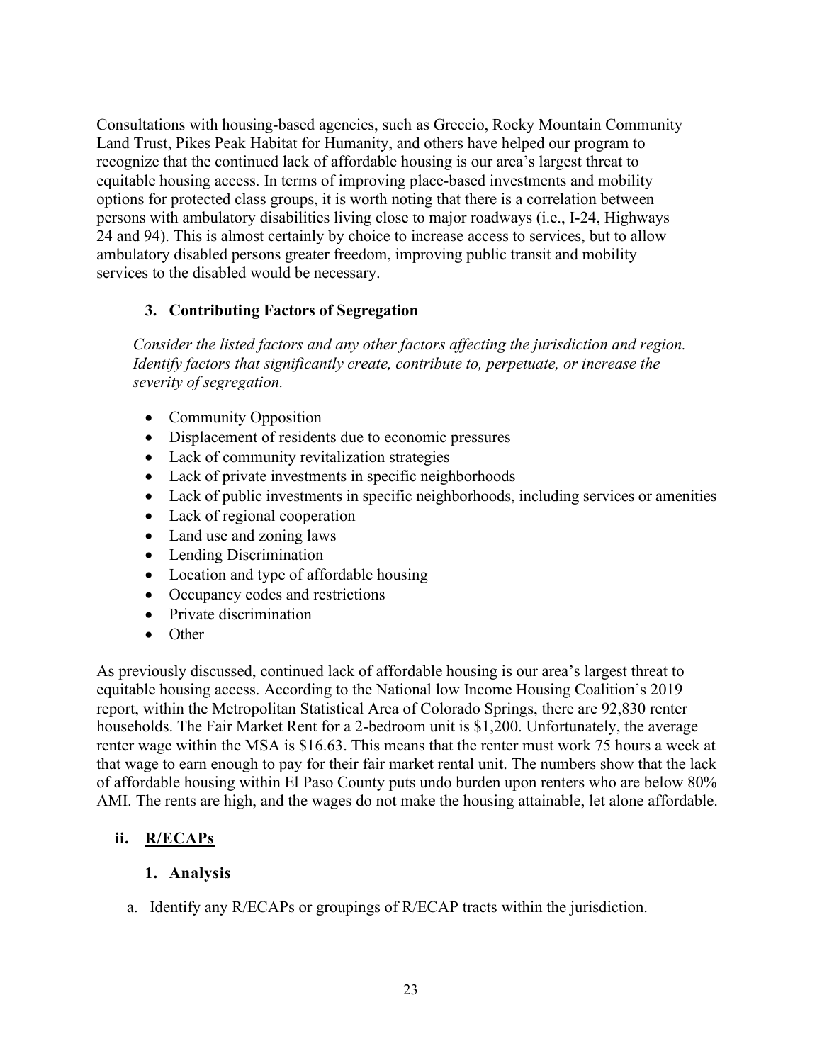Consultations with housing-based agencies, such as Greccio, Rocky Mountain Community Land Trust, Pikes Peak Habitat for Humanity, and others have helped our program to recognize that the continued lack of affordable housing is our area's largest threat to equitable housing access. In terms of improving place-based investments and mobility options for protected class groups, it is worth noting that there is a correlation between persons with ambulatory disabilities living close to major roadways (i.e., I-24, Highways 24 and 94). This is almost certainly by choice to increase access to services, but to allow ambulatory disabled persons greater freedom, improving public transit and mobility services to the disabled would be necessary.

### 3. Contributing Factors of Segregation

*Consider the listed factors and any other factors affecting the jurisdiction and region. Identify factors that significantly create, contribute to, perpetuate, or increase the severity of segregation.*

- Community Opposition
- Displacement of residents due to economic pressures
- Lack of community revitalization strategies
- Lack of private investments in specific neighborhoods
- Lack of public investments in specific neighborhoods, including services or amenities
- Lack of regional cooperation
- Land use and zoning laws
- Lending Discrimination
- Location and type of affordable housing
- Occupancy codes and restrictions
- Private discrimination
- Other

As previously discussed, continued lack of affordable housing is our area's largest threat to equitable housing access. According to the National low Income Housing Coalition's 2019 report, within the Metropolitan Statistical Area of Colorado Springs, there are 92,830 renter households. The Fair Market Rent for a 2-bedroom unit is $1,200. Unfortunately, the average renter wage within the MSA is $16.63. This means that the renter must work 75 hours a week at that wage to earn enough to pay for their fair market rental unit. The numbers show that the lack of affordable housing within El Paso County puts undo burden upon renters who are below 80% AMI. The rents are high, and the wages do not make the housing attainable, let alone affordable.

## ii. <u>R/ECAPs</u>

### 1. Analysis

a. Identify any R/ECAPs or groupings of R/ECAP tracts within the jurisdiction.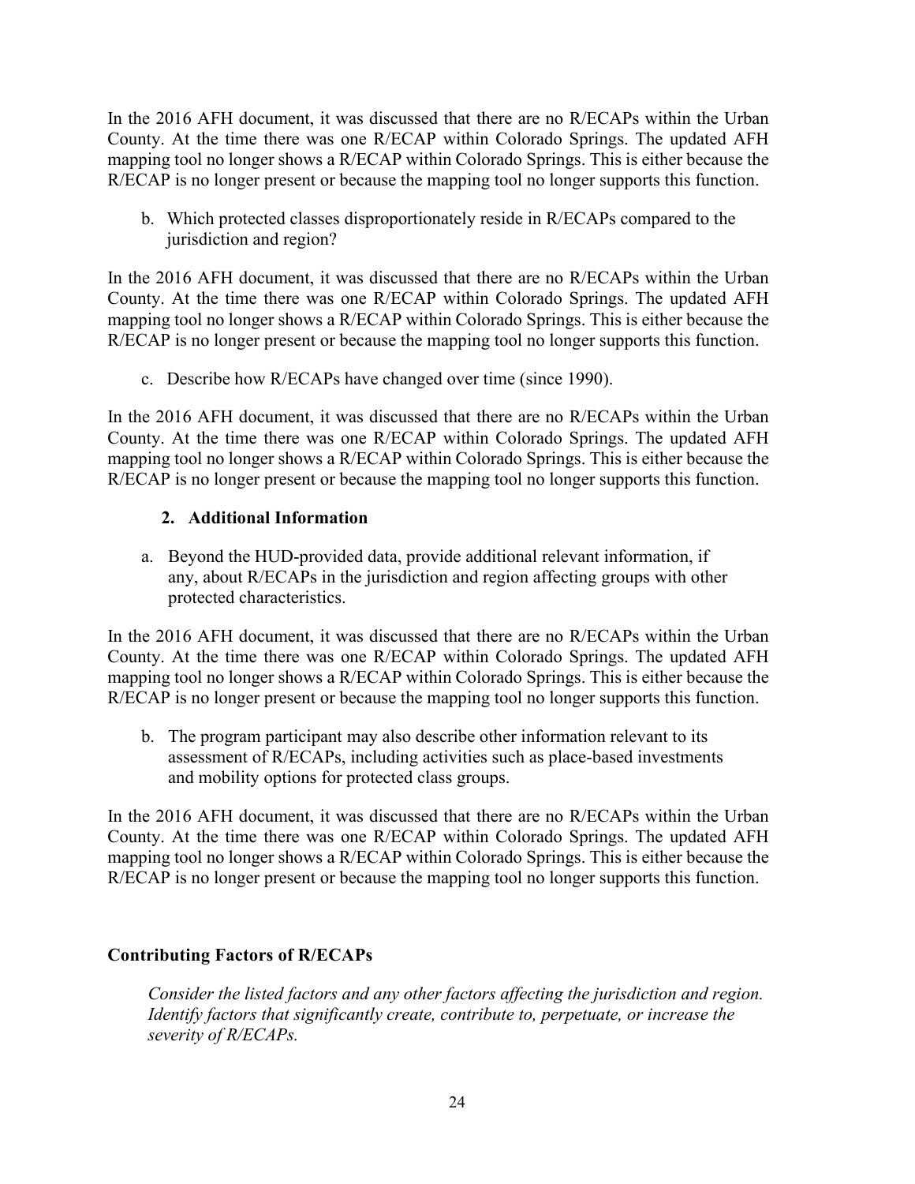In the 2016 AFH document, it was discussed that there are no R/ECAPs within the Urban County. At the time there was one R/ECAP within Colorado Springs. The updated AFH mapping tool no longer shows a R/ECAP within Colorado Springs. This is either because the R/ECAP is no longer present or because the mapping tool no longer supports this function.

b. Which protected classes disproportionately reside in R/ECAPs compared to the jurisdiction and region?

In the 2016 AFH document, it was discussed that there are no R/ECAPs within the Urban County. At the time there was one R/ECAP within Colorado Springs. The updated AFH mapping tool no longer shows a R/ECAP within Colorado Springs. This is either because the R/ECAP is no longer present or because the mapping tool no longer supports this function.

c. Describe how R/ECAPs have changed over time (since 1990).

In the 2016 AFH document, it was discussed that there are no R/ECAPs within the Urban County. At the time there was one R/ECAP within Colorado Springs. The updated AFH mapping tool no longer shows a R/ECAP within Colorado Springs. This is either because the R/ECAP is no longer present or because the mapping tool no longer supports this function.

### 2. Additional Information

a. Beyond the HUD-provided data, provide additional relevant information, if any, about R/ECAPs in the jurisdiction and region affecting groups with other protected characteristics.

In the 2016 AFH document, it was discussed that there are no R/ECAPs within the Urban County. At the time there was one R/ECAP within Colorado Springs. The updated AFH mapping tool no longer shows a R/ECAP within Colorado Springs. This is either because the R/ECAP is no longer present or because the mapping tool no longer supports this function.

b. The program participant may also describe other information relevant to its assessment of R/ECAPs, including activities such as place-based investments and mobility options for protected class groups.

In the 2016 AFH document, it was discussed that there are no R/ECAPs within the Urban County. At the time there was one R/ECAP within Colorado Springs. The updated AFH mapping tool no longer shows a R/ECAP within Colorado Springs. This is either because the R/ECAP is no longer present or because the mapping tool no longer supports this function.

### Contributing Factors of R/ECAPs

*Consider the listed factors and any other factors affecting the jurisdiction and region. Identify factors that significantly create, contribute to, perpetuate, or increase the severity of R/ECAPs.*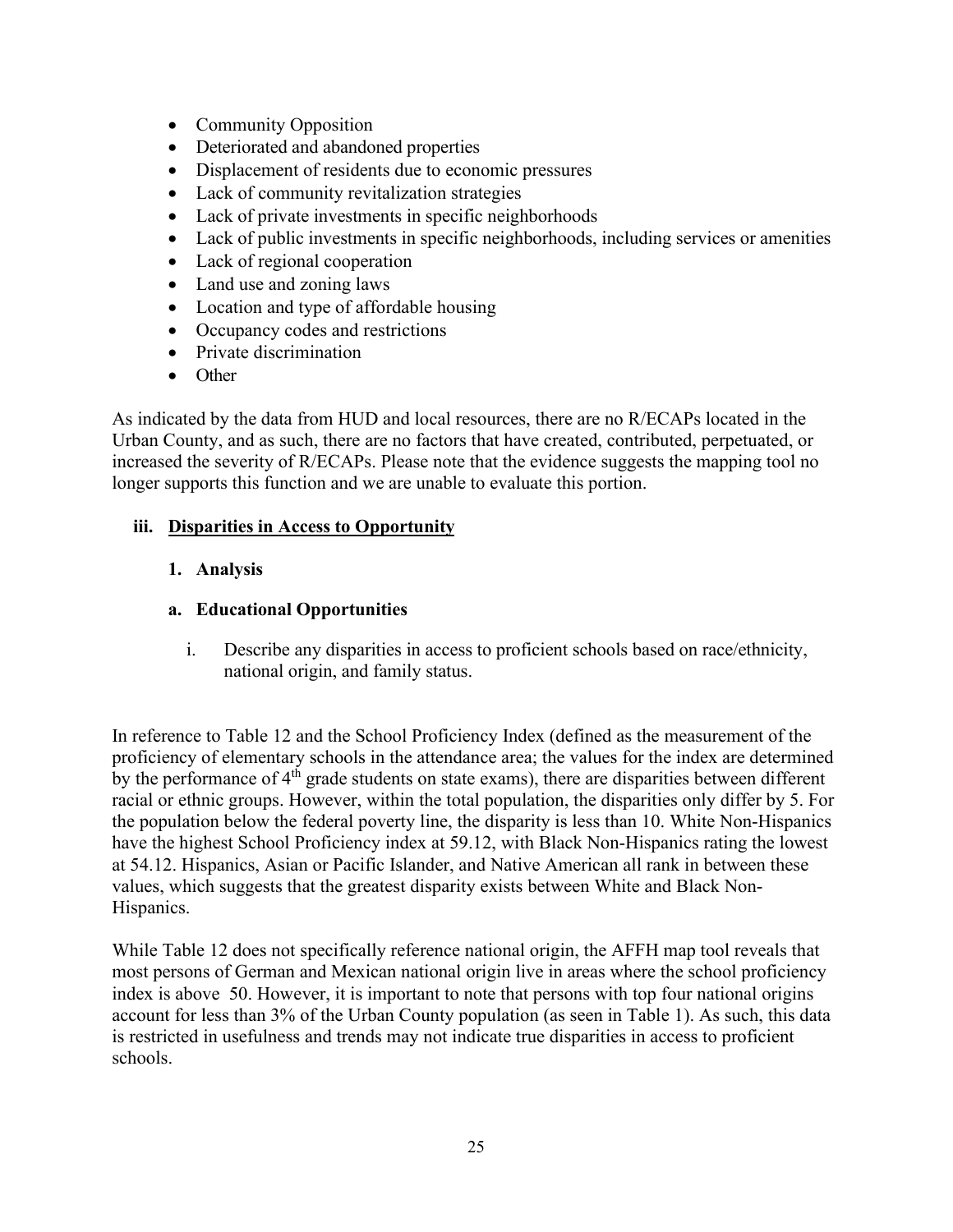- Community Opposition
- Deteriorated and abandoned properties
- Displacement of residents due to economic pressures
- Lack of community revitalization strategies
- Lack of private investments in specific neighborhoods
- Lack of public investments in specific neighborhoods, including services or amenities
- Lack of regional cooperation
- Land use and zoning laws
- Location and type of affordable housing
- Occupancy codes and restrictions
- Private discrimination
- Other

As indicated by the data from HUD and local resources, there are no R/ECAPs located in the Urban County, and as such, there are no factors that have created, contributed, perpetuated, or increased the severity of R/ECAPs. Please note that the evidence suggests the mapping tool no longer supports this function and we are unable to evaluate this portion.

### iii. Disparities in Access to Opportunity

#### 1. Analysis

#### a. Educational Opportunities

i. Describe any disparities in access to proficient schools based on race/ethnicity, national origin, and family status.

In reference to Table 12 and the School Proficiency Index (defined as the measurement of the proficiency of elementary schools in the attendance area; the values for the index are determined by the performance of 4th grade students on state exams), there are disparities between different racial or ethnic groups. However, within the total population, the disparities only differ by 5. For the population below the federal poverty line, the disparity is less than 10. White Non-Hispanics have the highest School Proficiency index at 59.12, with Black Non-Hispanics rating the lowest at 54.12. Hispanics, Asian or Pacific Islander, and Native American all rank in between these values, which suggests that the greatest disparity exists between White and Black Non-Hispanics.

While Table 12 does not specifically reference national origin, the AFFH map tool reveals that most persons of German and Mexican national origin live in areas where the school proficiency index is above 50. However, it is important to note that persons with top four national origins account for less than 3% of the Urban County population (as seen in Table 1). As such, this data is restricted in usefulness and trends may not indicate true disparities in access to proficient schools.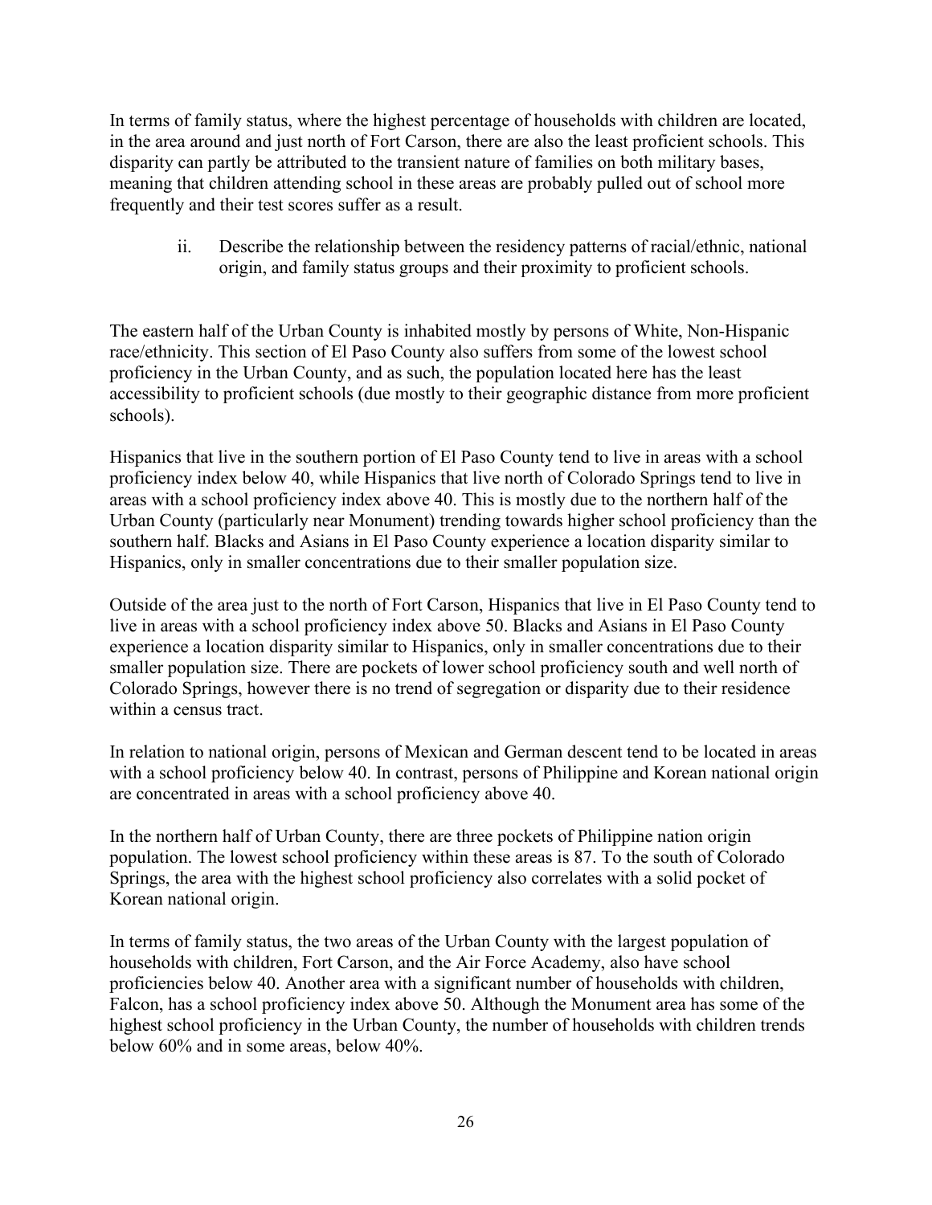In terms of family status, where the highest percentage of households with children are located, in the area around and just north of Fort Carson, there are also the least proficient schools. This disparity can partly be attributed to the transient nature of families on both military bases, meaning that children attending school in these areas are probably pulled out of school more frequently and their test scores suffer as a result.

ii. Describe the relationship between the residency patterns of racial/ethnic, national origin, and family status groups and their proximity to proficient schools.

The eastern half of the Urban County is inhabited mostly by persons of White, Non-Hispanic race/ethnicity. This section of El Paso County also suffers from some of the lowest school proficiency in the Urban County, and as such, the population located here has the least accessibility to proficient schools (due mostly to their geographic distance from more proficient schools).

Hispanics that live in the southern portion of El Paso County tend to live in areas with a school proficiency index below 40, while Hispanics that live north of Colorado Springs tend to live in areas with a school proficiency index above 40. This is mostly due to the northern half of the Urban County (particularly near Monument) trending towards higher school proficiency than the southern half. Blacks and Asians in El Paso County experience a location disparity similar to Hispanics, only in smaller concentrations due to their smaller population size.

Outside of the area just to the north of Fort Carson, Hispanics that live in El Paso County tend to live in areas with a school proficiency index above 50. Blacks and Asians in El Paso County experience a location disparity similar to Hispanics, only in smaller concentrations due to their smaller population size. There are pockets of lower school proficiency south and well north of Colorado Springs, however there is no trend of segregation or disparity due to their residence within a census tract.

In relation to national origin, persons of Mexican and German descent tend to be located in areas with a school proficiency below 40. In contrast, persons of Philippine and Korean national origin are concentrated in areas with a school proficiency above 40.

In the northern half of Urban County, there are three pockets of Philippine nation origin population. The lowest school proficiency within these areas is 87. To the south of Colorado Springs, the area with the highest school proficiency also correlates with a solid pocket of Korean national origin.

In terms of family status, the two areas of the Urban County with the largest population of households with children, Fort Carson, and the Air Force Academy, also have school proficiencies below 40. Another area with a significant number of households with children, Falcon, has a school proficiency index above 50. Although the Monument area has some of the highest school proficiency in the Urban County, the number of households with children trends below 60% and in some areas, below 40%.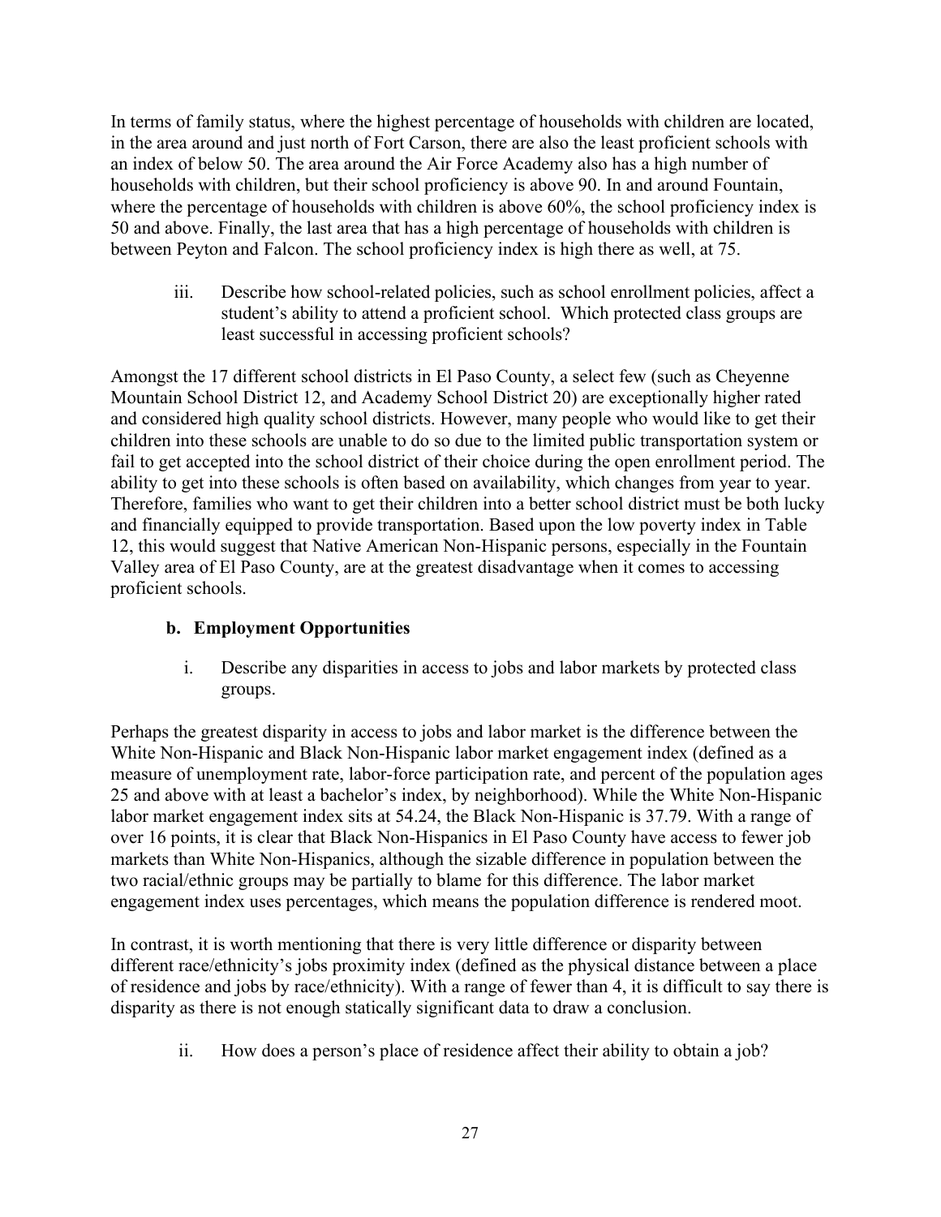In terms of family status, where the highest percentage of households with children are located, in the area around and just north of Fort Carson, there are also the least proficient schools with an index of below 50. The area around the Air Force Academy also has a high number of households with children, but their school proficiency is above 90. In and around Fountain, where the percentage of households with children is above 60%, the school proficiency index is 50 and above. Finally, the last area that has a high percentage of households with children is between Peyton and Falcon. The school proficiency index is high there as well, at 75.

iii. Describe how school-related policies, such as school enrollment policies, affect a student's ability to attend a proficient school. Which protected class groups are least successful in accessing proficient schools?

Amongst the 17 different school districts in El Paso County, a select few (such as Cheyenne Mountain School District 12, and Academy School District 20) are exceptionally higher rated and considered high quality school districts. However, many people who would like to get their children into these schools are unable to do so due to the limited public transportation system or fail to get accepted into the school district of their choice during the open enrollment period. The ability to get into these schools is often based on availability, which changes from year to year. Therefore, families who want to get their children into a better school district must be both lucky and financially equipped to provide transportation. Based upon the low poverty index in Table 12, this would suggest that Native American Non-Hispanic persons, especially in the Fountain Valley area of El Paso County, are at the greatest disadvantage when it comes to accessing proficient schools.

### b. Employment Opportunities

i. Describe any disparities in access to jobs and labor markets by protected class groups.

Perhaps the greatest disparity in access to jobs and labor market is the difference between the White Non-Hispanic and Black Non-Hispanic labor market engagement index (defined as a measure of unemployment rate, labor-force participation rate, and percent of the population ages 25 and above with at least a bachelor's index, by neighborhood). While the White Non-Hispanic labor market engagement index sits at 54.24, the Black Non-Hispanic is 37.79. With a range of over 16 points, it is clear that Black Non-Hispanics in El Paso County have access to fewer job markets than White Non-Hispanics, although the sizable difference in population between the two racial/ethnic groups may be partially to blame for this difference. The labor market engagement index uses percentages, which means the population difference is rendered moot.

In contrast, it is worth mentioning that there is very little difference or disparity between different race/ethnicity's jobs proximity index (defined as the physical distance between a place of residence and jobs by race/ethnicity). With a range of fewer than 4, it is difficult to say there is disparity as there is not enough statically significant data to draw a conclusion.

ii. How does a person's place of residence affect their ability to obtain a job?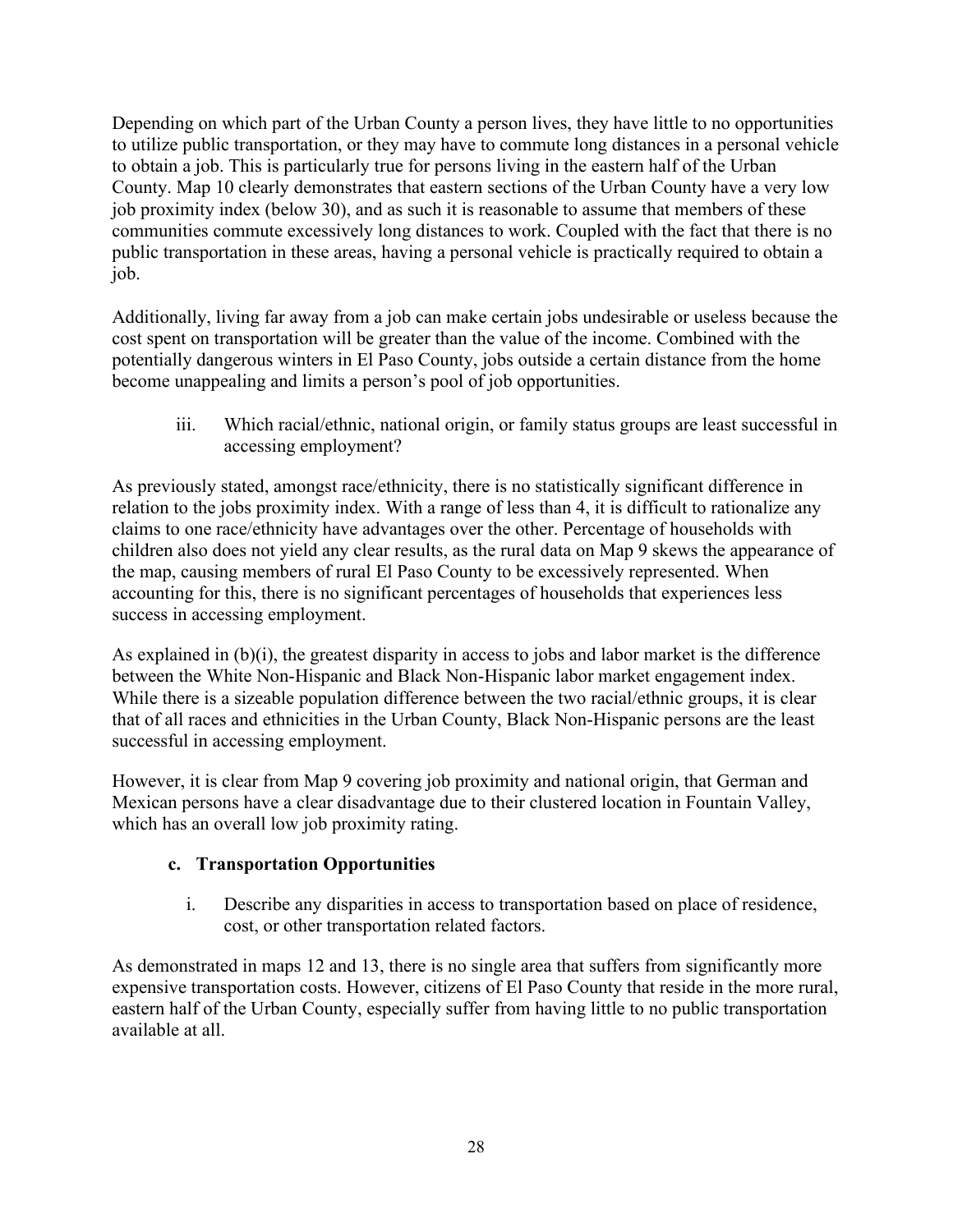Depending on which part of the Urban County a person lives, they have little to no opportunities to utilize public transportation, or they may have to commute long distances in a personal vehicle to obtain a job. This is particularly true for persons living in the eastern half of the Urban County. Map 10 clearly demonstrates that eastern sections of the Urban County have a very low job proximity index (below 30), and as such it is reasonable to assume that members of these communities commute excessively long distances to work. Coupled with the fact that there is no public transportation in these areas, having a personal vehicle is practically required to obtain a job.

Additionally, living far away from a job can make certain jobs undesirable or useless because the cost spent on transportation will be greater than the value of the income. Combined with the potentially dangerous winters in El Paso County, jobs outside a certain distance from the home become unappealing and limits a person's pool of job opportunities.

iii. Which racial/ethnic, national origin, or family status groups are least successful in accessing employment?

As previously stated, amongst race/ethnicity, there is no statistically significant difference in relation to the jobs proximity index. With a range of less than 4, it is difficult to rationalize any claims to one race/ethnicity have advantages over the other. Percentage of households with children also does not yield any clear results, as the rural data on Map 9 skews the appearance of the map, causing members of rural El Paso County to be excessively represented. When accounting for this, there is no significant percentages of households that experiences less success in accessing employment.

As explained in (b)(i), the greatest disparity in access to jobs and labor market is the difference between the White Non-Hispanic and Black Non-Hispanic labor market engagement index. While there is a sizeable population difference between the two racial/ethnic groups, it is clear that of all races and ethnicities in the Urban County, Black Non-Hispanic persons are the least successful in accessing employment.

However, it is clear from Map 9 covering job proximity and national origin, that German and Mexican persons have a clear disadvantage due to their clustered location in Fountain Valley, which has an overall low job proximity rating.

### c. Transportation Opportunities

i. Describe any disparities in access to transportation based on place of residence, cost, or other transportation related factors.

As demonstrated in maps 12 and 13, there is no single area that suffers from significantly more expensive transportation costs. However, citizens of El Paso County that reside in the more rural, eastern half of the Urban County, especially suffer from having little to no public transportation available at all.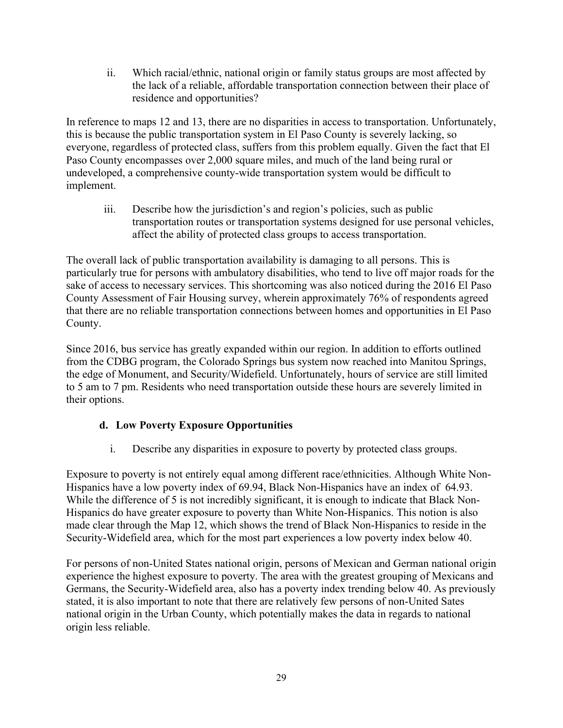ii. Which racial/ethnic, national origin or family status groups are most affected by the lack of a reliable, affordable transportation connection between their place of residence and opportunities?

In reference to maps 12 and 13, there are no disparities in access to transportation. Unfortunately, this is because the public transportation system in El Paso County is severely lacking, so everyone, regardless of protected class, suffers from this problem equally. Given the fact that El Paso County encompasses over 2,000 square miles, and much of the land being rural or undeveloped, a comprehensive county-wide transportation system would be difficult to implement.

iii. Describe how the jurisdiction's and region's policies, such as public transportation routes or transportation systems designed for use personal vehicles, affect the ability of protected class groups to access transportation.

The overall lack of public transportation availability is damaging to all persons. This is particularly true for persons with ambulatory disabilities, who tend to live off major roads for the sake of access to necessary services. This shortcoming was also noticed during the 2016 El Paso County Assessment of Fair Housing survey, wherein approximately 76% of respondents agreed that there are no reliable transportation connections between homes and opportunities in El Paso County.

Since 2016, bus service has greatly expanded within our region. In addition to efforts outlined from the CDBG program, the Colorado Springs bus system now reached into Manitou Springs, the edge of Monument, and Security/Widefield. Unfortunately, hours of service are still limited to 5 am to 7 pm. Residents who need transportation outside these hours are severely limited in their options.

### d. Low Poverty Exposure Opportunities

i. Describe any disparities in exposure to poverty by protected class groups.

Exposure to poverty is not entirely equal among different race/ethnicities. Although White Non-Hispanics have a low poverty index of 69.94, Black Non-Hispanics have an index of 64.93. While the difference of 5 is not incredibly significant, it is enough to indicate that Black Non-Hispanics do have greater exposure to poverty than White Non-Hispanics. This notion is also made clear through the Map 12, which shows the trend of Black Non-Hispanics to reside in the Security-Widefield area, which for the most part experiences a low poverty index below 40.

For persons of non-United States national origin, persons of Mexican and German national origin experience the highest exposure to poverty. The area with the greatest grouping of Mexicans and Germans, the Security-Widefield area, also has a poverty index trending below 40. As previously stated, it is also important to note that there are relatively few persons of non-United Sates national origin in the Urban County, which potentially makes the data in regards to national origin less reliable.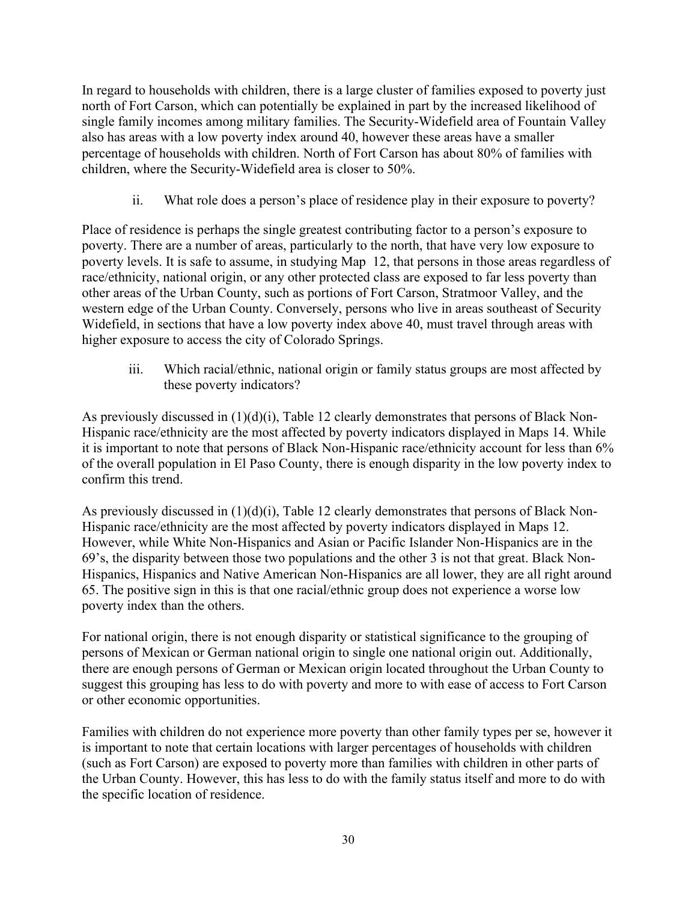In regard to households with children, there is a large cluster of families exposed to poverty just north of Fort Carson, which can potentially be explained in part by the increased likelihood of single family incomes among military families. The Security-Widefield area of Fountain Valley also has areas with a low poverty index around 40, however these areas have a smaller percentage of households with children. North of Fort Carson has about 80% of families with children, where the Security-Widefield area is closer to 50%.

ii. What role does a person's place of residence play in their exposure to poverty?

Place of residence is perhaps the single greatest contributing factor to a person's exposure to poverty. There are a number of areas, particularly to the north, that have very low exposure to poverty levels. It is safe to assume, in studying Map 12, that persons in those areas regardless of race/ethnicity, national origin, or any other protected class are exposed to far less poverty than other areas of the Urban County, such as portions of Fort Carson, Stratmoor Valley, and the western edge of the Urban County. Conversely, persons who live in areas southeast of Security Widefield, in sections that have a low poverty index above 40, must travel through areas with higher exposure to access the city of Colorado Springs.

iii. Which racial/ethnic, national origin or family status groups are most affected by these poverty indicators?

As previously discussed in (1)(d)(i), Table 12 clearly demonstrates that persons of Black Non-Hispanic race/ethnicity are the most affected by poverty indicators displayed in Maps 14. While it is important to note that persons of Black Non-Hispanic race/ethnicity account for less than 6% of the overall population in El Paso County, there is enough disparity in the low poverty index to confirm this trend.

As previously discussed in (1)(d)(i), Table 12 clearly demonstrates that persons of Black Non-Hispanic race/ethnicity are the most affected by poverty indicators displayed in Maps 12. However, while White Non-Hispanics and Asian or Pacific Islander Non-Hispanics are in the 69's, the disparity between those two populations and the other 3 is not that great. Black Non-Hispanics, Hispanics and Native American Non-Hispanics are all lower, they are all right around 65. The positive sign in this is that one racial/ethnic group does not experience a worse low poverty index than the others.

For national origin, there is not enough disparity or statistical significance to the grouping of persons of Mexican or German national origin to single one national origin out. Additionally, there are enough persons of German or Mexican origin located throughout the Urban County to suggest this grouping has less to do with poverty and more to with ease of access to Fort Carson or other economic opportunities.

Families with children do not experience more poverty than other family types per se, however it is important to note that certain locations with larger percentages of households with children (such as Fort Carson) are exposed to poverty more than families with children in other parts of the Urban County. However, this has less to do with the family status itself and more to do with the specific location of residence.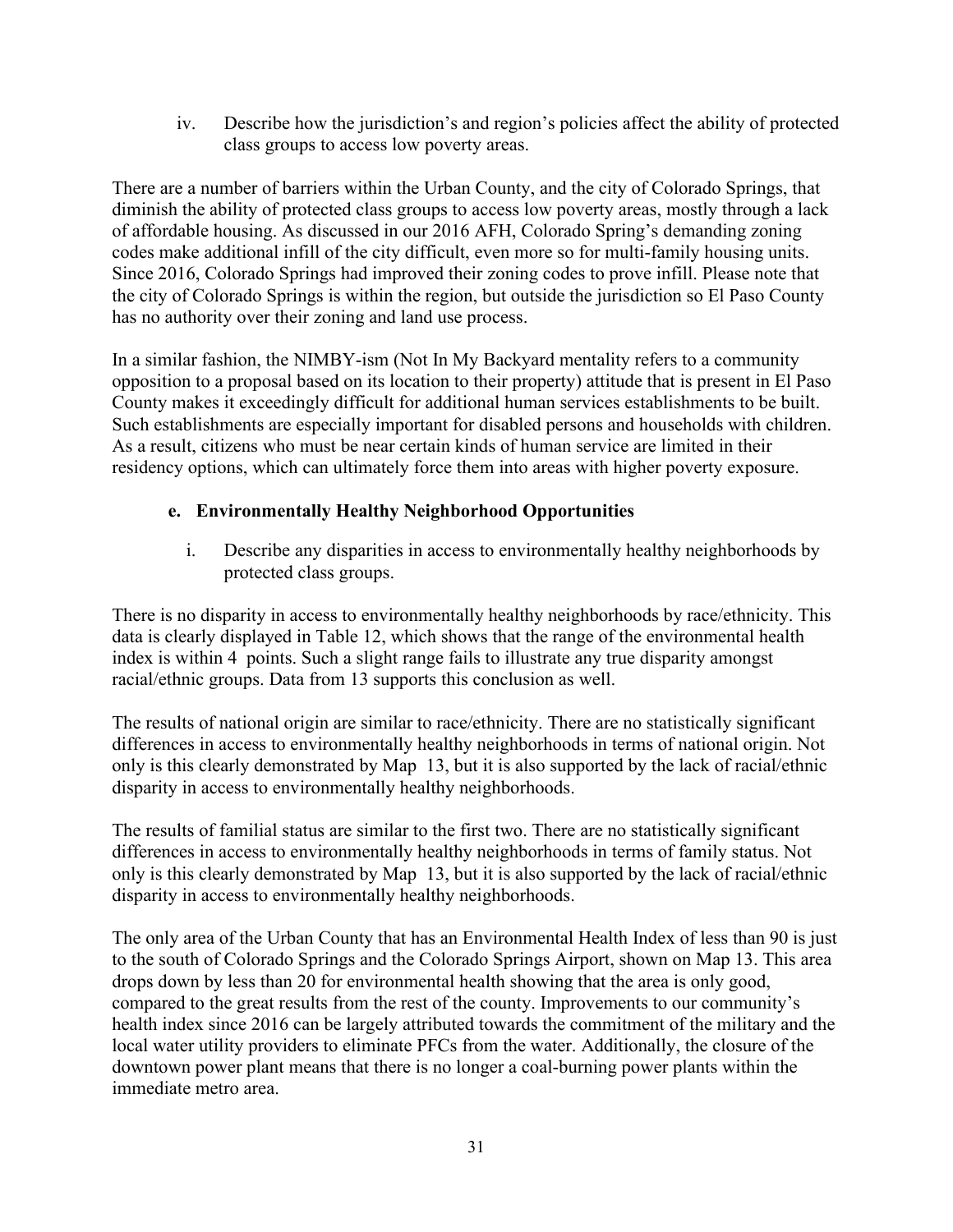iv. Describe how the jurisdiction's and region's policies affect the ability of protected class groups to access low poverty areas.

There are a number of barriers within the Urban County, and the city of Colorado Springs, that diminish the ability of protected class groups to access low poverty areas, mostly through a lack of affordable housing. As discussed in our 2016 AFH, Colorado Spring's demanding zoning codes make additional infill of the city difficult, even more so for multi-family housing units. Since 2016, Colorado Springs had improved their zoning codes to prove infill. Please note that the city of Colorado Springs is within the region, but outside the jurisdiction so El Paso County has no authority over their zoning and land use process.

In a similar fashion, the NIMBY-ism (Not In My Backyard mentality refers to a community opposition to a proposal based on its location to their property) attitude that is present in El Paso County makes it exceedingly difficult for additional human services establishments to be built. Such establishments are especially important for disabled persons and households with children. As a result, citizens who must be near certain kinds of human service are limited in their residency options, which can ultimately force them into areas with higher poverty exposure.

### e. Environmentally Healthy Neighborhood Opportunities

i. Describe any disparities in access to environmentally healthy neighborhoods by protected class groups.

There is no disparity in access to environmentally healthy neighborhoods by race/ethnicity. This data is clearly displayed in Table 12, which shows that the range of the environmental health index is within 4 points. Such a slight range fails to illustrate any true disparity amongst racial/ethnic groups. Data from 13 supports this conclusion as well.

The results of national origin are similar to race/ethnicity. There are no statistically significant differences in access to environmentally healthy neighborhoods in terms of national origin. Not only is this clearly demonstrated by Map 13, but it is also supported by the lack of racial/ethnic disparity in access to environmentally healthy neighborhoods.

The results of familial status are similar to the first two. There are no statistically significant differences in access to environmentally healthy neighborhoods in terms of family status. Not only is this clearly demonstrated by Map 13, but it is also supported by the lack of racial/ethnic disparity in access to environmentally healthy neighborhoods.

The only area of the Urban County that has an Environmental Health Index of less than 90 is just to the south of Colorado Springs and the Colorado Springs Airport, shown on Map 13. This area drops down by less than 20 for environmental health showing that the area is only good, compared to the great results from the rest of the county. Improvements to our community's health index since 2016 can be largely attributed towards the commitment of the military and the local water utility providers to eliminate PFCs from the water. Additionally, the closure of the downtown power plant means that there is no longer a coal-burning power plants within the immediate metro area.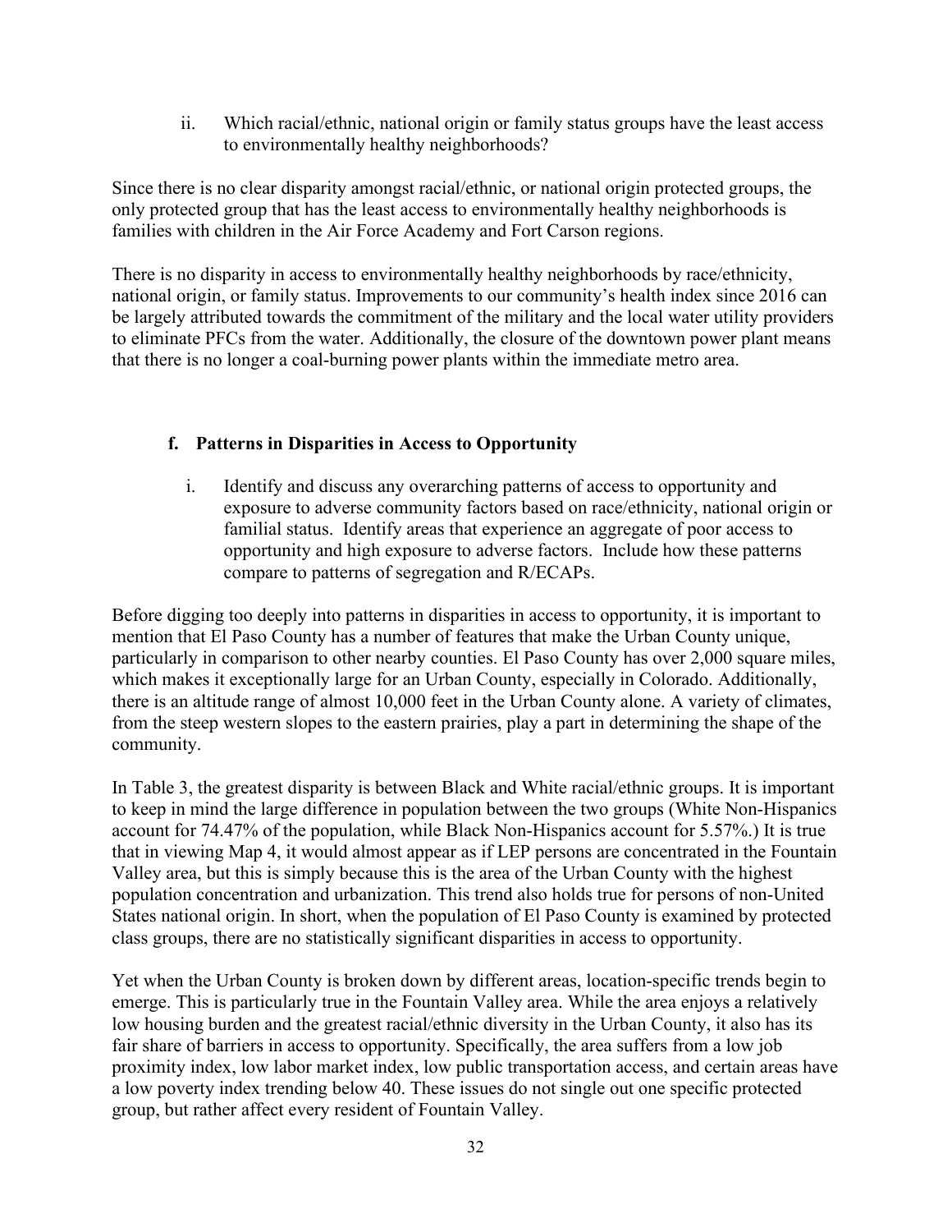ii. Which racial/ethnic, national origin or family status groups have the least access to environmentally healthy neighborhoods?

Since there is no clear disparity amongst racial/ethnic, or national origin protected groups, the only protected group that has the least access to environmentally healthy neighborhoods is families with children in the Air Force Academy and Fort Carson regions.

There is no disparity in access to environmentally healthy neighborhoods by race/ethnicity, national origin, or family status. Improvements to our community's health index since 2016 can be largely attributed towards the commitment of the military and the local water utility providers to eliminate PFCs from the water. Additionally, the closure of the downtown power plant means that there is no longer a coal-burning power plants within the immediate metro area.

### f. Patterns in Disparities in Access to Opportunity

i. Identify and discuss any overarching patterns of access to opportunity and exposure to adverse community factors based on race/ethnicity, national origin or familial status. Identify areas that experience an aggregate of poor access to opportunity and high exposure to adverse factors. Include how these patterns compare to patterns of segregation and R/ECAPs.

Before digging too deeply into patterns in disparities in access to opportunity, it is important to mention that El Paso County has a number of features that make the Urban County unique, particularly in comparison to other nearby counties. El Paso County has over 2,000 square miles, which makes it exceptionally large for an Urban County, especially in Colorado. Additionally, there is an altitude range of almost 10,000 feet in the Urban County alone. A variety of climates, from the steep western slopes to the eastern prairies, play a part in determining the shape of the community.

In Table 3, the greatest disparity is between Black and White racial/ethnic groups. It is important to keep in mind the large difference in population between the two groups (White Non-Hispanics account for 74.47% of the population, while Black Non-Hispanics account for 5.57%.) It is true that in viewing Map 4, it would almost appear as if LEP persons are concentrated in the Fountain Valley area, but this is simply because this is the area of the Urban County with the highest population concentration and urbanization. This trend also holds true for persons of non-United States national origin. In short, when the population of El Paso County is examined by protected class groups, there are no statistically significant disparities in access to opportunity.

Yet when the Urban County is broken down by different areas, location-specific trends begin to emerge. This is particularly true in the Fountain Valley area. While the area enjoys a relatively low housing burden and the greatest racial/ethnic diversity in the Urban County, it also has its fair share of barriers in access to opportunity. Specifically, the area suffers from a low job proximity index, low labor market index, low public transportation access, and certain areas have a low poverty index trending below 40. These issues do not single out one specific protected group, but rather affect every resident of Fountain Valley.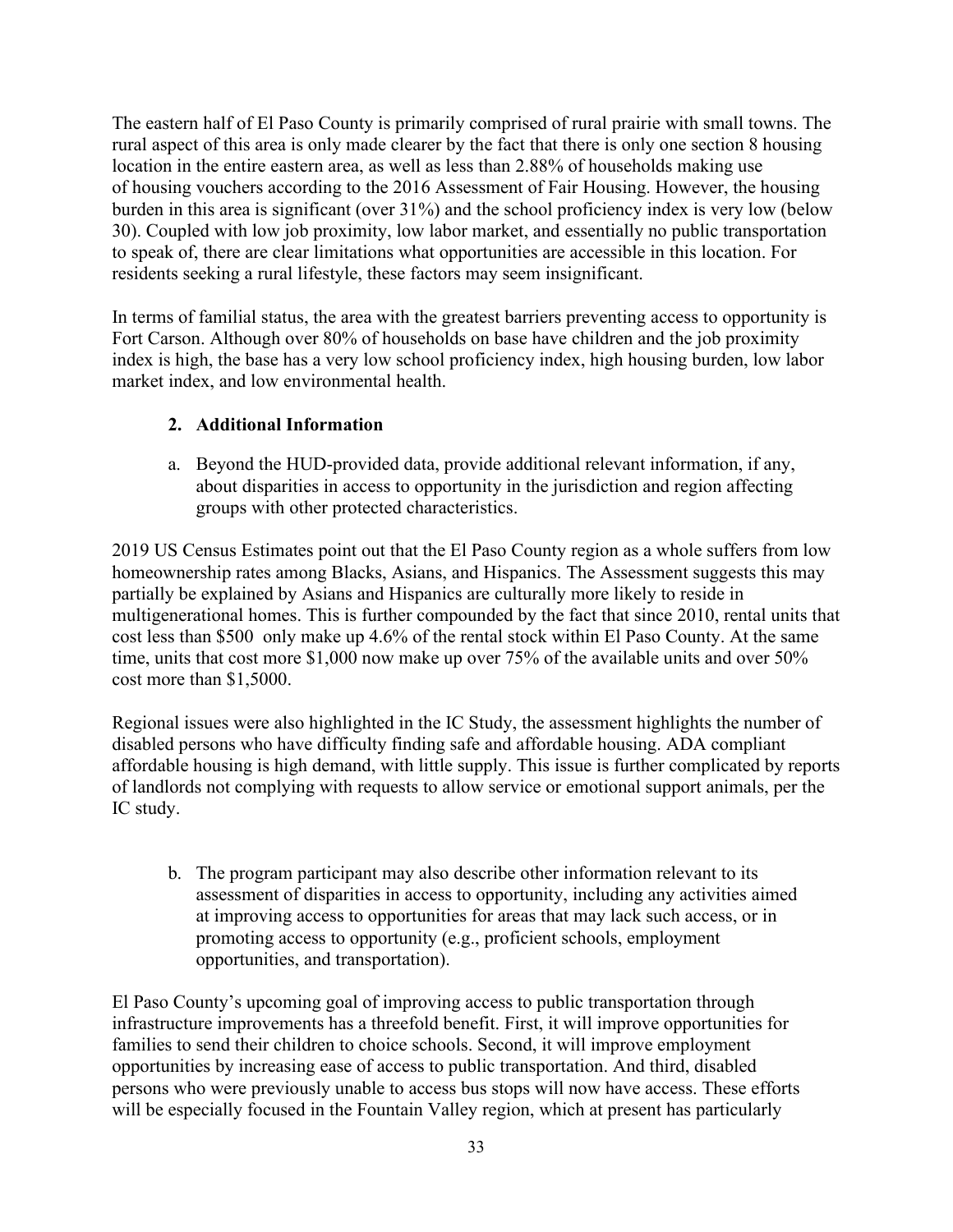The eastern half of El Paso County is primarily comprised of rural prairie with small towns. The rural aspect of this area is only made clearer by the fact that there is only one section 8 housing location in the entire eastern area, as well as less than 2.88% of households making use of housing vouchers according to the 2016 Assessment of Fair Housing. However, the housing burden in this area is significant (over 31%) and the school proficiency index is very low (below 30). Coupled with low job proximity, low labor market, and essentially no public transportation to speak of, there are clear limitations what opportunities are accessible in this location. For residents seeking a rural lifestyle, these factors may seem insignificant.

In terms of familial status, the area with the greatest barriers preventing access to opportunity is Fort Carson. Although over 80% of households on base have children and the job proximity index is high, the base has a very low school proficiency index, high housing burden, low labor market index, and low environmental health.

## 2. Additional Information

a. Beyond the HUD-provided data, provide additional relevant information, if any, about disparities in access to opportunity in the jurisdiction and region affecting groups with other protected characteristics.

2019 US Census Estimates point out that the El Paso County region as a whole suffers from low homeownership rates among Blacks, Asians, and Hispanics. The Assessment suggests this may partially be explained by Asians and Hispanics are culturally more likely to reside in multigenerational homes. This is further compounded by the fact that since 2010, rental units that cost less than $500  only make up 4.6% of the rental stock within El Paso County. At the same time, units that cost more $1,000 now make up over 75% of the available units and over 50% cost more than $1,5000.

Regional issues were also highlighted in the IC Study, the assessment highlights the number of disabled persons who have difficulty finding safe and affordable housing. ADA compliant affordable housing is high demand, with little supply. This issue is further complicated by reports of landlords not complying with requests to allow service or emotional support animals, per the IC study.

b. The program participant may also describe other information relevant to its assessment of disparities in access to opportunity, including any activities aimed at improving access to opportunities for areas that may lack such access, or in promoting access to opportunity (e.g., proficient schools, employment opportunities, and transportation).

El Paso County's upcoming goal of improving access to public transportation through infrastructure improvements has a threefold benefit. First, it will improve opportunities for families to send their children to choice schools. Second, it will improve employment opportunities by increasing ease of access to public transportation. And third, disabled persons who were previously unable to access bus stops will now have access. These efforts will be especially focused in the Fountain Valley region, which at present has particularly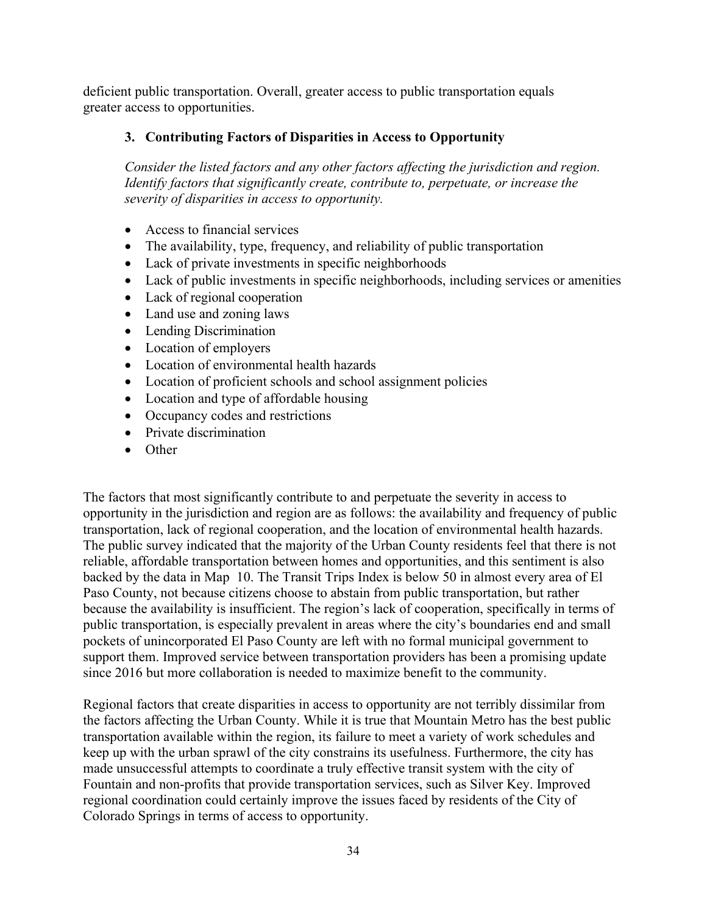deficient public transportation. Overall, greater access to public transportation equals greater access to opportunities.

### 3. Contributing Factors of Disparities in Access to Opportunity

*Consider the listed factors and any other factors affecting the jurisdiction and region. Identify factors that significantly create, contribute to, perpetuate, or increase the severity of disparities in access to opportunity.*

- Access to financial services
- The availability, type, frequency, and reliability of public transportation
- Lack of private investments in specific neighborhoods
- Lack of public investments in specific neighborhoods, including services or amenities
- Lack of regional cooperation
- Land use and zoning laws
- Lending Discrimination
- Location of employers
- Location of environmental health hazards
- Location of proficient schools and school assignment policies
- Location and type of affordable housing
- Occupancy codes and restrictions
- Private discrimination
- Other

The factors that most significantly contribute to and perpetuate the severity in access to opportunity in the jurisdiction and region are as follows: the availability and frequency of public transportation, lack of regional cooperation, and the location of environmental health hazards. The public survey indicated that the majority of the Urban County residents feel that there is not reliable, affordable transportation between homes and opportunities, and this sentiment is also backed by the data in Map 10. The Transit Trips Index is below 50 in almost every area of El Paso County, not because citizens choose to abstain from public transportation, but rather because the availability is insufficient. The region's lack of cooperation, specifically in terms of public transportation, is especially prevalent in areas where the city's boundaries end and small pockets of unincorporated El Paso County are left with no formal municipal government to support them. Improved service between transportation providers has been a promising update since 2016 but more collaboration is needed to maximize benefit to the community.

Regional factors that create disparities in access to opportunity are not terribly dissimilar from the factors affecting the Urban County. While it is true that Mountain Metro has the best public transportation available within the region, its failure to meet a variety of work schedules and keep up with the urban sprawl of the city constrains its usefulness. Furthermore, the city has made unsuccessful attempts to coordinate a truly effective transit system with the city of Fountain and non-profits that provide transportation services, such as Silver Key. Improved regional coordination could certainly improve the issues faced by residents of the City of Colorado Springs in terms of access to opportunity.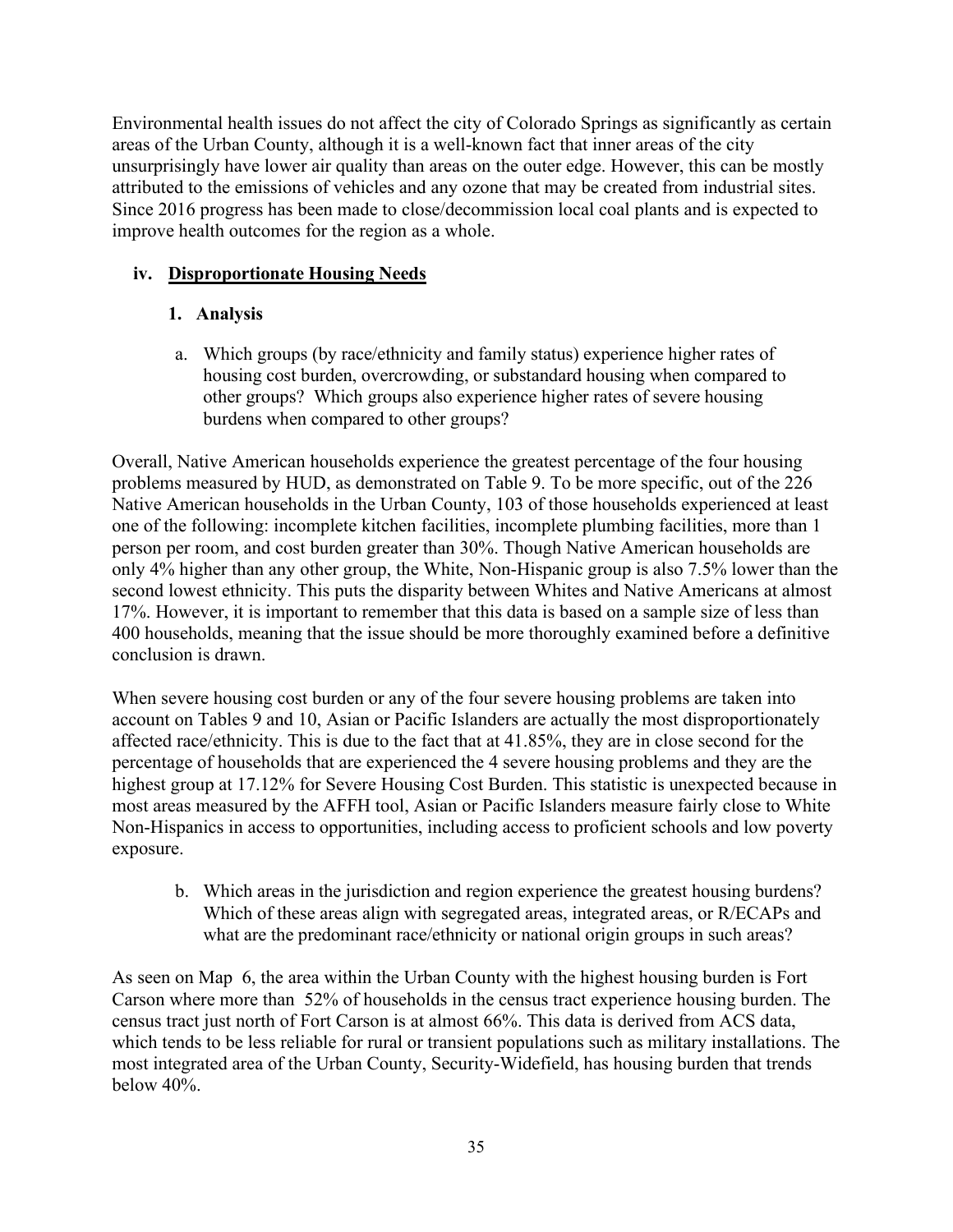Environmental health issues do not affect the city of Colorado Springs as significantly as certain areas of the Urban County, although it is a well-known fact that inner areas of the city unsurprisingly have lower air quality than areas on the outer edge. However, this can be mostly attributed to the emissions of vehicles and any ozone that may be created from industrial sites. Since 2016 progress has been made to close/decommission local coal plants and is expected to improve health outcomes for the region as a whole.

### iv. Disproportionate Housing Needs

#### 1. Analysis

a. Which groups (by race/ethnicity and family status) experience higher rates of housing cost burden, overcrowding, or substandard housing when compared to other groups? Which groups also experience higher rates of severe housing burdens when compared to other groups?

Overall, Native American households experience the greatest percentage of the four housing problems measured by HUD, as demonstrated on Table 9. To be more specific, out of the 226 Native American households in the Urban County, 103 of those households experienced at least one of the following: incomplete kitchen facilities, incomplete plumbing facilities, more than 1 person per room, and cost burden greater than 30%. Though Native American households are only 4% higher than any other group, the White, Non-Hispanic group is also 7.5% lower than the second lowest ethnicity. This puts the disparity between Whites and Native Americans at almost 17%. However, it is important to remember that this data is based on a sample size of less than 400 households, meaning that the issue should be more thoroughly examined before a definitive conclusion is drawn.

When severe housing cost burden or any of the four severe housing problems are taken into account on Tables 9 and 10, Asian or Pacific Islanders are actually the most disproportionately affected race/ethnicity. This is due to the fact that at 41.85%, they are in close second for the percentage of households that are experienced the 4 severe housing problems and they are the highest group at 17.12% for Severe Housing Cost Burden. This statistic is unexpected because in most areas measured by the AFFH tool, Asian or Pacific Islanders measure fairly close to White Non-Hispanics in access to opportunities, including access to proficient schools and low poverty exposure.

b. Which areas in the jurisdiction and region experience the greatest housing burdens? Which of these areas align with segregated areas, integrated areas, or R/ECAPs and what are the predominant race/ethnicity or national origin groups in such areas?

As seen on Map 6, the area within the Urban County with the highest housing burden is Fort Carson where more than 52% of households in the census tract experience housing burden. The census tract just north of Fort Carson is at almost 66%. This data is derived from ACS data, which tends to be less reliable for rural or transient populations such as military installations. The most integrated area of the Urban County, Security-Widefield, has housing burden that trends below 40%.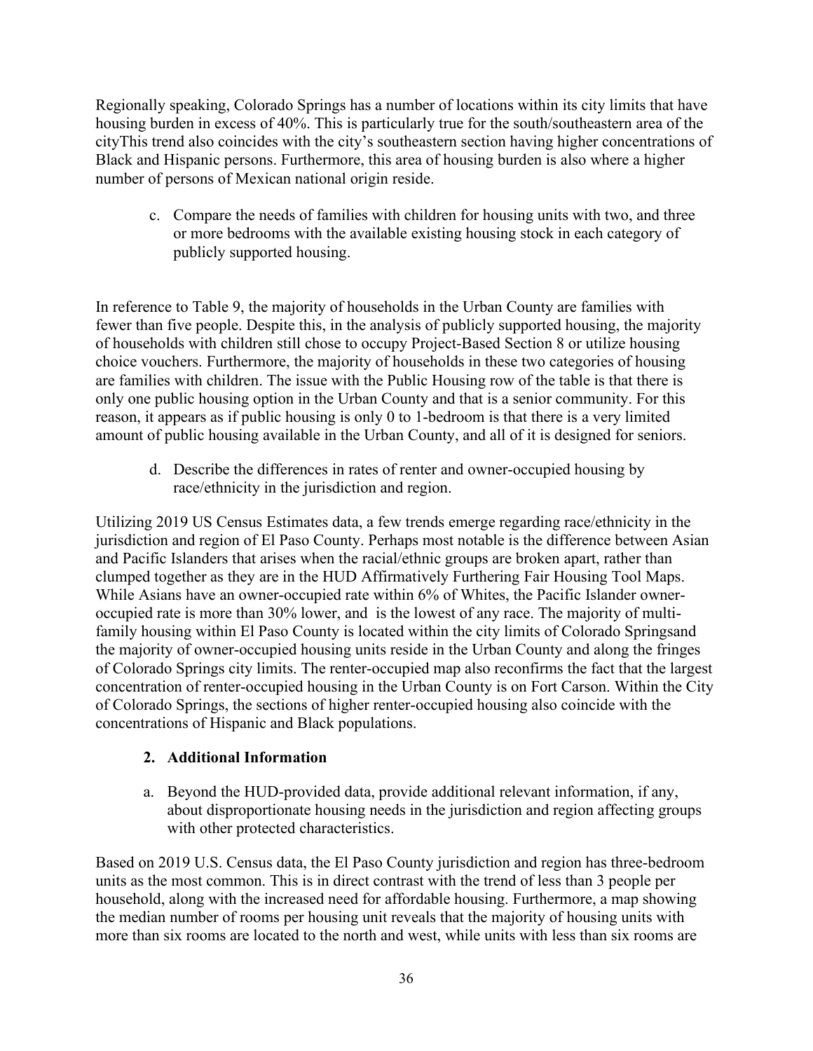Regionally speaking, Colorado Springs has a number of locations within its city limits that have housing burden in excess of 40%. This is particularly true for the south/southeastern area of the cityThis trend also coincides with the city's southeastern section having higher concentrations of Black and Hispanic persons. Furthermore, this area of housing burden is also where a higher number of persons of Mexican national origin reside.

c. Compare the needs of families with children for housing units with two, and three or more bedrooms with the available existing housing stock in each category of publicly supported housing.

In reference to Table 9, the majority of households in the Urban County are families with fewer than five people. Despite this, in the analysis of publicly supported housing, the majority of households with children still chose to occupy Project-Based Section 8 or utilize housing choice vouchers. Furthermore, the majority of households in these two categories of housing are families with children. The issue with the Public Housing row of the table is that there is only one public housing option in the Urban County and that is a senior community. For this reason, it appears as if public housing is only 0 to 1-bedroom is that there is a very limited amount of public housing available in the Urban County, and all of it is designed for seniors.

d. Describe the differences in rates of renter and owner-occupied housing by race/ethnicity in the jurisdiction and region.

Utilizing 2019 US Census Estimates data, a few trends emerge regarding race/ethnicity in the jurisdiction and region of El Paso County. Perhaps most notable is the difference between Asian and Pacific Islanders that arises when the racial/ethnic groups are broken apart, rather than clumped together as they are in the HUD Affirmatively Furthering Fair Housing Tool Maps. While Asians have an owner-occupied rate within 6% of Whites, the Pacific Islander owner-occupied rate is more than 30% lower, and is the lowest of any race. The majority of multi-family housing within El Paso County is located within the city limits of Colorado Springsand the majority of owner-occupied housing units reside in the Urban County and along the fringes of Colorado Springs city limits. The renter-occupied map also reconfirms the fact that the largest concentration of renter-occupied housing in the Urban County is on Fort Carson. Within the City of Colorado Springs, the sections of higher renter-occupied housing also coincide with the concentrations of Hispanic and Black populations.

**2. Additional Information**

a. Beyond the HUD-provided data, provide additional relevant information, if any, about disproportionate housing needs in the jurisdiction and region affecting groups with other protected characteristics.

Based on 2019 U.S. Census data, the El Paso County jurisdiction and region has three-bedroom units as the most common. This is in direct contrast with the trend of less than 3 people per household, along with the increased need for affordable housing. Furthermore, a map showing the median number of rooms per housing unit reveals that the majority of housing units with more than six rooms are located to the north and west, while units with less than six rooms are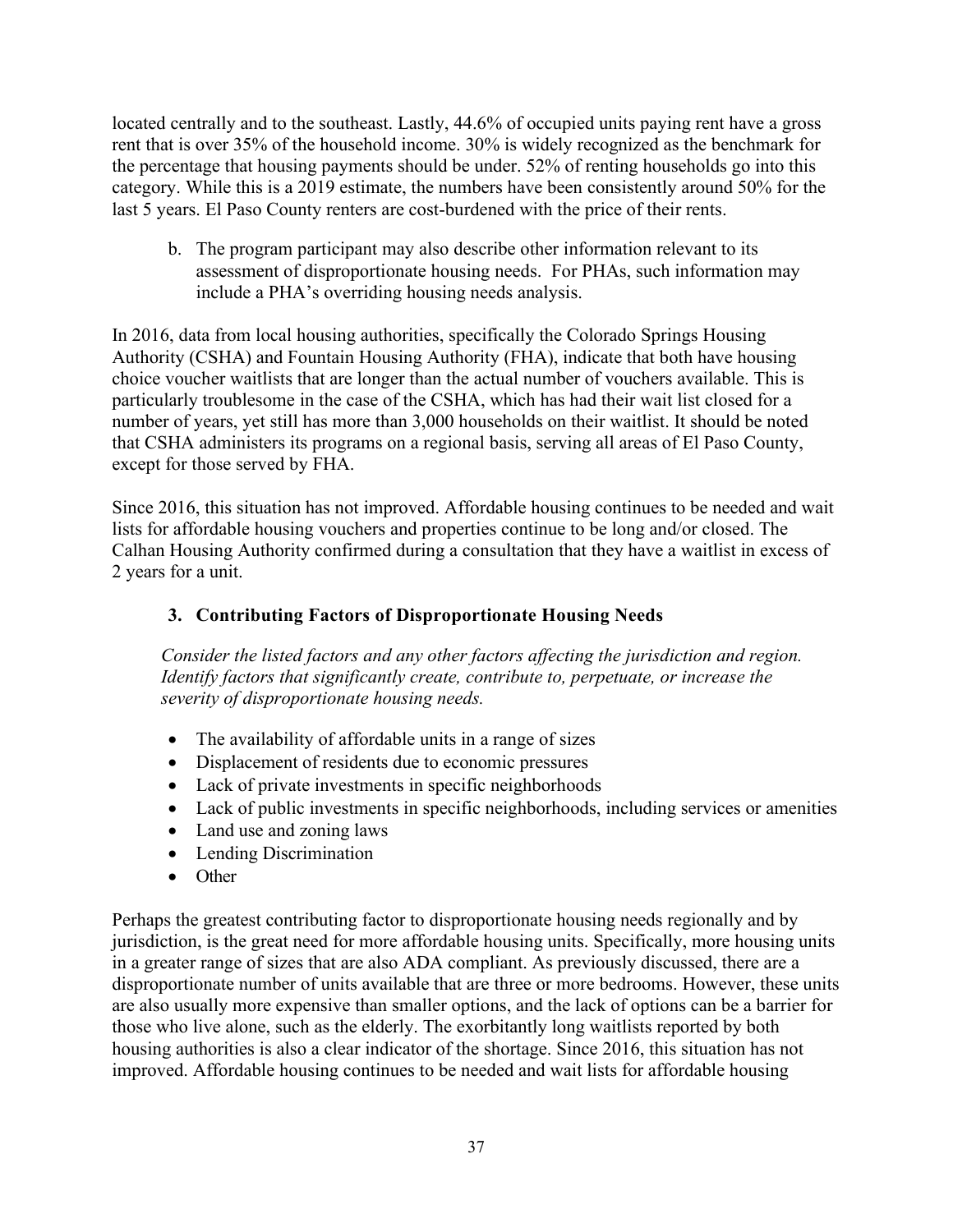located centrally and to the southeast. Lastly, 44.6% of occupied units paying rent have a gross rent that is over 35% of the household income. 30% is widely recognized as the benchmark for the percentage that housing payments should be under. 52% of renting households go into this category. While this is a 2019 estimate, the numbers have been consistently around 50% for the last 5 years. El Paso County renters are cost-burdened with the price of their rents.

b. The program participant may also describe other information relevant to its assessment of disproportionate housing needs. For PHAs, such information may include a PHA's overriding housing needs analysis.

In 2016, data from local housing authorities, specifically the Colorado Springs Housing Authority (CSHA) and Fountain Housing Authority (FHA), indicate that both have housing choice voucher waitlists that are longer than the actual number of vouchers available. This is particularly troublesome in the case of the CSHA, which has had their wait list closed for a number of years, yet still has more than 3,000 households on their waitlist. It should be noted that CSHA administers its programs on a regional basis, serving all areas of El Paso County, except for those served by FHA.

Since 2016, this situation has not improved. Affordable housing continues to be needed and wait lists for affordable housing vouchers and properties continue to be long and/or closed. The Calhan Housing Authority confirmed during a consultation that they have a waitlist in excess of 2 years for a unit.

### 3. Contributing Factors of Disproportionate Housing Needs

*Consider the listed factors and any other factors affecting the jurisdiction and region. Identify factors that significantly create, contribute to, perpetuate, or increase the severity of disproportionate housing needs.*

- The availability of affordable units in a range of sizes
- Displacement of residents due to economic pressures
- Lack of private investments in specific neighborhoods
- Lack of public investments in specific neighborhoods, including services or amenities
- Land use and zoning laws
- Lending Discrimination
- Other

Perhaps the greatest contributing factor to disproportionate housing needs regionally and by jurisdiction, is the great need for more affordable housing units. Specifically, more housing units in a greater range of sizes that are also ADA compliant. As previously discussed, there are a disproportionate number of units available that are three or more bedrooms. However, these units are also usually more expensive than smaller options, and the lack of options can be a barrier for those who live alone, such as the elderly. The exorbitantly long waitlists reported by both housing authorities is also a clear indicator of the shortage. Since 2016, this situation has not improved. Affordable housing continues to be needed and wait lists for affordable housing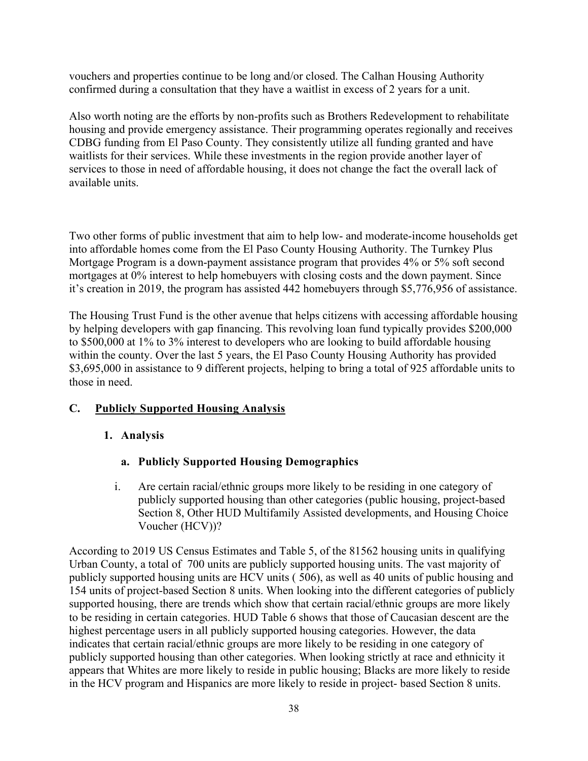vouchers and properties continue to be long and/or closed. The Calhan Housing Authority confirmed during a consultation that they have a waitlist in excess of 2 years for a unit.

Also worth noting are the efforts by non-profits such as Brothers Redevelopment to rehabilitate housing and provide emergency assistance. Their programming operates regionally and receives CDBG funding from El Paso County. They consistently utilize all funding granted and have waitlists for their services. While these investments in the region provide another layer of services to those in need of affordable housing, it does not change the fact the overall lack of available units.

Two other forms of public investment that aim to help low- and moderate-income households get into affordable homes come from the El Paso County Housing Authority. The Turnkey Plus Mortgage Program is a down-payment assistance program that provides 4% or 5% soft second mortgages at 0% interest to help homebuyers with closing costs and the down payment. Since it's creation in 2019, the program has assisted 442 homebuyers through $5,776,956 of assistance.

The Housing Trust Fund is the other avenue that helps citizens with accessing affordable housing by helping developers with gap financing. This revolving loan fund typically provides $200,000 to $500,000 at 1% to 3% interest to developers who are looking to build affordable housing within the county. Over the last 5 years, the El Paso County Housing Authority has provided $3,695,000 in assistance to 9 different projects, helping to bring a total of 925 affordable units to those in need.

## C. Publicly Supported Housing Analysis

### 1. Analysis

#### a. Publicly Supported Housing Demographics

i. Are certain racial/ethnic groups more likely to be residing in one category of publicly supported housing than other categories (public housing, project-based Section 8, Other HUD Multifamily Assisted developments, and Housing Choice Voucher (HCV))?

According to 2019 US Census Estimates and Table 5, of the 81562 housing units in qualifying Urban County, a total of 700 units are publicly supported housing units. The vast majority of publicly supported housing units are HCV units ( 506), as well as 40 units of public housing and 154 units of project-based Section 8 units. When looking into the different categories of publicly supported housing, there are trends which show that certain racial/ethnic groups are more likely to be residing in certain categories. HUD Table 6 shows that those of Caucasian descent are the highest percentage users in all publicly supported housing categories. However, the data indicates that certain racial/ethnic groups are more likely to be residing in one category of publicly supported housing than other categories. When looking strictly at race and ethnicity it appears that Whites are more likely to reside in public housing; Blacks are more likely to reside in the HCV program and Hispanics are more likely to reside in project- based Section 8 units.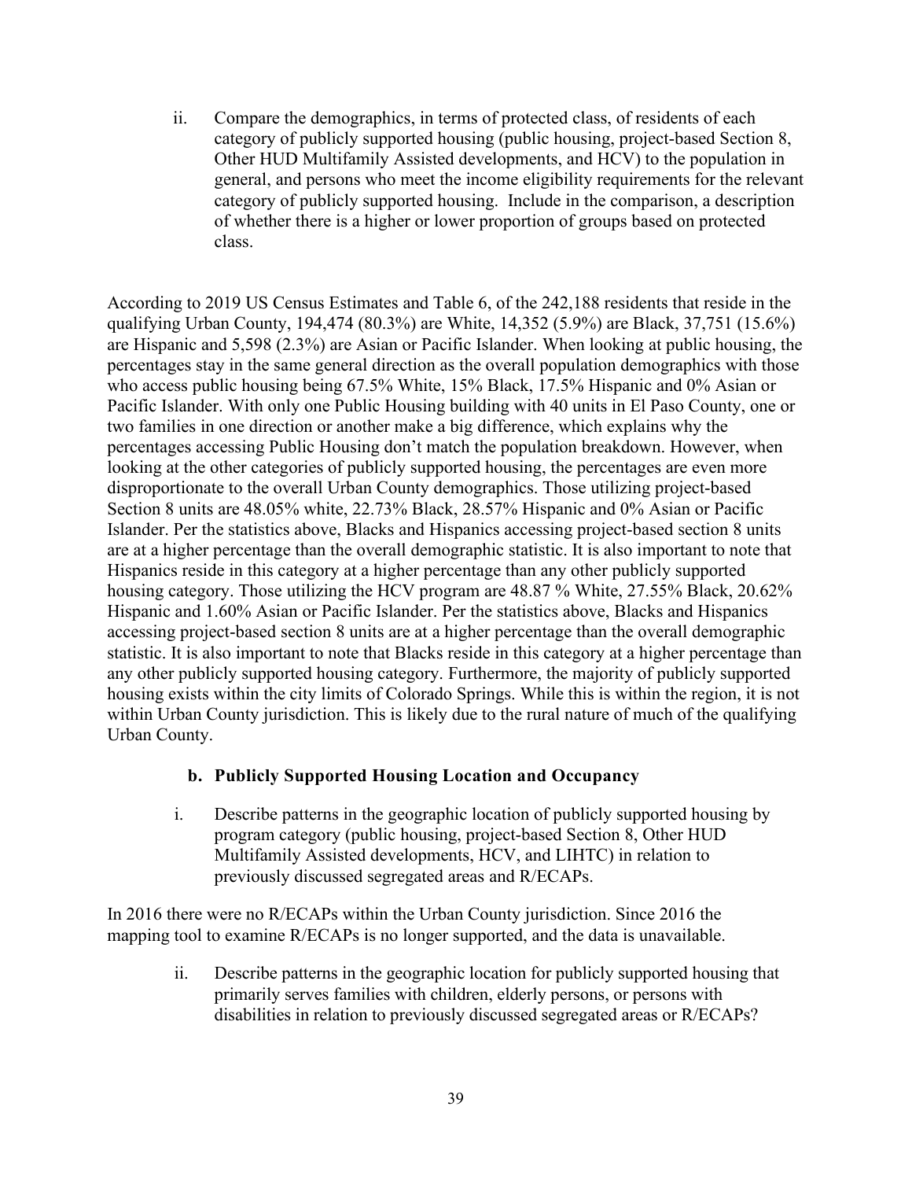ii. Compare the demographics, in terms of protected class, of residents of each category of publicly supported housing (public housing, project-based Section 8, Other HUD Multifamily Assisted developments, and HCV) to the population in general, and persons who meet the income eligibility requirements for the relevant category of publicly supported housing. Include in the comparison, a description of whether there is a higher or lower proportion of groups based on protected class.

According to 2019 US Census Estimates and Table 6, of the 242,188 residents that reside in the qualifying Urban County, 194,474 (80.3%) are White, 14,352 (5.9%) are Black, 37,751 (15.6%) are Hispanic and 5,598 (2.3%) are Asian or Pacific Islander. When looking at public housing, the percentages stay in the same general direction as the overall population demographics with those who access public housing being 67.5% White, 15% Black, 17.5% Hispanic and 0% Asian or Pacific Islander. With only one Public Housing building with 40 units in El Paso County, one or two families in one direction or another make a big difference, which explains why the percentages accessing Public Housing don't match the population breakdown. However, when looking at the other categories of publicly supported housing, the percentages are even more disproportionate to the overall Urban County demographics. Those utilizing project-based Section 8 units are 48.05% white, 22.73% Black, 28.57% Hispanic and 0% Asian or Pacific Islander. Per the statistics above, Blacks and Hispanics accessing project-based section 8 units are at a higher percentage than the overall demographic statistic. It is also important to note that Hispanics reside in this category at a higher percentage than any other publicly supported housing category. Those utilizing the HCV program are 48.87 % White, 27.55% Black, 20.62% Hispanic and 1.60% Asian or Pacific Islander. Per the statistics above, Blacks and Hispanics accessing project-based section 8 units are at a higher percentage than the overall demographic statistic. It is also important to note that Blacks reside in this category at a higher percentage than any other publicly supported housing category. Furthermore, the majority of publicly supported housing exists within the city limits of Colorado Springs. While this is within the region, it is not within Urban County jurisdiction. This is likely due to the rural nature of much of the qualifying Urban County.

### b. Publicly Supported Housing Location and Occupancy

i. Describe patterns in the geographic location of publicly supported housing by program category (public housing, project-based Section 8, Other HUD Multifamily Assisted developments, HCV, and LIHTC) in relation to previously discussed segregated areas and R/ECAPs.

In 2016 there were no R/ECAPs within the Urban County jurisdiction. Since 2016 the mapping tool to examine R/ECAPs is no longer supported, and the data is unavailable.

ii. Describe patterns in the geographic location for publicly supported housing that primarily serves families with children, elderly persons, or persons with disabilities in relation to previously discussed segregated areas or R/ECAPs?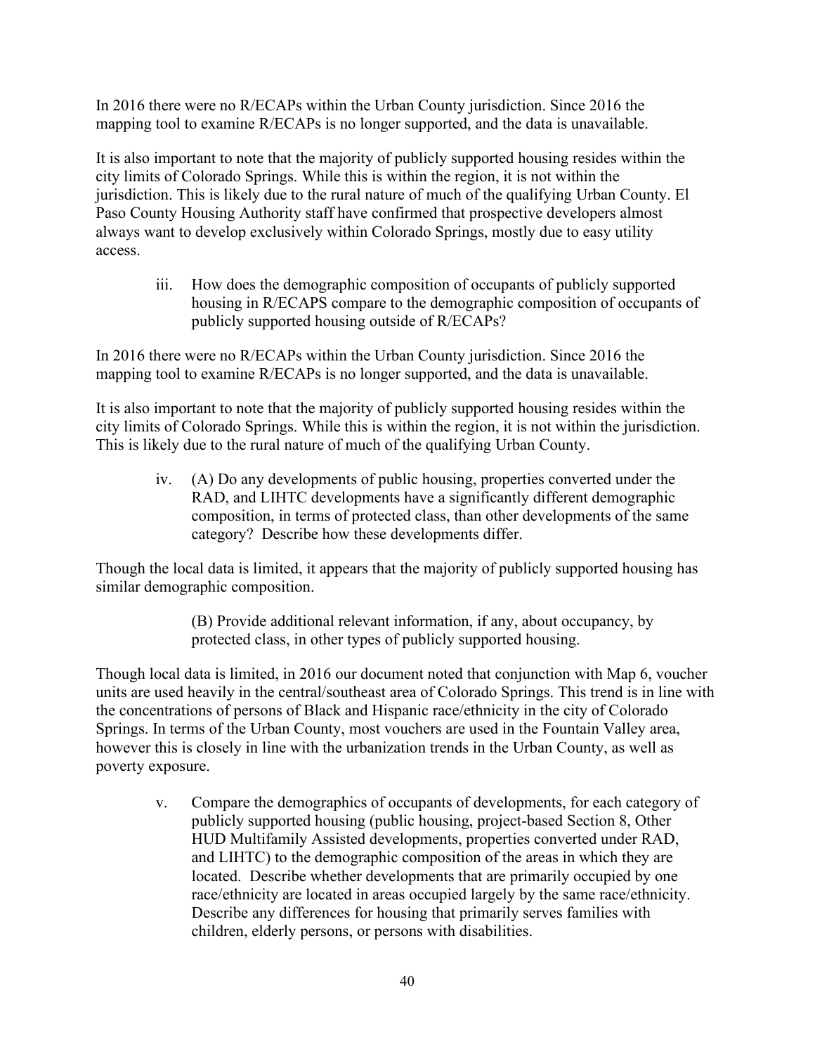In 2016 there were no R/ECAPs within the Urban County jurisdiction. Since 2016 the mapping tool to examine R/ECAPs is no longer supported, and the data is unavailable.

It is also important to note that the majority of publicly supported housing resides within the city limits of Colorado Springs. While this is within the region, it is not within the jurisdiction. This is likely due to the rural nature of much of the qualifying Urban County. El Paso County Housing Authority staff have confirmed that prospective developers almost always want to develop exclusively within Colorado Springs, mostly due to easy utility access.

> iii. How does the demographic composition of occupants of publicly supported housing in R/ECAPS compare to the demographic composition of occupants of publicly supported housing outside of R/ECAPs?

In 2016 there were no R/ECAPs within the Urban County jurisdiction. Since 2016 the mapping tool to examine R/ECAPs is no longer supported, and the data is unavailable.

It is also important to note that the majority of publicly supported housing resides within the city limits of Colorado Springs. While this is within the region, it is not within the jurisdiction. This is likely due to the rural nature of much of the qualifying Urban County.

> iv. (A) Do any developments of public housing, properties converted under the RAD, and LIHTC developments have a significantly different demographic composition, in terms of protected class, than other developments of the same category? Describe how these developments differ.

Though the local data is limited, it appears that the majority of publicly supported housing has similar demographic composition.

> (B) Provide additional relevant information, if any, about occupancy, by protected class, in other types of publicly supported housing.

Though local data is limited, in 2016 our document noted that conjunction with Map 6, voucher units are used heavily in the central/southeast area of Colorado Springs. This trend is in line with the concentrations of persons of Black and Hispanic race/ethnicity in the city of Colorado Springs. In terms of the Urban County, most vouchers are used in the Fountain Valley area, however this is closely in line with the urbanization trends in the Urban County, as well as poverty exposure.

> v. Compare the demographics of occupants of developments, for each category of publicly supported housing (public housing, project-based Section 8, Other HUD Multifamily Assisted developments, properties converted under RAD, and LIHTC) to the demographic composition of the areas in which they are located. Describe whether developments that are primarily occupied by one race/ethnicity are located in areas occupied largely by the same race/ethnicity. Describe any differences for housing that primarily serves families with children, elderly persons, or persons with disabilities.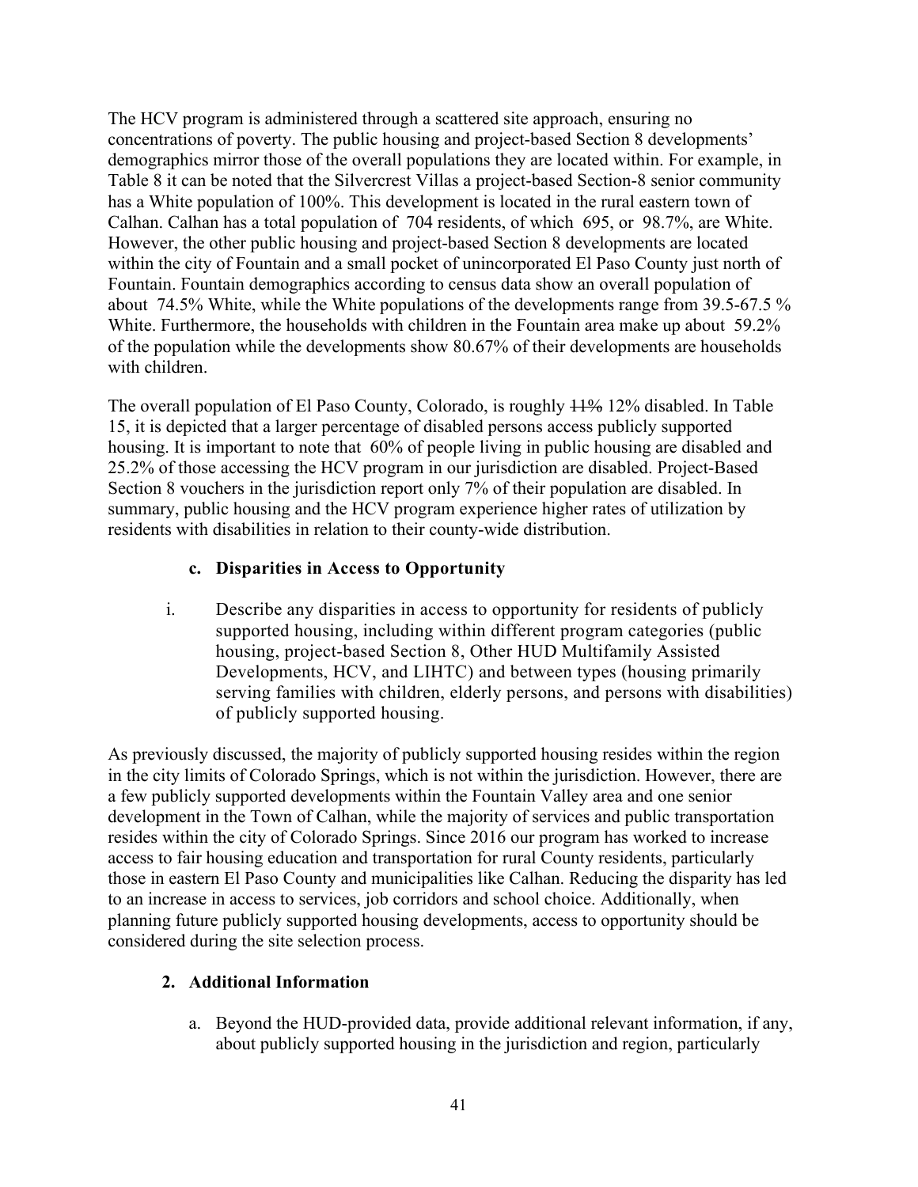The HCV program is administered through a scattered site approach, ensuring no concentrations of poverty. The public housing and project-based Section 8 developments' demographics mirror those of the overall populations they are located within. For example, in Table 8 it can be noted that the Silvercrest Villas a project-based Section-8 senior community has a White population of 100%. This development is located in the rural eastern town of Calhan. Calhan has a total population of 704 residents, of which 695, or 98.7%, are White. However, the other public housing and project-based Section 8 developments are located within the city of Fountain and a small pocket of unincorporated El Paso County just north of Fountain. Fountain demographics according to census data show an overall population of about 74.5% White, while the White populations of the developments range from 39.5-67.5 % White. Furthermore, the households with children in the Fountain area make up about 59.2% of the population while the developments show 80.67% of their developments are households with children.

The overall population of El Paso County, Colorado, is roughly ~~11%~~ 12% disabled. In Table 15, it is depicted that a larger percentage of disabled persons access publicly supported housing. It is important to note that 60% of people living in public housing are disabled and 25.2% of those accessing the HCV program in our jurisdiction are disabled. Project-Based Section 8 vouchers in the jurisdiction report only 7% of their population are disabled. In summary, public housing and the HCV program experience higher rates of utilization by residents with disabilities in relation to their county-wide distribution.

### c. Disparities in Access to Opportunity

i. Describe any disparities in access to opportunity for residents of publicly supported housing, including within different program categories (public housing, project-based Section 8, Other HUD Multifamily Assisted Developments, HCV, and LIHTC) and between types (housing primarily serving families with children, elderly persons, and persons with disabilities) of publicly supported housing.

As previously discussed, the majority of publicly supported housing resides within the region in the city limits of Colorado Springs, which is not within the jurisdiction. However, there are a few publicly supported developments within the Fountain Valley area and one senior development in the Town of Calhan, while the majority of services and public transportation resides within the city of Colorado Springs. Since 2016 our program has worked to increase access to fair housing education and transportation for rural County residents, particularly those in eastern El Paso County and municipalities like Calhan. Reducing the disparity has led to an increase in access to services, job corridors and school choice. Additionally, when planning future publicly supported housing developments, access to opportunity should be considered during the site selection process.

### 2. Additional Information

a. Beyond the HUD-provided data, provide additional relevant information, if any, about publicly supported housing in the jurisdiction and region, particularly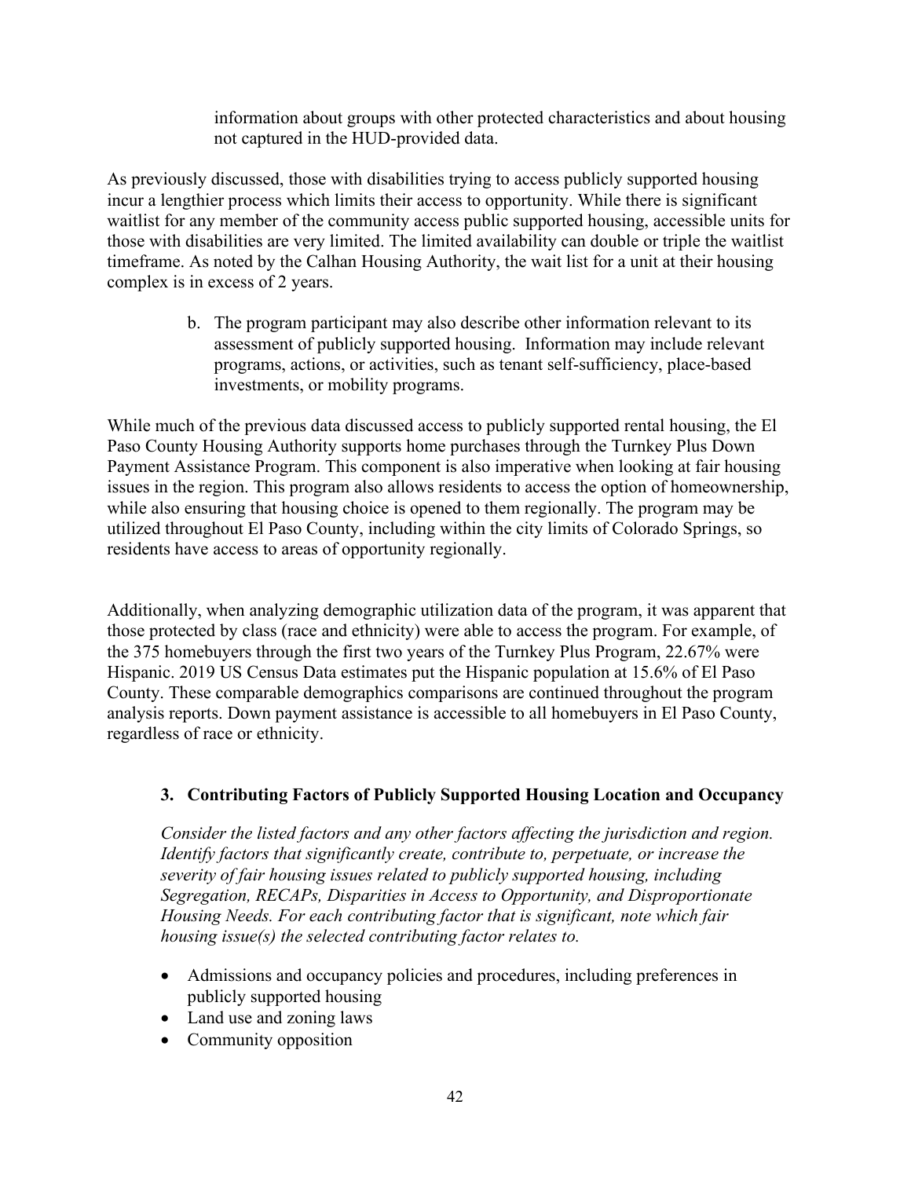information about groups with other protected characteristics and about housing not captured in the HUD-provided data.

As previously discussed, those with disabilities trying to access publicly supported housing incur a lengthier process which limits their access to opportunity. While there is significant waitlist for any member of the community access public supported housing, accessible units for those with disabilities are very limited. The limited availability can double or triple the waitlist timeframe. As noted by the Calhan Housing Authority, the wait list for a unit at their housing complex is in excess of 2 years.

b. The program participant may also describe other information relevant to its assessment of publicly supported housing. Information may include relevant programs, actions, or activities, such as tenant self-sufficiency, place-based investments, or mobility programs.

While much of the previous data discussed access to publicly supported rental housing, the El Paso County Housing Authority supports home purchases through the Turnkey Plus Down Payment Assistance Program. This component is also imperative when looking at fair housing issues in the region. This program also allows residents to access the option of homeownership, while also ensuring that housing choice is opened to them regionally. The program may be utilized throughout El Paso County, including within the city limits of Colorado Springs, so residents have access to areas of opportunity regionally.

Additionally, when analyzing demographic utilization data of the program, it was apparent that those protected by class (race and ethnicity) were able to access the program. For example, of the 375 homebuyers through the first two years of the Turnkey Plus Program, 22.67% were Hispanic. 2019 US Census Data estimates put the Hispanic population at 15.6% of El Paso County. These comparable demographics comparisons are continued throughout the program analysis reports. Down payment assistance is accessible to all homebuyers in El Paso County, regardless of race or ethnicity.

### 3. Contributing Factors of Publicly Supported Housing Location and Occupancy

*Consider the listed factors and any other factors affecting the jurisdiction and region. Identify factors that significantly create, contribute to, perpetuate, or increase the severity of fair housing issues related to publicly supported housing, including Segregation, RECAPs, Disparities in Access to Opportunity, and Disproportionate Housing Needs. For each contributing factor that is significant, note which fair housing issue(s) the selected contributing factor relates to.*

- Admissions and occupancy policies and procedures, including preferences in publicly supported housing
- Land use and zoning laws
- Community opposition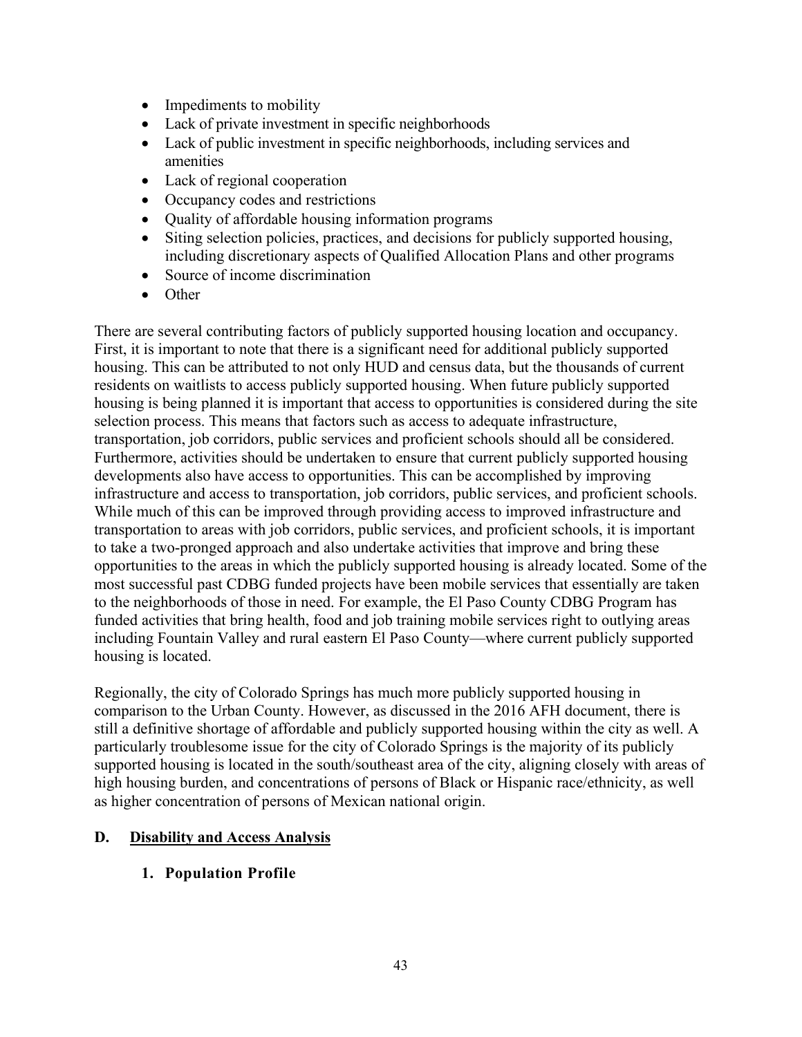- Impediments to mobility
- Lack of private investment in specific neighborhoods
- Lack of public investment in specific neighborhoods, including services and amenities
- Lack of regional cooperation
- Occupancy codes and restrictions
- Quality of affordable housing information programs
- Siting selection policies, practices, and decisions for publicly supported housing, including discretionary aspects of Qualified Allocation Plans and other programs
- Source of income discrimination
- Other

There are several contributing factors of publicly supported housing location and occupancy. First, it is important to note that there is a significant need for additional publicly supported housing. This can be attributed to not only HUD and census data, but the thousands of current residents on waitlists to access publicly supported housing. When future publicly supported housing is being planned it is important that access to opportunities is considered during the site selection process. This means that factors such as access to adequate infrastructure, transportation, job corridors, public services and proficient schools should all be considered. Furthermore, activities should be undertaken to ensure that current publicly supported housing developments also have access to opportunities. This can be accomplished by improving infrastructure and access to transportation, job corridors, public services, and proficient schools. While much of this can be improved through providing access to improved infrastructure and transportation to areas with job corridors, public services, and proficient schools, it is important to take a two-pronged approach and also undertake activities that improve and bring these opportunities to the areas in which the publicly supported housing is already located. Some of the most successful past CDBG funded projects have been mobile services that essentially are taken to the neighborhoods of those in need. For example, the El Paso County CDBG Program has funded activities that bring health, food and job training mobile services right to outlying areas including Fountain Valley and rural eastern El Paso County—where current publicly supported housing is located.

Regionally, the city of Colorado Springs has much more publicly supported housing in comparison to the Urban County. However, as discussed in the 2016 AFH document, there is still a definitive shortage of affordable and publicly supported housing within the city as well. A particularly troublesome issue for the city of Colorado Springs is the majority of its publicly supported housing is located in the south/southeast area of the city, aligning closely with areas of high housing burden, and concentrations of persons of Black or Hispanic race/ethnicity, as well as higher concentration of persons of Mexican national origin.

## D. Disability and Access Analysis

### 1. Population Profile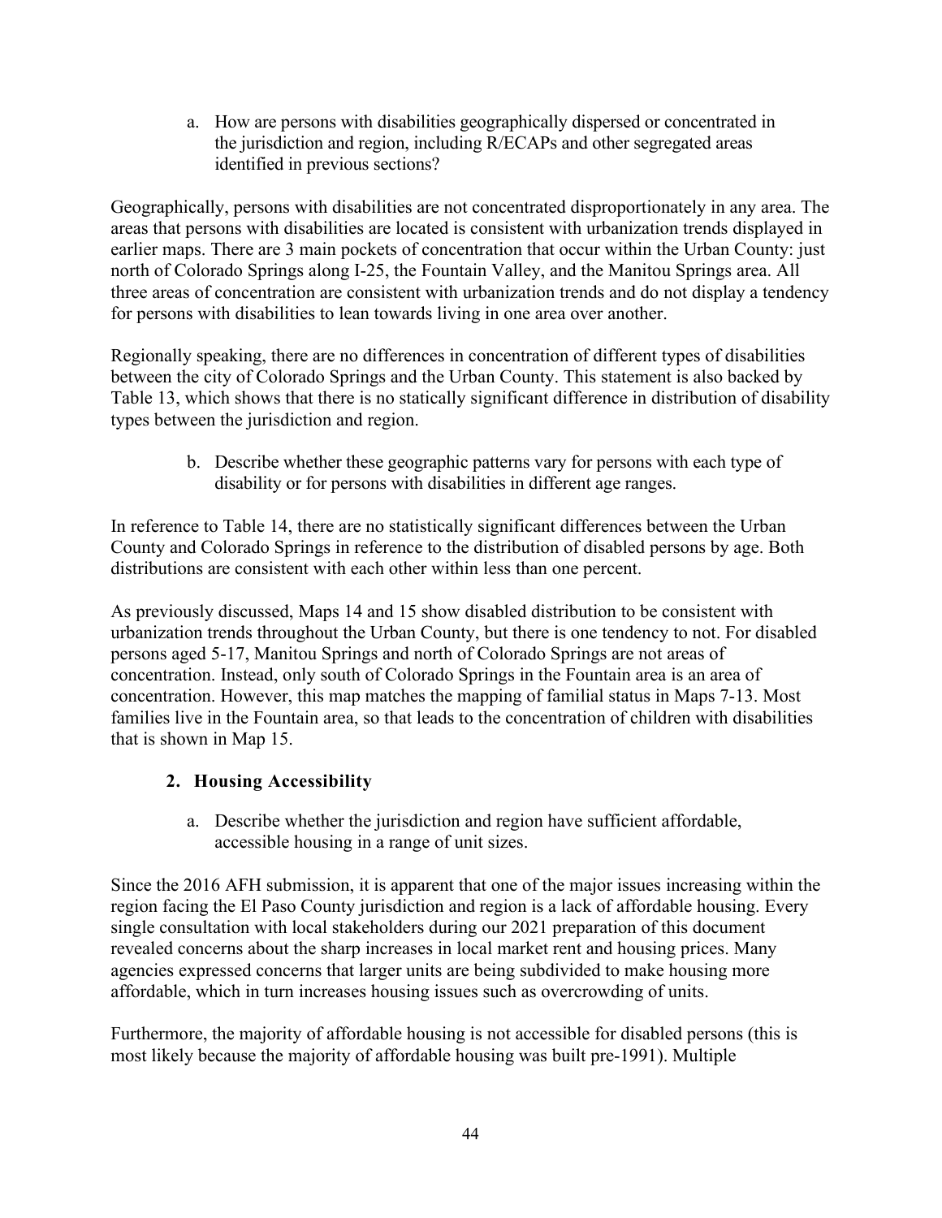a. How are persons with disabilities geographically dispersed or concentrated in the jurisdiction and region, including R/ECAPs and other segregated areas identified in previous sections?

Geographically, persons with disabilities are not concentrated disproportionately in any area. The areas that persons with disabilities are located is consistent with urbanization trends displayed in earlier maps. There are 3 main pockets of concentration that occur within the Urban County: just north of Colorado Springs along I-25, the Fountain Valley, and the Manitou Springs area. All three areas of concentration are consistent with urbanization trends and do not display a tendency for persons with disabilities to lean towards living in one area over another.

Regionally speaking, there are no differences in concentration of different types of disabilities between the city of Colorado Springs and the Urban County. This statement is also backed by Table 13, which shows that there is no statically significant difference in distribution of disability types between the jurisdiction and region.

b. Describe whether these geographic patterns vary for persons with each type of disability or for persons with disabilities in different age ranges.

In reference to Table 14, there are no statistically significant differences between the Urban County and Colorado Springs in reference to the distribution of disabled persons by age. Both distributions are consistent with each other within less than one percent.

As previously discussed, Maps 14 and 15 show disabled distribution to be consistent with urbanization trends throughout the Urban County, but there is one tendency to not. For disabled persons aged 5-17, Manitou Springs and north of Colorado Springs are not areas of concentration. Instead, only south of Colorado Springs in the Fountain area is an area of concentration. However, this map matches the mapping of familial status in Maps 7-13. Most families live in the Fountain area, so that leads to the concentration of children with disabilities that is shown in Map 15.

## 2. Housing Accessibility

a. Describe whether the jurisdiction and region have sufficient affordable, accessible housing in a range of unit sizes.

Since the 2016 AFH submission, it is apparent that one of the major issues increasing within the region facing the El Paso County jurisdiction and region is a lack of affordable housing. Every single consultation with local stakeholders during our 2021 preparation of this document revealed concerns about the sharp increases in local market rent and housing prices. Many agencies expressed concerns that larger units are being subdivided to make housing more affordable, which in turn increases housing issues such as overcrowding of units.

Furthermore, the majority of affordable housing is not accessible for disabled persons (this is most likely because the majority of affordable housing was built pre-1991). Multiple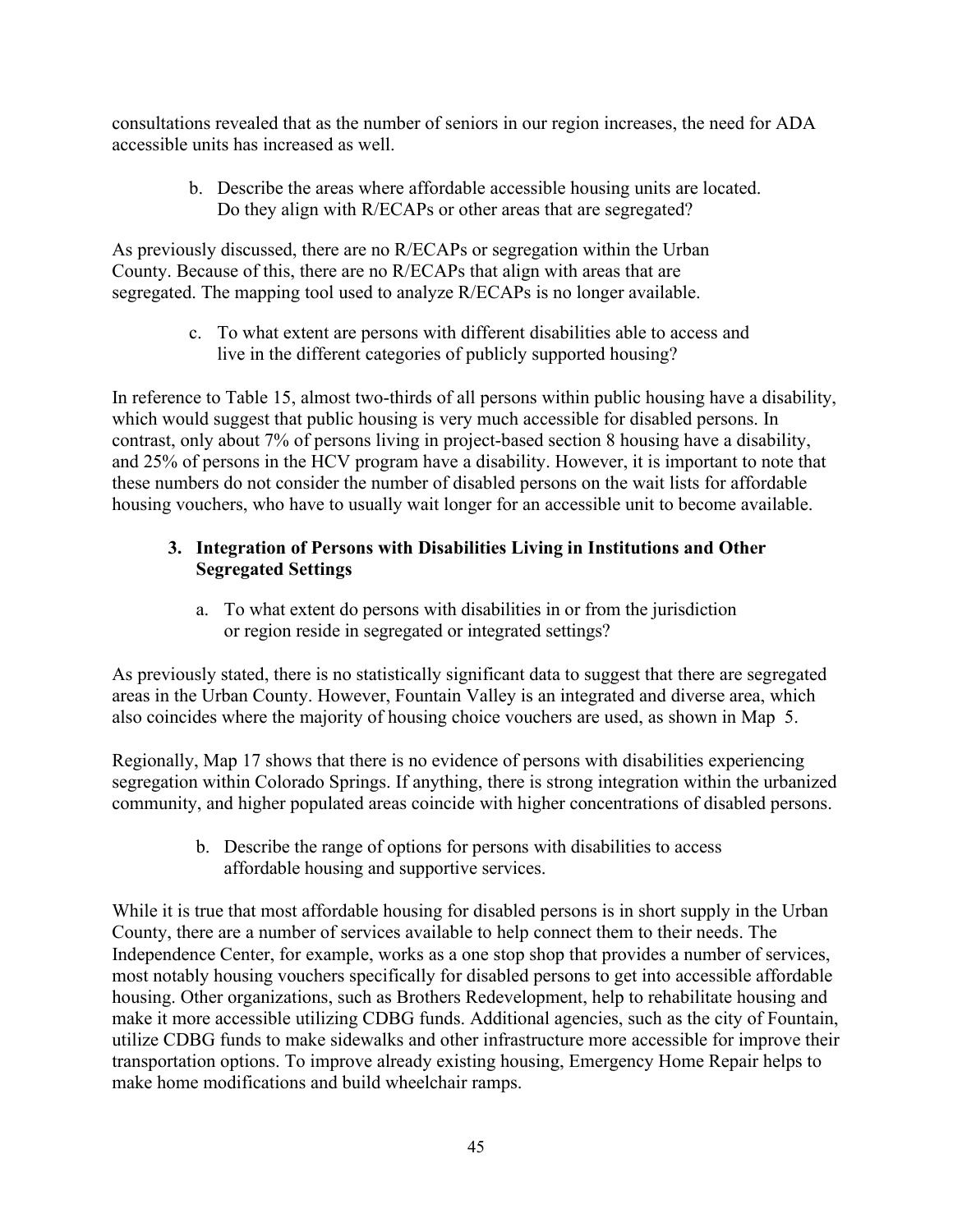consultations revealed that as the number of seniors in our region increases, the need for ADA accessible units has increased as well.

b. Describe the areas where affordable accessible housing units are located. Do they align with R/ECAPs or other areas that are segregated?

As previously discussed, there are no R/ECAPs or segregation within the Urban County. Because of this, there are no R/ECAPs that align with areas that are segregated. The mapping tool used to analyze R/ECAPs is no longer available.

c. To what extent are persons with different disabilities able to access and live in the different categories of publicly supported housing?

In reference to Table 15, almost two-thirds of all persons within public housing have a disability, which would suggest that public housing is very much accessible for disabled persons. In contrast, only about 7% of persons living in project-based section 8 housing have a disability, and 25% of persons in the HCV program have a disability. However, it is important to note that these numbers do not consider the number of disabled persons on the wait lists for affordable housing vouchers, who have to usually wait longer for an accessible unit to become available.

### 3. Integration of Persons with Disabilities Living in Institutions and Other Segregated Settings

a. To what extent do persons with disabilities in or from the jurisdiction or region reside in segregated or integrated settings?

As previously stated, there is no statistically significant data to suggest that there are segregated areas in the Urban County. However, Fountain Valley is an integrated and diverse area, which also coincides where the majority of housing choice vouchers are used, as shown in Map 5.

Regionally, Map 17 shows that there is no evidence of persons with disabilities experiencing segregation within Colorado Springs. If anything, there is strong integration within the urbanized community, and higher populated areas coincide with higher concentrations of disabled persons.

b. Describe the range of options for persons with disabilities to access affordable housing and supportive services.

While it is true that most affordable housing for disabled persons is in short supply in the Urban County, there are a number of services available to help connect them to their needs. The Independence Center, for example, works as a one stop shop that provides a number of services, most notably housing vouchers specifically for disabled persons to get into accessible affordable housing. Other organizations, such as Brothers Redevelopment, help to rehabilitate housing and make it more accessible utilizing CDBG funds. Additional agencies, such as the city of Fountain, utilize CDBG funds to make sidewalks and other infrastructure more accessible for improve their transportation options. To improve already existing housing, Emergency Home Repair helps to make home modifications and build wheelchair ramps.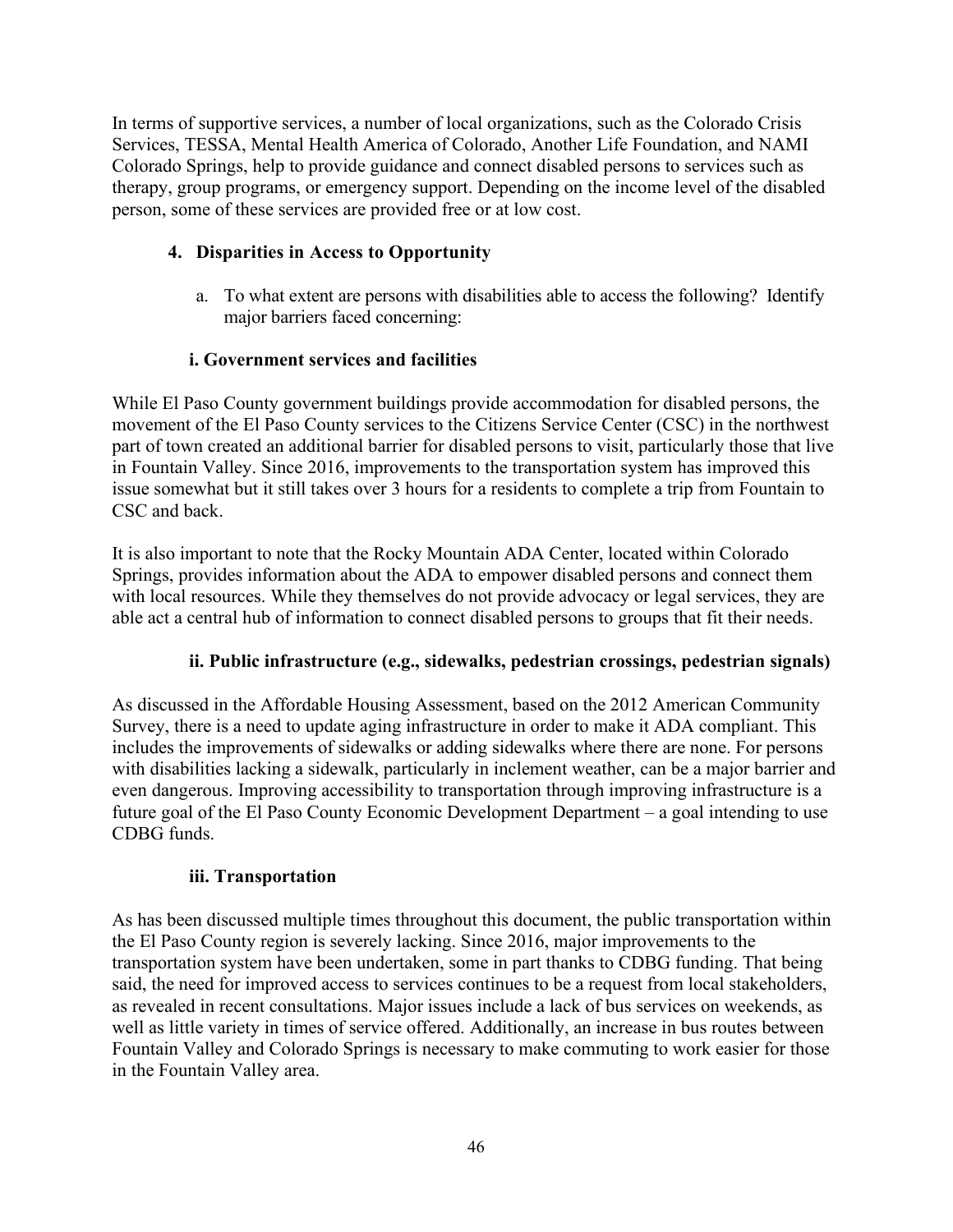In terms of supportive services, a number of local organizations, such as the Colorado Crisis Services, TESSA, Mental Health America of Colorado, Another Life Foundation, and NAMI Colorado Springs, help to provide guidance and connect disabled persons to services such as therapy, group programs, or emergency support. Depending on the income level of the disabled person, some of these services are provided free or at low cost.

## 4. Disparities in Access to Opportunity

a. To what extent are persons with disabilities able to access the following? Identify major barriers faced concerning:

### i. Government services and facilities

While El Paso County government buildings provide accommodation for disabled persons, the movement of the El Paso County services to the Citizens Service Center (CSC) in the northwest part of town created an additional barrier for disabled persons to visit, particularly those that live in Fountain Valley. Since 2016, improvements to the transportation system has improved this issue somewhat but it still takes over 3 hours for a residents to complete a trip from Fountain to CSC and back.

It is also important to note that the Rocky Mountain ADA Center, located within Colorado Springs, provides information about the ADA to empower disabled persons and connect them with local resources. While they themselves do not provide advocacy or legal services, they are able act a central hub of information to connect disabled persons to groups that fit their needs.

### ii. Public infrastructure (e.g., sidewalks, pedestrian crossings, pedestrian signals)

As discussed in the Affordable Housing Assessment, based on the 2012 American Community Survey, there is a need to update aging infrastructure in order to make it ADA compliant. This includes the improvements of sidewalks or adding sidewalks where there are none. For persons with disabilities lacking a sidewalk, particularly in inclement weather, can be a major barrier and even dangerous. Improving accessibility to transportation through improving infrastructure is a future goal of the El Paso County Economic Development Department – a goal intending to use CDBG funds.

### iii. Transportation

As has been discussed multiple times throughout this document, the public transportation within the El Paso County region is severely lacking. Since 2016, major improvements to the transportation system have been undertaken, some in part thanks to CDBG funding. That being said, the need for improved access to services continues to be a request from local stakeholders, as revealed in recent consultations. Major issues include a lack of bus services on weekends, as well as little variety in times of service offered. Additionally, an increase in bus routes between Fountain Valley and Colorado Springs is necessary to make commuting to work easier for those in the Fountain Valley area.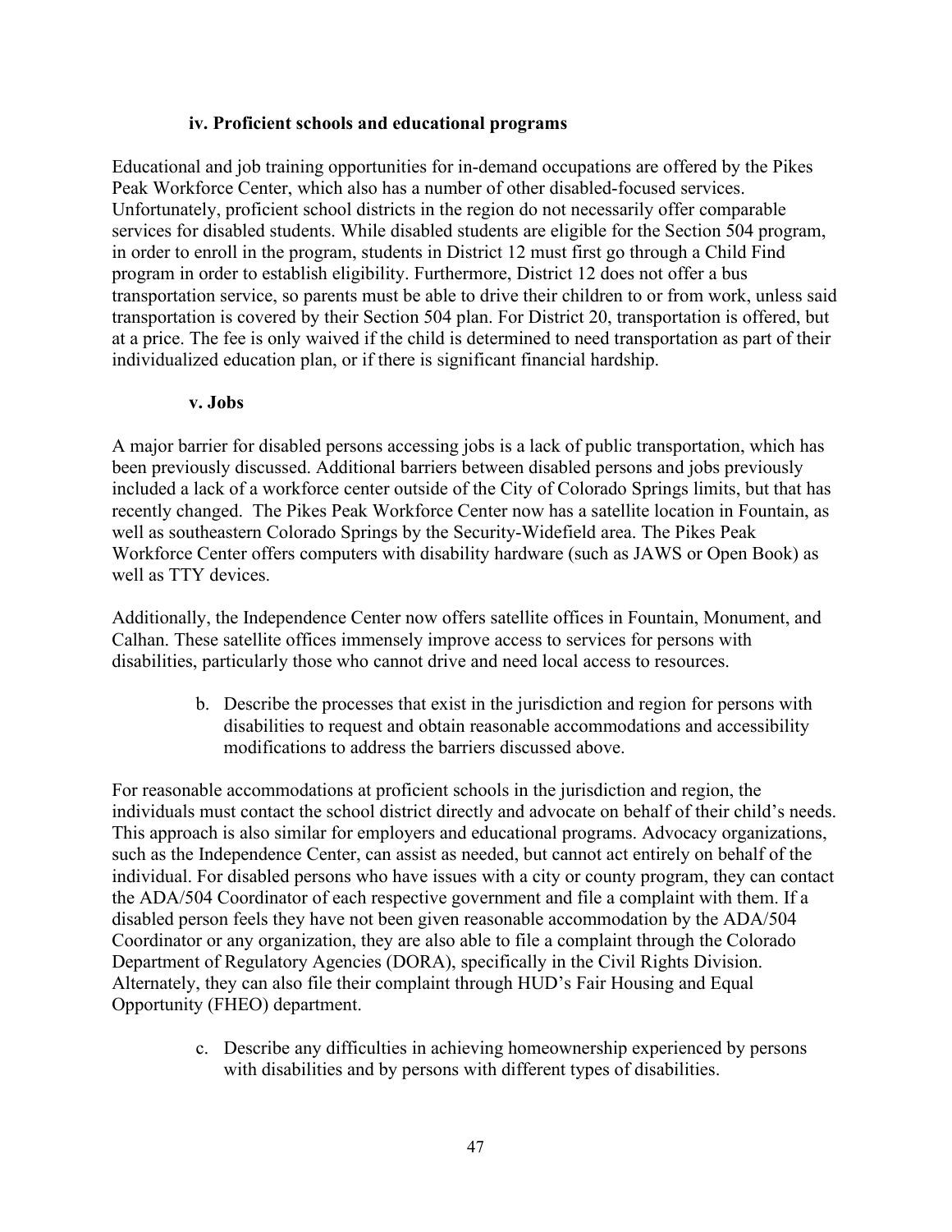#### iv. Proficient schools and educational programs

Educational and job training opportunities for in-demand occupations are offered by the Pikes Peak Workforce Center, which also has a number of other disabled-focused services. Unfortunately, proficient school districts in the region do not necessarily offer comparable services for disabled students. While disabled students are eligible for the Section 504 program, in order to enroll in the program, students in District 12 must first go through a Child Find program in order to establish eligibility. Furthermore, District 12 does not offer a bus transportation service, so parents must be able to drive their children to or from work, unless said transportation is covered by their Section 504 plan. For District 20, transportation is offered, but at a price. The fee is only waived if the child is determined to need transportation as part of their individualized education plan, or if there is significant financial hardship.

#### v. Jobs

A major barrier for disabled persons accessing jobs is a lack of public transportation, which has been previously discussed. Additional barriers between disabled persons and jobs previously included a lack of a workforce center outside of the City of Colorado Springs limits, but that has recently changed. The Pikes Peak Workforce Center now has a satellite location in Fountain, as well as southeastern Colorado Springs by the Security-Widefield area. The Pikes Peak Workforce Center offers computers with disability hardware (such as JAWS or Open Book) as well as TTY devices.

Additionally, the Independence Center now offers satellite offices in Fountain, Monument, and Calhan. These satellite offices immensely improve access to services for persons with disabilities, particularly those who cannot drive and need local access to resources.

b. Describe the processes that exist in the jurisdiction and region for persons with disabilities to request and obtain reasonable accommodations and accessibility modifications to address the barriers discussed above.

For reasonable accommodations at proficient schools in the jurisdiction and region, the individuals must contact the school district directly and advocate on behalf of their child's needs. This approach is also similar for employers and educational programs. Advocacy organizations, such as the Independence Center, can assist as needed, but cannot act entirely on behalf of the individual. For disabled persons who have issues with a city or county program, they can contact the ADA/504 Coordinator of each respective government and file a complaint with them. If a disabled person feels they have not been given reasonable accommodation by the ADA/504 Coordinator or any organization, they are also able to file a complaint through the Colorado Department of Regulatory Agencies (DORA), specifically in the Civil Rights Division. Alternately, they can also file their complaint through HUD's Fair Housing and Equal Opportunity (FHEO) department.

c. Describe any difficulties in achieving homeownership experienced by persons with disabilities and by persons with different types of disabilities.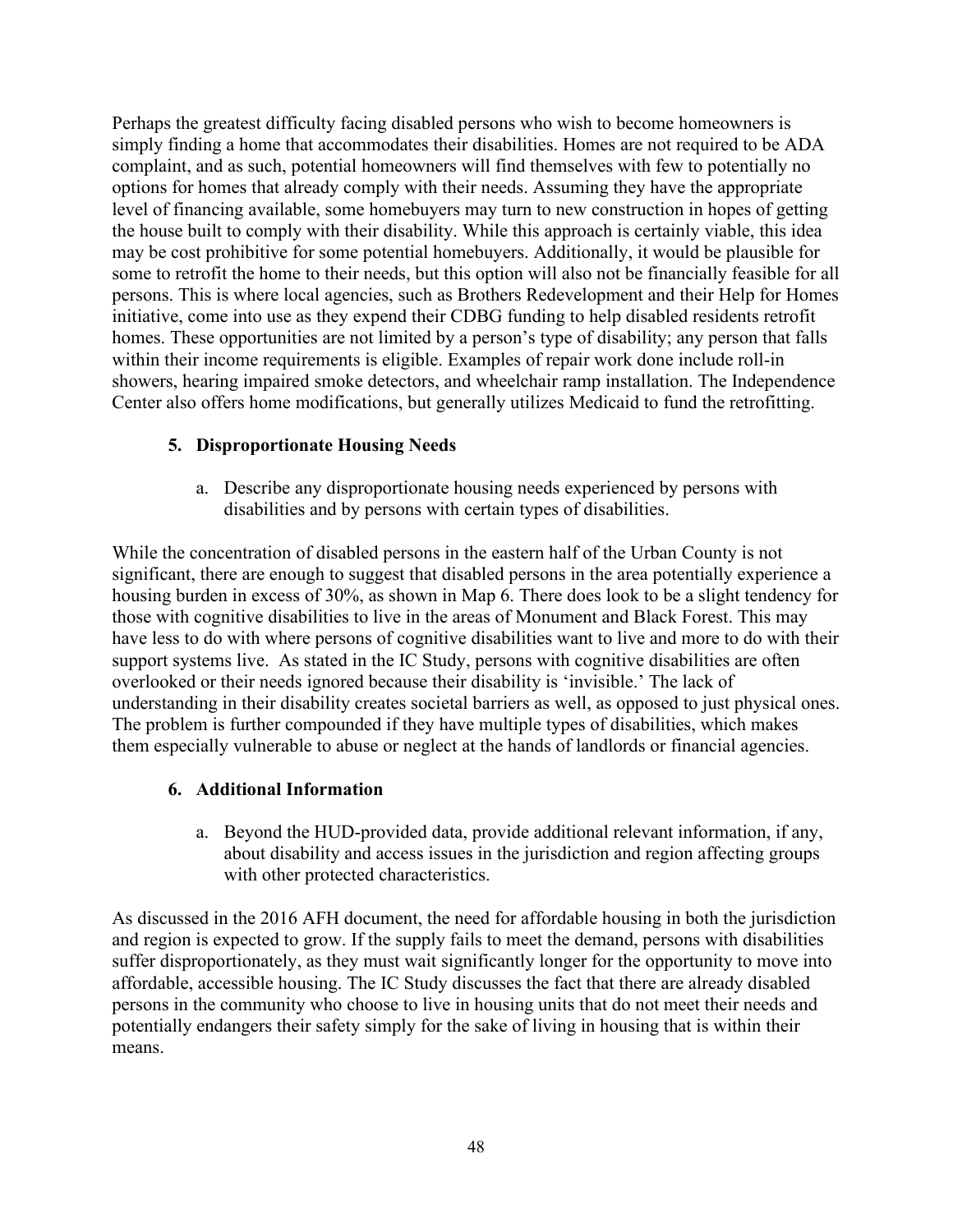Perhaps the greatest difficulty facing disabled persons who wish to become homeowners is simply finding a home that accommodates their disabilities. Homes are not required to be ADA complaint, and as such, potential homeowners will find themselves with few to potentially no options for homes that already comply with their needs. Assuming they have the appropriate level of financing available, some homebuyers may turn to new construction in hopes of getting the house built to comply with their disability. While this approach is certainly viable, this idea may be cost prohibitive for some potential homebuyers. Additionally, it would be plausible for some to retrofit the home to their needs, but this option will also not be financially feasible for all persons. This is where local agencies, such as Brothers Redevelopment and their Help for Homes initiative, come into use as they expend their CDBG funding to help disabled residents retrofit homes. These opportunities are not limited by a person's type of disability; any person that falls within their income requirements is eligible. Examples of repair work done include roll-in showers, hearing impaired smoke detectors, and wheelchair ramp installation. The Independence Center also offers home modifications, but generally utilizes Medicaid to fund the retrofitting.

### 5. Disproportionate Housing Needs

a. Describe any disproportionate housing needs experienced by persons with disabilities and by persons with certain types of disabilities.

While the concentration of disabled persons in the eastern half of the Urban County is not significant, there are enough to suggest that disabled persons in the area potentially experience a housing burden in excess of 30%, as shown in Map 6. There does look to be a slight tendency for those with cognitive disabilities to live in the areas of Monument and Black Forest. This may have less to do with where persons of cognitive disabilities want to live and more to do with their support systems live. As stated in the IC Study, persons with cognitive disabilities are often overlooked or their needs ignored because their disability is 'invisible.' The lack of understanding in their disability creates societal barriers as well, as opposed to just physical ones. The problem is further compounded if they have multiple types of disabilities, which makes them especially vulnerable to abuse or neglect at the hands of landlords or financial agencies.

### 6. Additional Information

a. Beyond the HUD-provided data, provide additional relevant information, if any, about disability and access issues in the jurisdiction and region affecting groups with other protected characteristics.

As discussed in the 2016 AFH document, the need for affordable housing in both the jurisdiction and region is expected to grow. If the supply fails to meet the demand, persons with disabilities suffer disproportionately, as they must wait significantly longer for the opportunity to move into affordable, accessible housing. The IC Study discusses the fact that there are already disabled persons in the community who choose to live in housing units that do not meet their needs and potentially endangers their safety simply for the sake of living in housing that is within their means.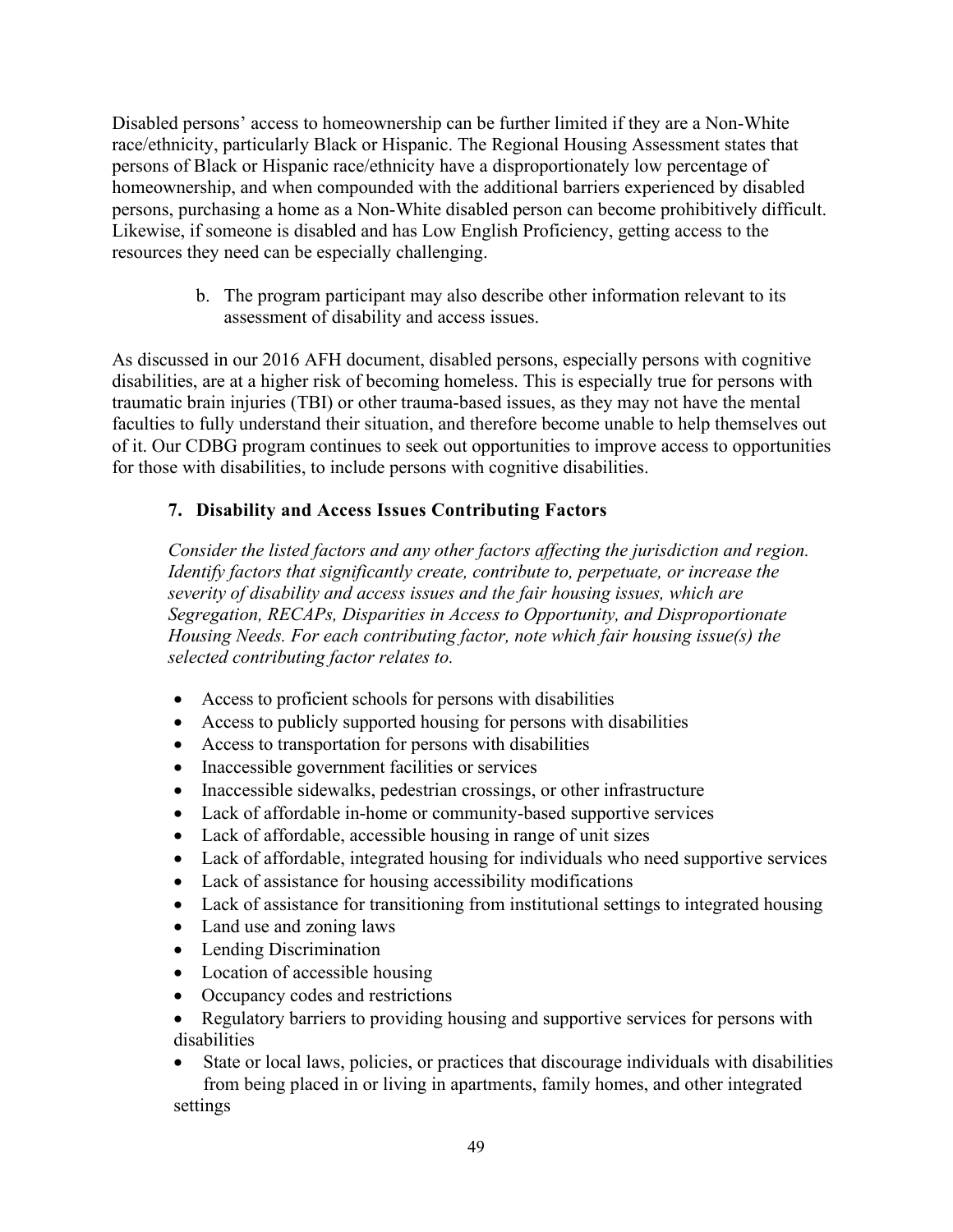Disabled persons' access to homeownership can be further limited if they are a Non-White race/ethnicity, particularly Black or Hispanic. The Regional Housing Assessment states that persons of Black or Hispanic race/ethnicity have a disproportionately low percentage of homeownership, and when compounded with the additional barriers experienced by disabled persons, purchasing a home as a Non-White disabled person can become prohibitively difficult. Likewise, if someone is disabled and has Low English Proficiency, getting access to the resources they need can be especially challenging.

b. The program participant may also describe other information relevant to its assessment of disability and access issues.

As discussed in our 2016 AFH document, disabled persons, especially persons with cognitive disabilities, are at a higher risk of becoming homeless. This is especially true for persons with traumatic brain injuries (TBI) or other trauma-based issues, as they may not have the mental faculties to fully understand their situation, and therefore become unable to help themselves out of it. Our CDBG program continues to seek out opportunities to improve access to opportunities for those with disabilities, to include persons with cognitive disabilities.

### 7. Disability and Access Issues Contributing Factors

*Consider the listed factors and any other factors affecting the jurisdiction and region. Identify factors that significantly create, contribute to, perpetuate, or increase the severity of disability and access issues and the fair housing issues, which are Segregation, RECAPs, Disparities in Access to Opportunity, and Disproportionate Housing Needs. For each contributing factor, note which fair housing issue(s) the selected contributing factor relates to.*

- Access to proficient schools for persons with disabilities
- Access to publicly supported housing for persons with disabilities
- Access to transportation for persons with disabilities
- Inaccessible government facilities or services
- Inaccessible sidewalks, pedestrian crossings, or other infrastructure
- Lack of affordable in-home or community-based supportive services
- Lack of affordable, accessible housing in range of unit sizes
- Lack of affordable, integrated housing for individuals who need supportive services
- Lack of assistance for housing accessibility modifications
- Lack of assistance for transitioning from institutional settings to integrated housing
- Land use and zoning laws
- Lending Discrimination
- Location of accessible housing
- Occupancy codes and restrictions
- Regulatory barriers to providing housing and supportive services for persons with disabilities
- State or local laws, policies, or practices that discourage individuals with disabilities from being placed in or living in apartments, family homes, and other integrated settings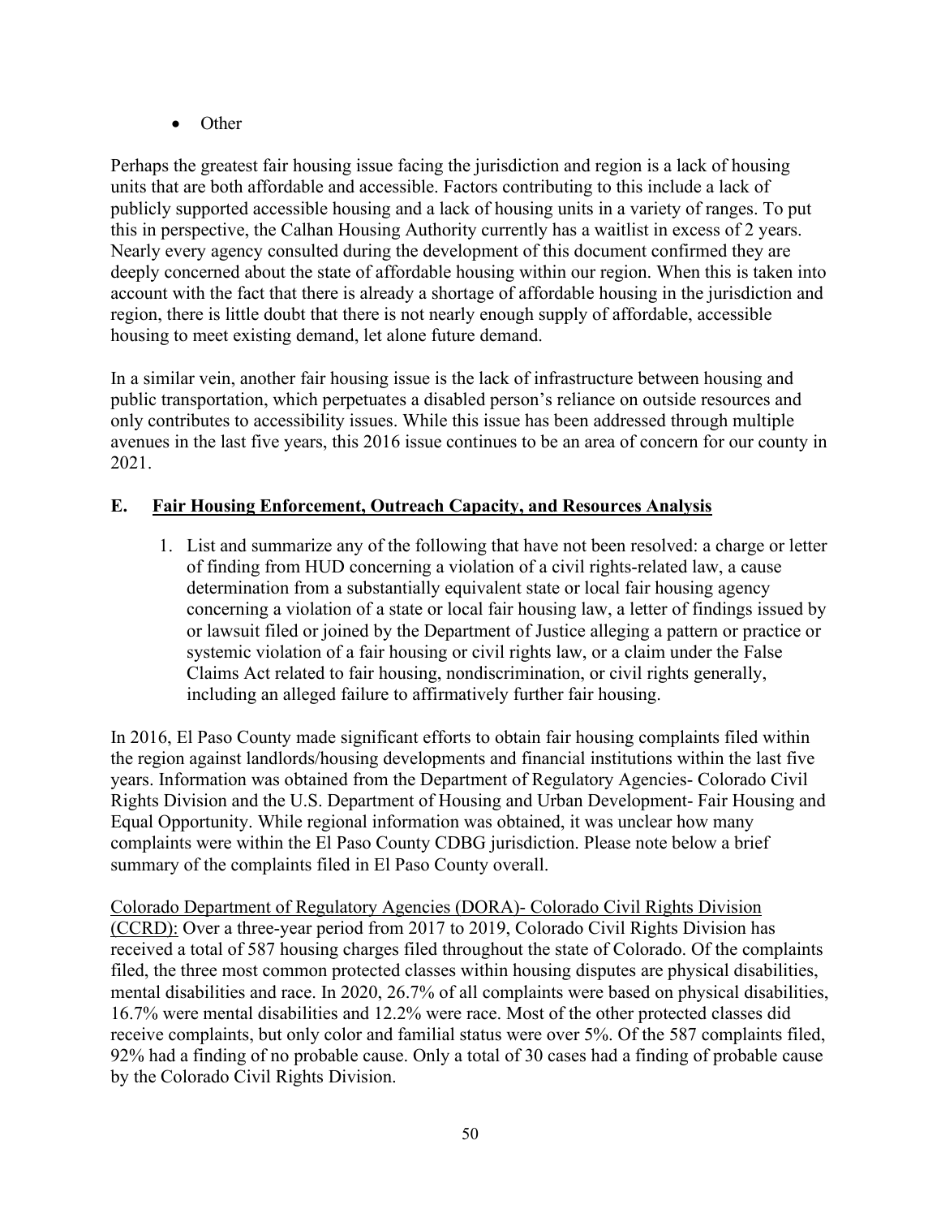- Other

Perhaps the greatest fair housing issue facing the jurisdiction and region is a lack of housing units that are both affordable and accessible. Factors contributing to this include a lack of publicly supported accessible housing and a lack of housing units in a variety of ranges. To put this in perspective, the Calhan Housing Authority currently has a waitlist in excess of 2 years. Nearly every agency consulted during the development of this document confirmed they are deeply concerned about the state of affordable housing within our region. When this is taken into account with the fact that there is already a shortage of affordable housing in the jurisdiction and region, there is little doubt that there is not nearly enough supply of affordable, accessible housing to meet existing demand, let alone future demand.

In a similar vein, another fair housing issue is the lack of infrastructure between housing and public transportation, which perpetuates a disabled person's reliance on outside resources and only contributes to accessibility issues. While this issue has been addressed through multiple avenues in the last five years, this 2016 issue continues to be an area of concern for our county in 2021.

## E. <u>Fair Housing Enforcement, Outreach Capacity, and Resources Analysis</u>

1. List and summarize any of the following that have not been resolved: a charge or letter of finding from HUD concerning a violation of a civil rights-related law, a cause determination from a substantially equivalent state or local fair housing agency concerning a violation of a state or local fair housing law, a letter of findings issued by or lawsuit filed or joined by the Department of Justice alleging a pattern or practice or systemic violation of a fair housing or civil rights law, or a claim under the False Claims Act related to fair housing, nondiscrimination, or civil rights generally, including an alleged failure to affirmatively further fair housing.

In 2016, El Paso County made significant efforts to obtain fair housing complaints filed within the region against landlords/housing developments and financial institutions within the last five years. Information was obtained from the Department of Regulatory Agencies- Colorado Civil Rights Division and the U.S. Department of Housing and Urban Development- Fair Housing and Equal Opportunity. While regional information was obtained, it was unclear how many complaints were within the El Paso County CDBG jurisdiction. Please note below a brief summary of the complaints filed in El Paso County overall.

<u>Colorado Department of Regulatory Agencies (DORA)- Colorado Civil Rights Division (CCRD):</u> Over a three-year period from 2017 to 2019, Colorado Civil Rights Division has received a total of 587 housing charges filed throughout the state of Colorado. Of the complaints filed, the three most common protected classes within housing disputes are physical disabilities, mental disabilities and race. In 2020, 26.7% of all complaints were based on physical disabilities, 16.7% were mental disabilities and 12.2% were race. Most of the other protected classes did receive complaints, but only color and familial status were over 5%. Of the 587 complaints filed, 92% had a finding of no probable cause. Only a total of 30 cases had a finding of probable cause by the Colorado Civil Rights Division.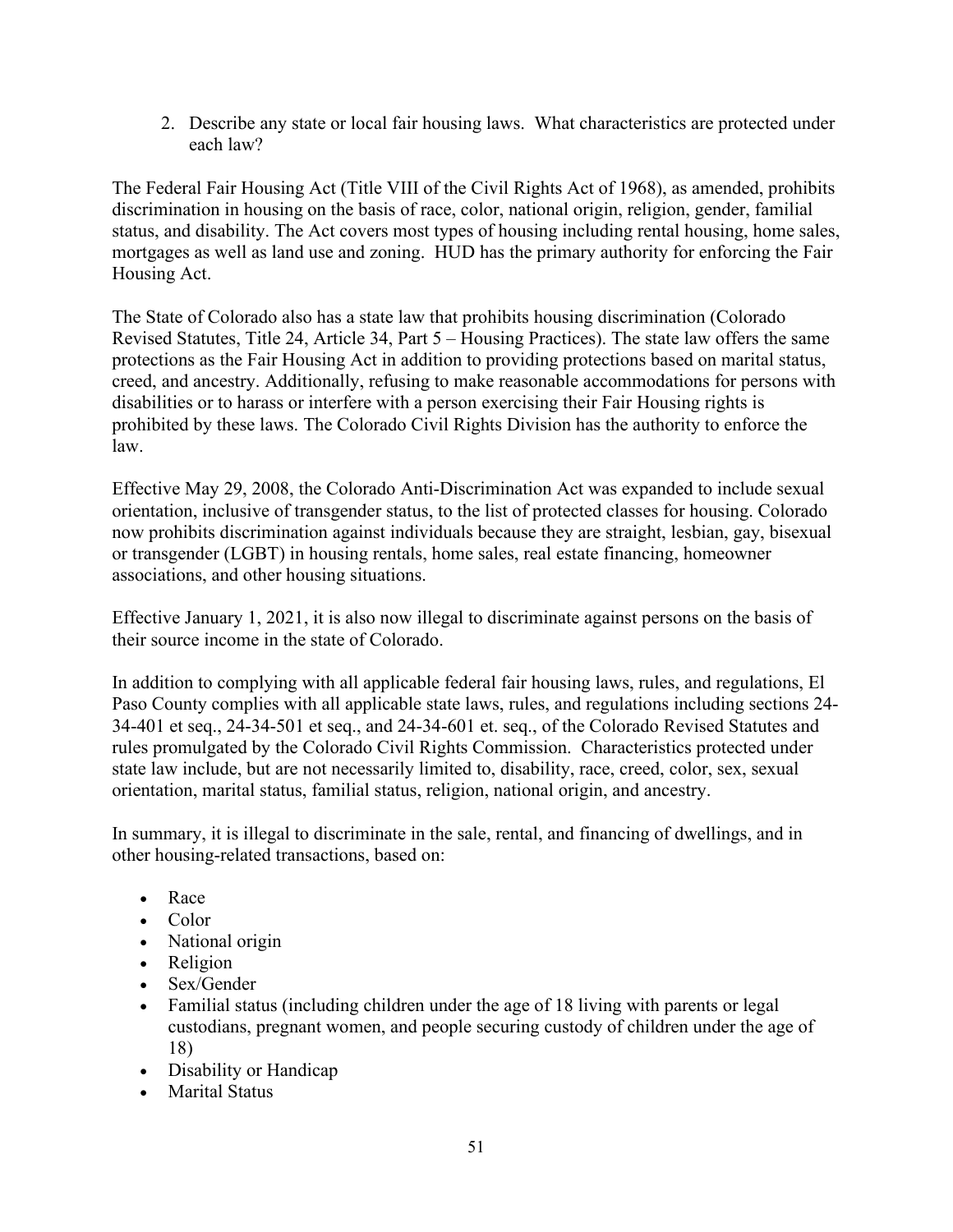2. Describe any state or local fair housing laws. What characteristics are protected under each law?

The Federal Fair Housing Act (Title VIII of the Civil Rights Act of 1968), as amended, prohibits discrimination in housing on the basis of race, color, national origin, religion, gender, familial status, and disability. The Act covers most types of housing including rental housing, home sales, mortgages as well as land use and zoning. HUD has the primary authority for enforcing the Fair Housing Act.

The State of Colorado also has a state law that prohibits housing discrimination (Colorado Revised Statutes, Title 24, Article 34, Part 5 – Housing Practices). The state law offers the same protections as the Fair Housing Act in addition to providing protections based on marital status, creed, and ancestry. Additionally, refusing to make reasonable accommodations for persons with disabilities or to harass or interfere with a person exercising their Fair Housing rights is prohibited by these laws. The Colorado Civil Rights Division has the authority to enforce the law.

Effective May 29, 2008, the Colorado Anti-Discrimination Act was expanded to include sexual orientation, inclusive of transgender status, to the list of protected classes for housing. Colorado now prohibits discrimination against individuals because they are straight, lesbian, gay, bisexual or transgender (LGBT) in housing rentals, home sales, real estate financing, homeowner associations, and other housing situations.

Effective January 1, 2021, it is also now illegal to discriminate against persons on the basis of their source income in the state of Colorado.

In addition to complying with all applicable federal fair housing laws, rules, and regulations, El Paso County complies with all applicable state laws, rules, and regulations including sections 24-34-401 et seq., 24-34-501 et seq., and 24-34-601 et. seq., of the Colorado Revised Statutes and rules promulgated by the Colorado Civil Rights Commission. Characteristics protected under state law include, but are not necessarily limited to, disability, race, creed, color, sex, sexual orientation, marital status, familial status, religion, national origin, and ancestry.

In summary, it is illegal to discriminate in the sale, rental, and financing of dwellings, and in other housing-related transactions, based on:

- Race
- Color
- National origin
- Religion
- Sex/Gender
- Familial status (including children under the age of 18 living with parents or legal custodians, pregnant women, and people securing custody of children under the age of 18)
- Disability or Handicap
- Marital Status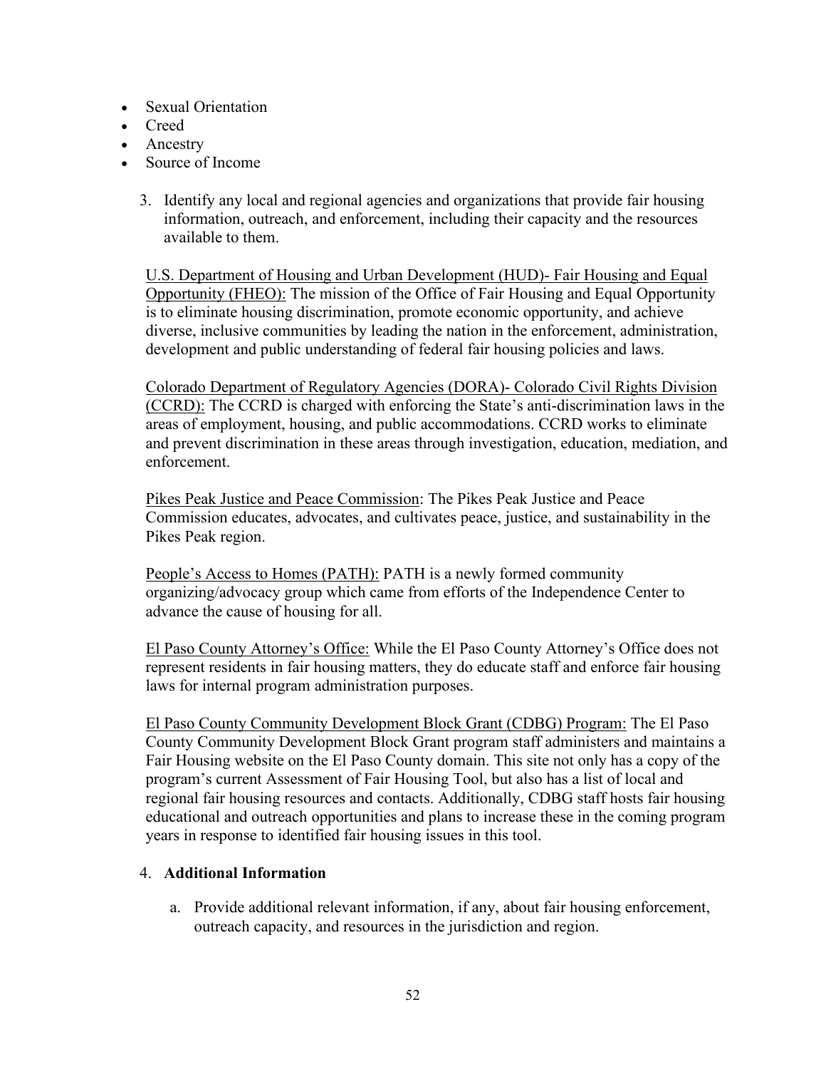- Sexual Orientation
- Creed
- Ancestry
- Source of Income

3. Identify any local and regional agencies and organizations that provide fair housing information, outreach, and enforcement, including their capacity and the resources available to them.

<u>U.S. Department of Housing and Urban Development (HUD)- Fair Housing and Equal Opportunity (FHEO):</u> The mission of the Office of Fair Housing and Equal Opportunity is to eliminate housing discrimination, promote economic opportunity, and achieve diverse, inclusive communities by leading the nation in the enforcement, administration, development and public understanding of federal fair housing policies and laws.

<u>Colorado Department of Regulatory Agencies (DORA)- Colorado Civil Rights Division (CCRD):</u> The CCRD is charged with enforcing the State's anti-discrimination laws in the areas of employment, housing, and public accommodations. CCRD works to eliminate and prevent discrimination in these areas through investigation, education, mediation, and enforcement.

<u>Pikes Peak Justice and Peace Commission</u>: The Pikes Peak Justice and Peace Commission educates, advocates, and cultivates peace, justice, and sustainability in the Pikes Peak region.

<u>People's Access to Homes (PATH):</u> PATH is a newly formed community organizing/advocacy group which came from efforts of the Independence Center to advance the cause of housing for all.

<u>El Paso County Attorney's Office:</u> While the El Paso County Attorney's Office does not represent residents in fair housing matters, they do educate staff and enforce fair housing laws for internal program administration purposes.

<u>El Paso County Community Development Block Grant (CDBG) Program:</u> The El Paso County Community Development Block Grant program staff administers and maintains a Fair Housing website on the El Paso County domain. This site not only has a copy of the program's current Assessment of Fair Housing Tool, but also has a list of local and regional fair housing resources and contacts. Additionally, CDBG staff hosts fair housing educational and outreach opportunities and plans to increase these in the coming program years in response to identified fair housing issues in this tool.

4. **Additional Information**

   a. Provide additional relevant information, if any, about fair housing enforcement, outreach capacity, and resources in the jurisdiction and region.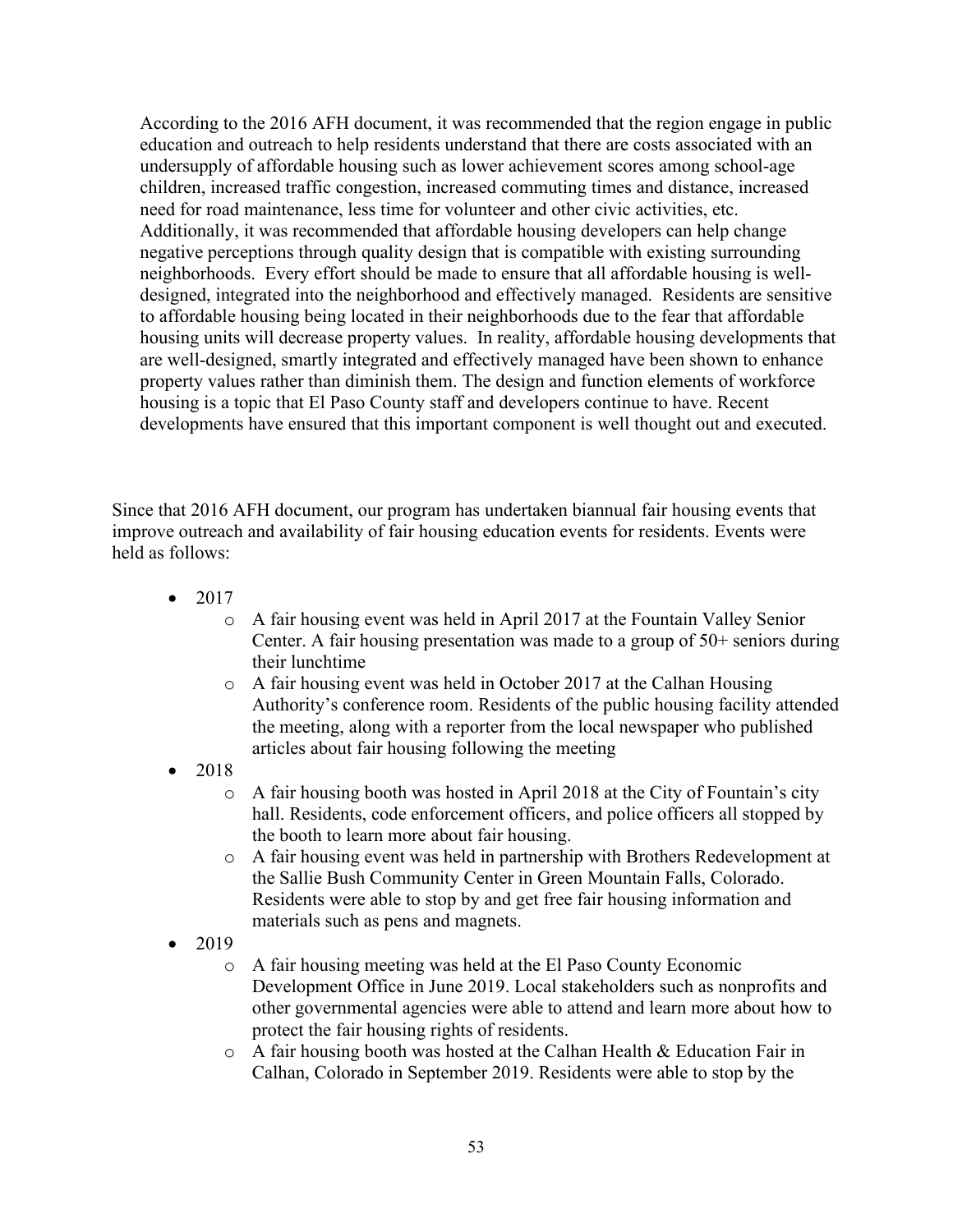According to the 2016 AFH document, it was recommended that the region engage in public education and outreach to help residents understand that there are costs associated with an undersupply of affordable housing such as lower achievement scores among school-age children, increased traffic congestion, increased commuting times and distance, increased need for road maintenance, less time for volunteer and other civic activities, etc. Additionally, it was recommended that affordable housing developers can help change negative perceptions through quality design that is compatible with existing surrounding neighborhoods. Every effort should be made to ensure that all affordable housing is well-designed, integrated into the neighborhood and effectively managed. Residents are sensitive to affordable housing being located in their neighborhoods due to the fear that affordable housing units will decrease property values. In reality, affordable housing developments that are well-designed, smartly integrated and effectively managed have been shown to enhance property values rather than diminish them. The design and function elements of workforce housing is a topic that El Paso County staff and developers continue to have. Recent developments have ensured that this important component is well thought out and executed.

Since that 2016 AFH document, our program has undertaken biannual fair housing events that improve outreach and availability of fair housing education events for residents. Events were held as follows:

- 2017
  - A fair housing event was held in April 2017 at the Fountain Valley Senior Center. A fair housing presentation was made to a group of 50+ seniors during their lunchtime
  - A fair housing event was held in October 2017 at the Calhan Housing Authority's conference room. Residents of the public housing facility attended the meeting, along with a reporter from the local newspaper who published articles about fair housing following the meeting
- 2018
  - A fair housing booth was hosted in April 2018 at the City of Fountain's city hall. Residents, code enforcement officers, and police officers all stopped by the booth to learn more about fair housing.
  - A fair housing event was held in partnership with Brothers Redevelopment at the Sallie Bush Community Center in Green Mountain Falls, Colorado. Residents were able to stop by and get free fair housing information and materials such as pens and magnets.
- 2019
  - A fair housing meeting was held at the El Paso County Economic Development Office in June 2019. Local stakeholders such as nonprofits and other governmental agencies were able to attend and learn more about how to protect the fair housing rights of residents.
  - A fair housing booth was hosted at the Calhan Health & Education Fair in Calhan, Colorado in September 2019. Residents were able to stop by the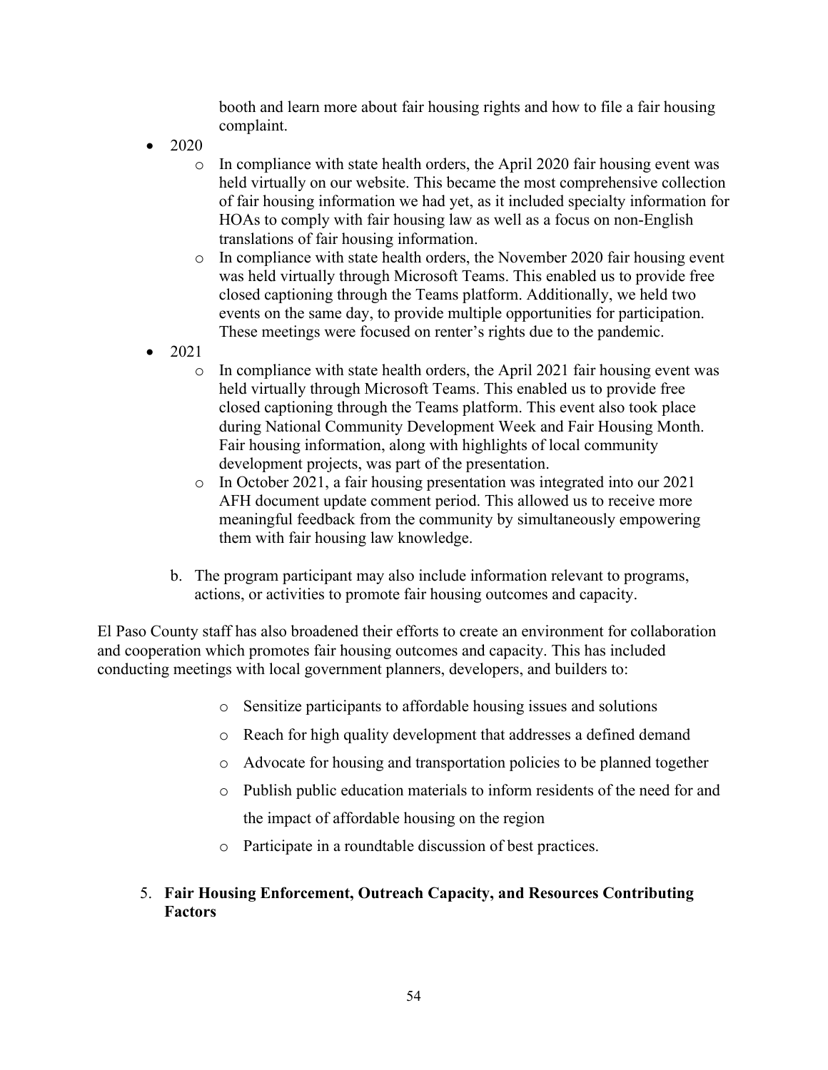booth and learn more about fair housing rights and how to file a fair housing complaint.

- 2020
  - In compliance with state health orders, the April 2020 fair housing event was held virtually on our website. This became the most comprehensive collection of fair housing information we had yet, as it included specialty information for HOAs to comply with fair housing law as well as a focus on non-English translations of fair housing information.
  - In compliance with state health orders, the November 2020 fair housing event was held virtually through Microsoft Teams. This enabled us to provide free closed captioning through the Teams platform. Additionally, we held two events on the same day, to provide multiple opportunities for participation. These meetings were focused on renter's rights due to the pandemic.
- 2021
  - In compliance with state health orders, the April 2021 fair housing event was held virtually through Microsoft Teams. This enabled us to provide free closed captioning through the Teams platform. This event also took place during National Community Development Week and Fair Housing Month. Fair housing information, along with highlights of local community development projects, was part of the presentation.
  - In October 2021, a fair housing presentation was integrated into our 2021 AFH document update comment period. This allowed us to receive more meaningful feedback from the community by simultaneously empowering them with fair housing law knowledge.

b. The program participant may also include information relevant to programs, actions, or activities to promote fair housing outcomes and capacity.

El Paso County staff has also broadened their efforts to create an environment for collaboration and cooperation which promotes fair housing outcomes and capacity. This has included conducting meetings with local government planners, developers, and builders to:

- Sensitize participants to affordable housing issues and solutions
- Reach for high quality development that addresses a defined demand
- Advocate for housing and transportation policies to be planned together
- Publish public education materials to inform residents of the need for and the impact of affordable housing on the region
- Participate in a roundtable discussion of best practices.

5. **Fair Housing Enforcement, Outreach Capacity, and Resources Contributing Factors**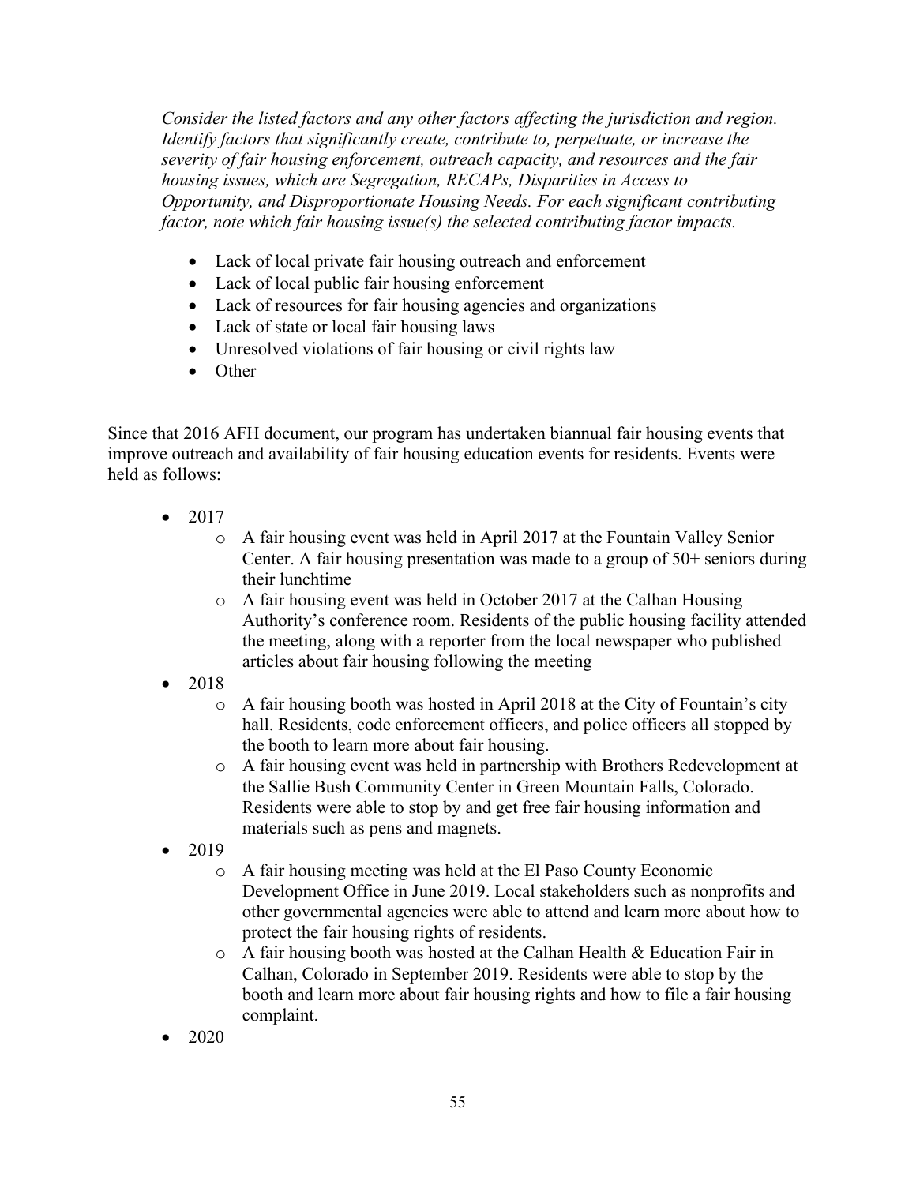*Consider the listed factors and any other factors affecting the jurisdiction and region. Identify factors that significantly create, contribute to, perpetuate, or increase the severity of fair housing enforcement, outreach capacity, and resources and the fair housing issues, which are Segregation, RECAPs, Disparities in Access to Opportunity, and Disproportionate Housing Needs. For each significant contributing factor, note which fair housing issue(s) the selected contributing factor impacts.*

- Lack of local private fair housing outreach and enforcement
- Lack of local public fair housing enforcement
- Lack of resources for fair housing agencies and organizations
- Lack of state or local fair housing laws
- Unresolved violations of fair housing or civil rights law
- Other

Since that 2016 AFH document, our program has undertaken biannual fair housing events that improve outreach and availability of fair housing education events for residents. Events were held as follows:

- 2017
  - A fair housing event was held in April 2017 at the Fountain Valley Senior Center. A fair housing presentation was made to a group of 50+ seniors during their lunchtime
  - A fair housing event was held in October 2017 at the Calhan Housing Authority's conference room. Residents of the public housing facility attended the meeting, along with a reporter from the local newspaper who published articles about fair housing following the meeting
- 2018
  - A fair housing booth was hosted in April 2018 at the City of Fountain's city hall. Residents, code enforcement officers, and police officers all stopped by the booth to learn more about fair housing.
  - A fair housing event was held in partnership with Brothers Redevelopment at the Sallie Bush Community Center in Green Mountain Falls, Colorado. Residents were able to stop by and get free fair housing information and materials such as pens and magnets.
- 2019
  - A fair housing meeting was held at the El Paso County Economic Development Office in June 2019. Local stakeholders such as nonprofits and other governmental agencies were able to attend and learn more about how to protect the fair housing rights of residents.
  - A fair housing booth was hosted at the Calhan Health & Education Fair in Calhan, Colorado in September 2019. Residents were able to stop by the booth and learn more about fair housing rights and how to file a fair housing complaint.
- 2020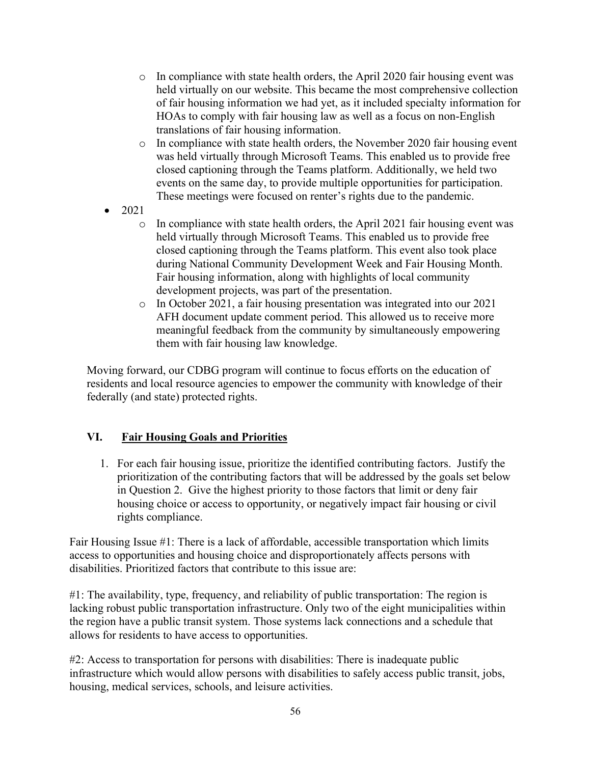- In compliance with state health orders, the April 2020 fair housing event was held virtually on our website. This became the most comprehensive collection of fair housing information we had yet, as it included specialty information for HOAs to comply with fair housing law as well as a focus on non-English translations of fair housing information.
  - In compliance with state health orders, the November 2020 fair housing event was held virtually through Microsoft Teams. This enabled us to provide free closed captioning through the Teams platform. Additionally, we held two events on the same day, to provide multiple opportunities for participation. These meetings were focused on renter's rights due to the pandemic.
- 2021
  - In compliance with state health orders, the April 2021 fair housing event was held virtually through Microsoft Teams. This enabled us to provide free closed captioning through the Teams platform. This event also took place during National Community Development Week and Fair Housing Month. Fair housing information, along with highlights of local community development projects, was part of the presentation.
  - In October 2021, a fair housing presentation was integrated into our 2021 AFH document update comment period. This allowed us to receive more meaningful feedback from the community by simultaneously empowering them with fair housing law knowledge.

Moving forward, our CDBG program will continue to focus efforts on the education of residents and local resource agencies to empower the community with knowledge of their federally (and state) protected rights.

## VI. Fair Housing Goals and Priorities

1. For each fair housing issue, prioritize the identified contributing factors. Justify the prioritization of the contributing factors that will be addressed by the goals set below in Question 2. Give the highest priority to those factors that limit or deny fair housing choice or access to opportunity, or negatively impact fair housing or civil rights compliance.

Fair Housing Issue #1: There is a lack of affordable, accessible transportation which limits access to opportunities and housing choice and disproportionately affects persons with disabilities. Prioritized factors that contribute to this issue are:

#1: The availability, type, frequency, and reliability of public transportation: The region is lacking robust public transportation infrastructure. Only two of the eight municipalities within the region have a public transit system. Those systems lack connections and a schedule that allows for residents to have access to opportunities.

#2: Access to transportation for persons with disabilities: There is inadequate public infrastructure which would allow persons with disabilities to safely access public transit, jobs, housing, medical services, schools, and leisure activities.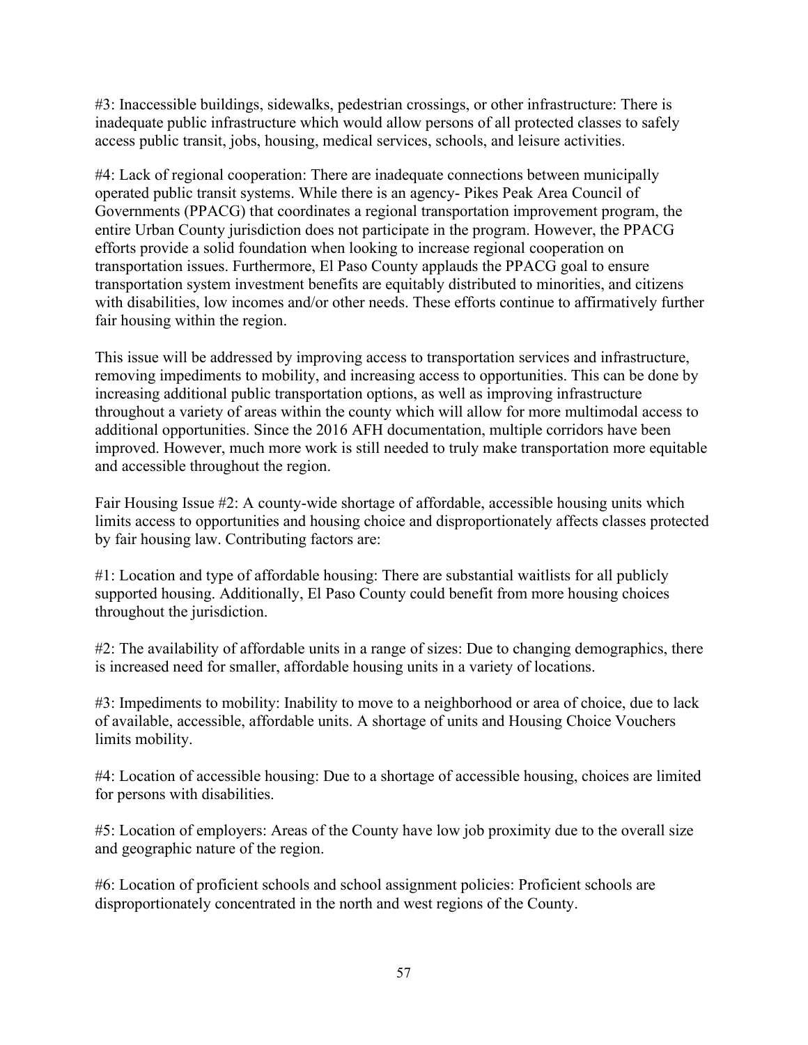#3: Inaccessible buildings, sidewalks, pedestrian crossings, or other infrastructure: There is inadequate public infrastructure which would allow persons of all protected classes to safely access public transit, jobs, housing, medical services, schools, and leisure activities.

#4: Lack of regional cooperation: There are inadequate connections between municipally operated public transit systems. While there is an agency- Pikes Peak Area Council of Governments (PPACG) that coordinates a regional transportation improvement program, the entire Urban County jurisdiction does not participate in the program. However, the PPACG efforts provide a solid foundation when looking to increase regional cooperation on transportation issues. Furthermore, El Paso County applauds the PPACG goal to ensure transportation system investment benefits are equitably distributed to minorities, and citizens with disabilities, low incomes and/or other needs. These efforts continue to affirmatively further fair housing within the region.

This issue will be addressed by improving access to transportation services and infrastructure, removing impediments to mobility, and increasing access to opportunities. This can be done by increasing additional public transportation options, as well as improving infrastructure throughout a variety of areas within the county which will allow for more multimodal access to additional opportunities. Since the 2016 AFH documentation, multiple corridors have been improved. However, much more work is still needed to truly make transportation more equitable and accessible throughout the region.

Fair Housing Issue #2: A county-wide shortage of affordable, accessible housing units which limits access to opportunities and housing choice and disproportionately affects classes protected by fair housing law. Contributing factors are:

#1: Location and type of affordable housing: There are substantial waitlists for all publicly supported housing. Additionally, El Paso County could benefit from more housing choices throughout the jurisdiction.

#2: The availability of affordable units in a range of sizes: Due to changing demographics, there is increased need for smaller, affordable housing units in a variety of locations.

#3: Impediments to mobility: Inability to move to a neighborhood or area of choice, due to lack of available, accessible, affordable units. A shortage of units and Housing Choice Vouchers limits mobility.

#4: Location of accessible housing: Due to a shortage of accessible housing, choices are limited for persons with disabilities.

#5: Location of employers: Areas of the County have low job proximity due to the overall size and geographic nature of the region.

#6: Location of proficient schools and school assignment policies: Proficient schools are disproportionately concentrated in the north and west regions of the County.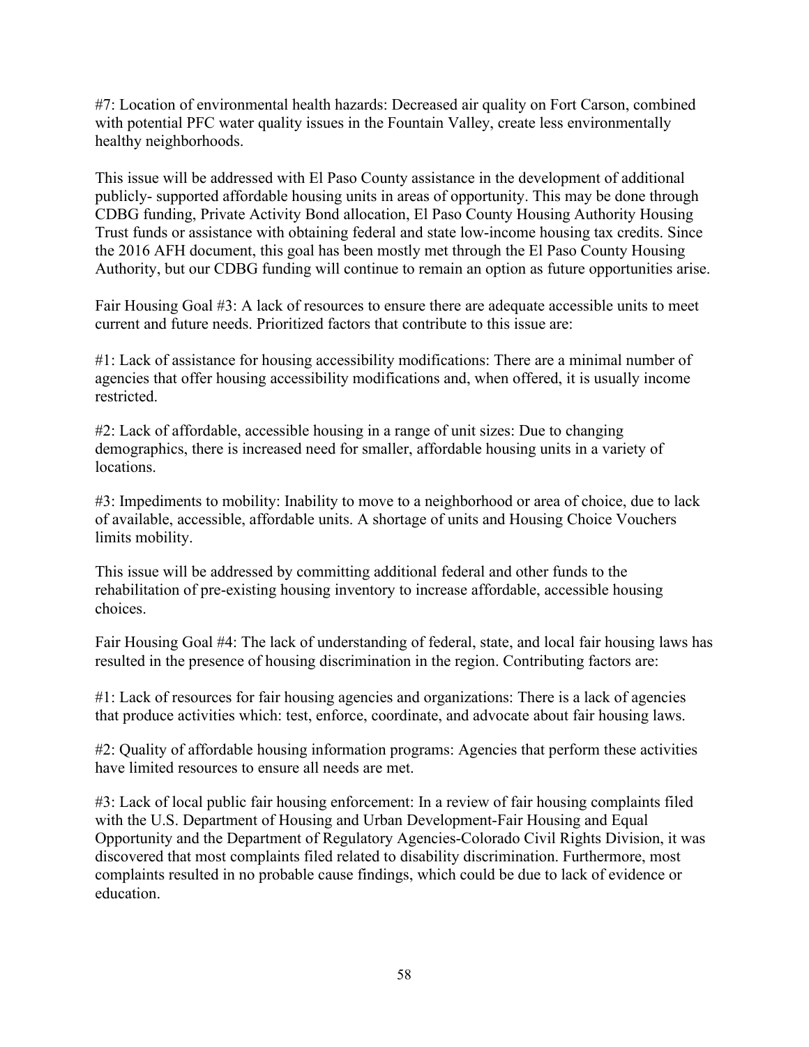#7: Location of environmental health hazards: Decreased air quality on Fort Carson, combined with potential PFC water quality issues in the Fountain Valley, create less environmentally healthy neighborhoods.

This issue will be addressed with El Paso County assistance in the development of additional publicly- supported affordable housing units in areas of opportunity. This may be done through CDBG funding, Private Activity Bond allocation, El Paso County Housing Authority Housing Trust funds or assistance with obtaining federal and state low-income housing tax credits. Since the 2016 AFH document, this goal has been mostly met through the El Paso County Housing Authority, but our CDBG funding will continue to remain an option as future opportunities arise.

Fair Housing Goal #3: A lack of resources to ensure there are adequate accessible units to meet current and future needs. Prioritized factors that contribute to this issue are:

#1: Lack of assistance for housing accessibility modifications: There are a minimal number of agencies that offer housing accessibility modifications and, when offered, it is usually income restricted.

#2: Lack of affordable, accessible housing in a range of unit sizes: Due to changing demographics, there is increased need for smaller, affordable housing units in a variety of locations.

#3: Impediments to mobility: Inability to move to a neighborhood or area of choice, due to lack of available, accessible, affordable units. A shortage of units and Housing Choice Vouchers limits mobility.

This issue will be addressed by committing additional federal and other funds to the rehabilitation of pre-existing housing inventory to increase affordable, accessible housing choices.

Fair Housing Goal #4: The lack of understanding of federal, state, and local fair housing laws has resulted in the presence of housing discrimination in the region. Contributing factors are:

#1: Lack of resources for fair housing agencies and organizations: There is a lack of agencies that produce activities which: test, enforce, coordinate, and advocate about fair housing laws.

#2: Quality of affordable housing information programs: Agencies that perform these activities have limited resources to ensure all needs are met.

#3: Lack of local public fair housing enforcement: In a review of fair housing complaints filed with the U.S. Department of Housing and Urban Development-Fair Housing and Equal Opportunity and the Department of Regulatory Agencies-Colorado Civil Rights Division, it was discovered that most complaints filed related to disability discrimination. Furthermore, most complaints resulted in no probable cause findings, which could be due to lack of evidence or education.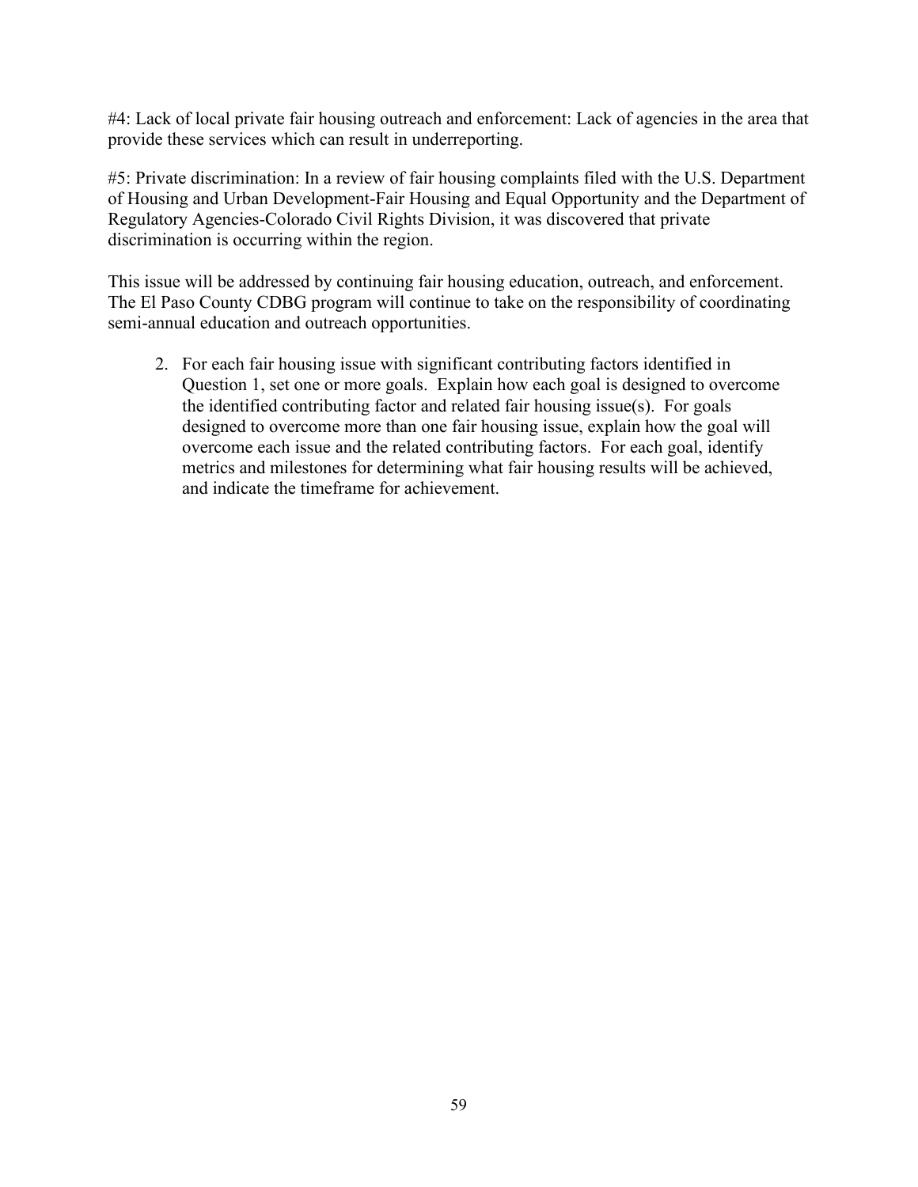#4: Lack of local private fair housing outreach and enforcement: Lack of agencies in the area that provide these services which can result in underreporting.

#5: Private discrimination: In a review of fair housing complaints filed with the U.S. Department of Housing and Urban Development-Fair Housing and Equal Opportunity and the Department of Regulatory Agencies-Colorado Civil Rights Division, it was discovered that private discrimination is occurring within the region.

This issue will be addressed by continuing fair housing education, outreach, and enforcement. The El Paso County CDBG program will continue to take on the responsibility of coordinating semi-annual education and outreach opportunities.

2. For each fair housing issue with significant contributing factors identified in Question 1, set one or more goals. Explain how each goal is designed to overcome the identified contributing factor and related fair housing issue(s). For goals designed to overcome more than one fair housing issue, explain how the goal will overcome each issue and the related contributing factors. For each goal, identify metrics and milestones for determining what fair housing results will be achieved, and indicate the timeframe for achievement.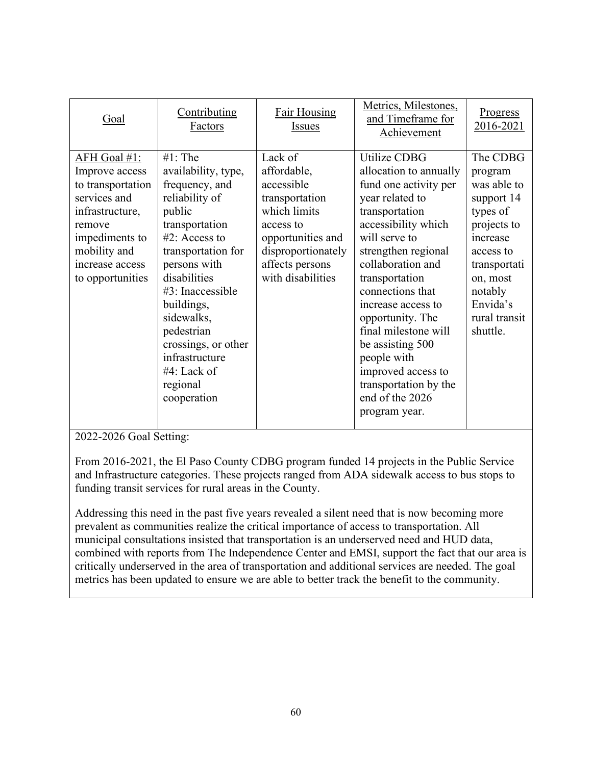| Goal | Contributing Factors | Fair Housing Issues | Metrics, Milestones, and Timeframe for Achievement | Progress 2016-2021 |
| --- | --- | --- | --- | --- |
| AFH Goal #1: Improve access to transportation services and infrastructure, remove impediments to mobility and increase access to opportunities | #1: The availability, type, frequency, and reliability of public transportation<br>#2: Access to transportation for persons with disabilities<br>#3: Inaccessible buildings, sidewalks, pedestrian crossings, or other infrastructure<br>#4: Lack of regional cooperation | Lack of affordable, accessible transportation which limits access to opportunities and disproportionately affects persons with disabilities | Utilize CDBG allocation to annually fund one activity per year related to transportation accessibility which will serve to strengthen regional collaboration and transportation connections that increase access to opportunity. The final milestone will be assisting 500 people with improved access to transportation by the end of the 2026 program year. | The CDBG program was able to support 14 types of projects to increase access to transportation, most notably Envida's rural transit shuttle. |

2022-2026 Goal Setting:

From 2016-2021, the El Paso County CDBG program funded 14 projects in the Public Service and Infrastructure categories. These projects ranged from ADA sidewalk access to bus stops to funding transit services for rural areas in the County.

Addressing this need in the past five years revealed a silent need that is now becoming more prevalent as communities realize the critical importance of access to transportation. All municipal consultations insisted that transportation is an underserved need and HUD data, combined with reports from The Independence Center and EMSI, support the fact that our area is critically underserved in the area of transportation and additional services are needed. The goal metrics has been updated to ensure we are able to better track the benefit to the community.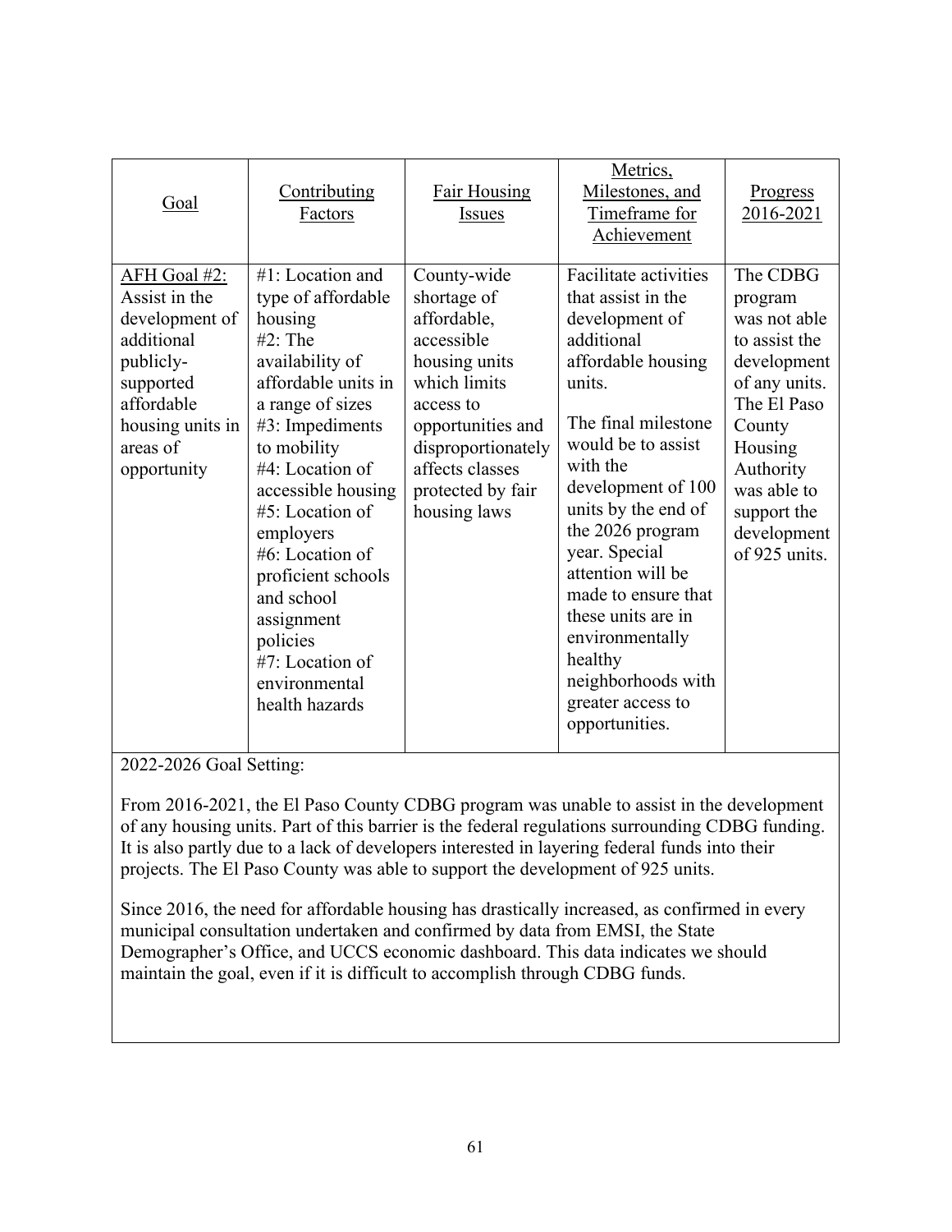| Goal | Contributing Factors | Fair Housing Issues | Metrics, Milestones, and Timeframe for Achievement | Progress 2016-2021 |
|---|---|---|---|---|
| AFH Goal #2: Assist in the development of additional publicly-supported affordable housing units in areas of opportunity | #1: Location and type of affordable housing<br>#2: The availability of affordable units in a range of sizes<br>#3: Impediments to mobility<br>#4: Location of accessible housing<br>#5: Location of employers<br>#6: Location of proficient schools and school assignment policies<br>#7: Location of environmental health hazards | County-wide shortage of affordable, accessible housing units which limits access to opportunities and disproportionately affects classes protected by fair housing laws | Facilitate activities that assist in the development of additional affordable housing units.<br><br>The final milestone would be to assist with the development of 100 units by the end of the 2026 program year. Special attention will be made to ensure that these units are in environmentally healthy neighborhoods with greater access to opportunities. | The CDBG program was not able to assist the development of any units. The El Paso County Housing Authority was able to support the development of 925 units. |

2022-2026 Goal Setting:

From 2016-2021, the El Paso County CDBG program was unable to assist in the development of any housing units. Part of this barrier is the federal regulations surrounding CDBG funding. It is also partly due to a lack of developers interested in layering federal funds into their projects. The El Paso County was able to support the development of 925 units.

Since 2016, the need for affordable housing has drastically increased, as confirmed in every municipal consultation undertaken and confirmed by data from EMSI, the State Demographer's Office, and UCCS economic dashboard. This data indicates we should maintain the goal, even if it is difficult to accomplish through CDBG funds.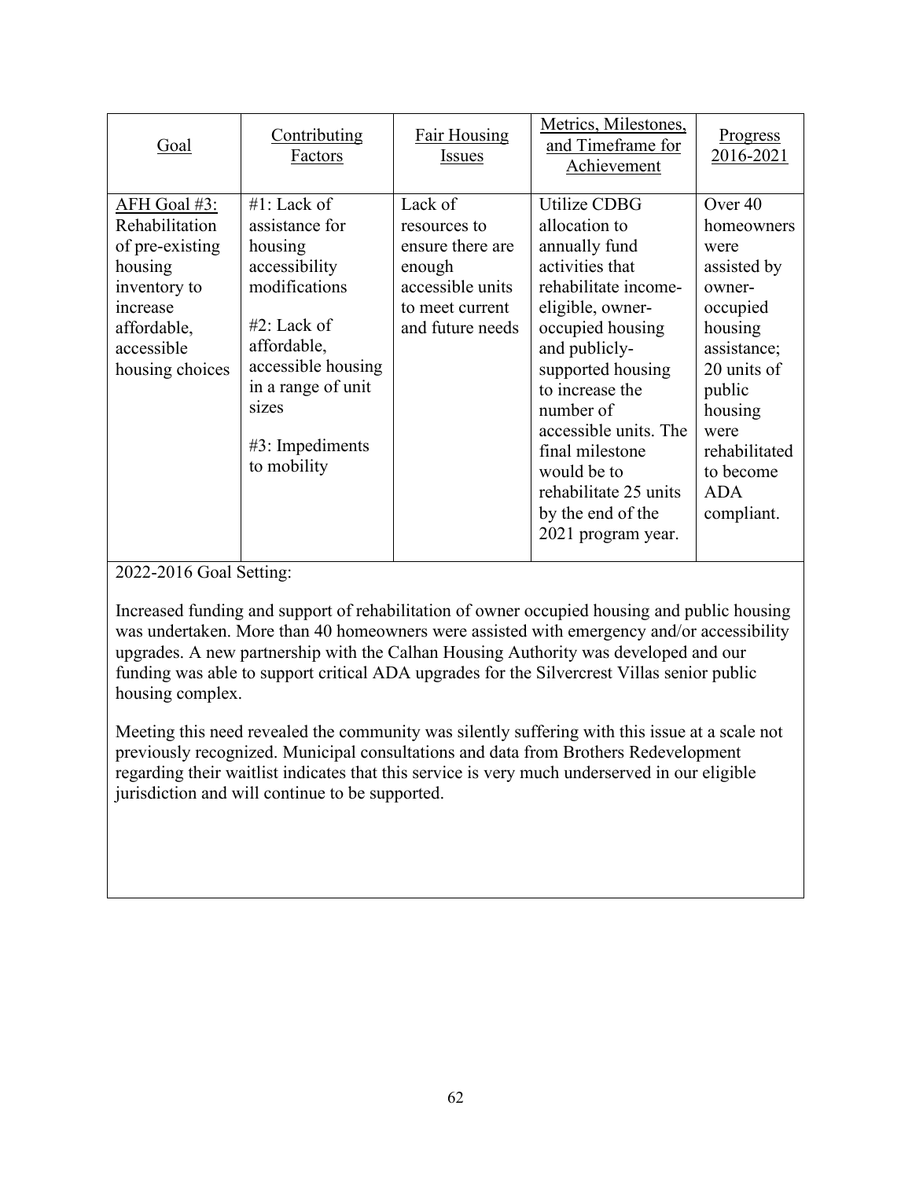| Goal | Contributing Factors | Fair Housing Issues | Metrics, Milestones, and Timeframe for Achievement | Progress 2016-2021 |
|---|---|---|---|---|
| AFH Goal #3: Rehabilitation of pre-existing housing inventory to increase affordable, accessible housing choices | #1: Lack of assistance for housing accessibility modifications<br><br>#2: Lack of affordable, accessible housing in a range of unit sizes<br><br>#3: Impediments to mobility | Lack of resources to ensure there are enough accessible units to meet current and future needs | Utilize CDBG allocation to annually fund activities that rehabilitate income-eligible, owner-occupied housing and publicly-supported housing to increase the number of accessible units. The final milestone would be to rehabilitate 25 units by the end of the 2021 program year. | Over 40 homeowners were assisted by owner-occupied housing assistance; 20 units of public housing were rehabilitated to become ADA compliant. |

2022-2016 Goal Setting:

Increased funding and support of rehabilitation of owner occupied housing and public housing was undertaken. More than 40 homeowners were assisted with emergency and/or accessibility upgrades. A new partnership with the Calhan Housing Authority was developed and our funding was able to support critical ADA upgrades for the Silvercrest Villas senior public housing complex.

Meeting this need revealed the community was silently suffering with this issue at a scale not previously recognized. Municipal consultations and data from Brothers Redevelopment regarding their waitlist indicates that this service is very much underserved in our eligible jurisdiction and will continue to be supported.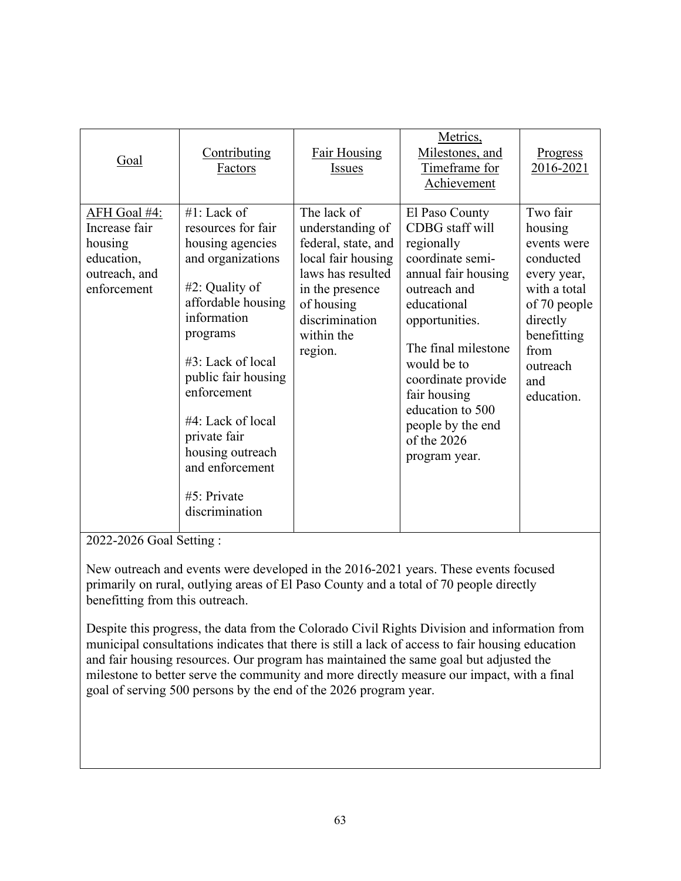| Goal | Contributing Factors | Fair Housing Issues | Metrics, Milestones, and Timeframe for Achievement | Progress 2016-2021 |
|---|---|---|---|---|
| AFH Goal #4: Increase fair housing education, outreach, and enforcement | #1: Lack of resources for fair housing agencies and organizations<br><br>#2: Quality of affordable housing information programs<br><br>#3: Lack of local public fair housing enforcement<br><br>#4: Lack of local private fair housing outreach and enforcement<br><br>#5: Private discrimination | The lack of understanding of federal, state, and local fair housing laws has resulted in the presence of housing discrimination within the region. | El Paso County CDBG staff will regionally coordinate semi-annual fair housing outreach and educational opportunities.<br><br>The final milestone would be to coordinate provide fair housing education to 500 people by the end of the 2026 program year. | Two fair housing events were conducted every year, with a total of 70 people directly benefitting from outreach and education. |

2022-2026 Goal Setting :

New outreach and events were developed in the 2016-2021 years. These events focused primarily on rural, outlying areas of El Paso County and a total of 70 people directly benefitting from this outreach.

Despite this progress, the data from the Colorado Civil Rights Division and information from municipal consultations indicates that there is still a lack of access to fair housing education and fair housing resources. Our program has maintained the same goal but adjusted the milestone to better serve the community and more directly measure our impact, with a final goal of serving 500 persons by the end of the 2026 program year.